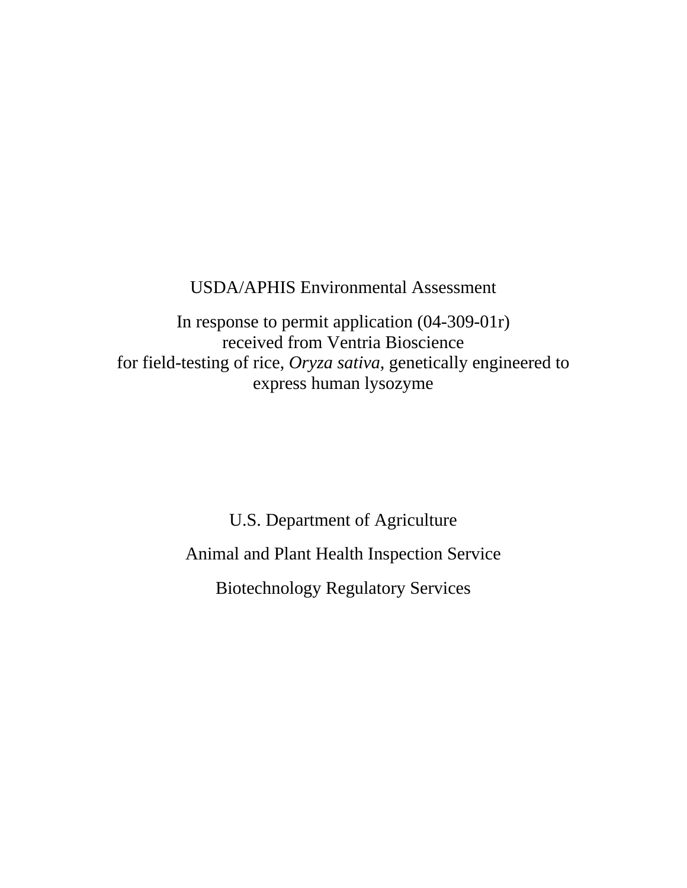# USDA/APHIS Environmental Assessment

In response to permit application (04-309-01r)
received from Ventria Bioscience
for field-testing of rice, *Oryza sativa*, genetically engineered to express human lysozyme

U.S. Department of Agriculture

Animal and Plant Health Inspection Service

Biotechnology Regulatory Services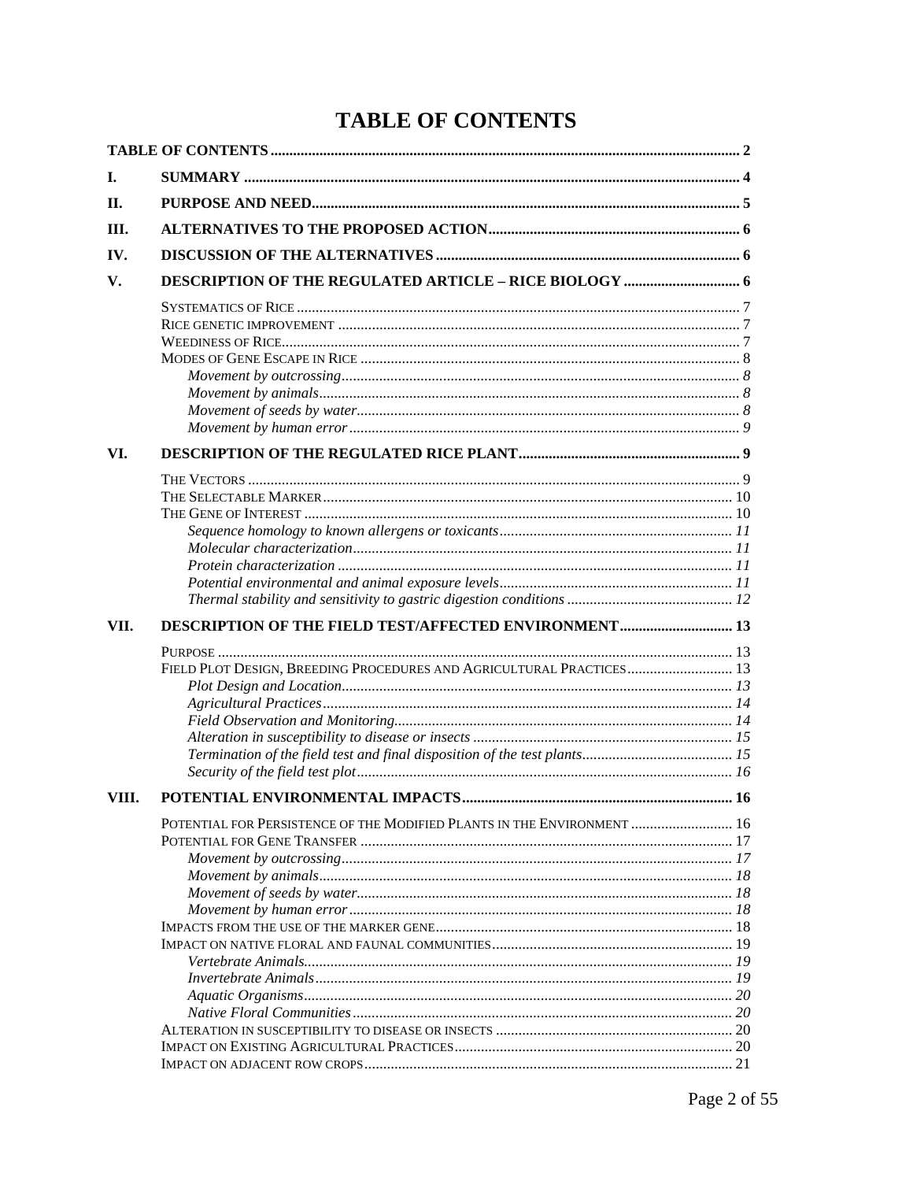# TABLE OF CONTENTS

**TABLE OF CONTENTS** ..... 2

**I. SUMMARY** ..... 4

**II. PURPOSE AND NEED** ..... 5

**III. ALTERNATIVES TO THE PROPOSED ACTION** ..... 6

**IV. DISCUSSION OF THE ALTERNATIVES** ..... 6

**V. DESCRIPTION OF THE REGULATED ARTICLE – RICE BIOLOGY** ..... 6

- SYSTEMATICS OF RICE ..... 7
- RICE GENETIC IMPROVEMENT ..... 7
- WEEDINESS OF RICE ..... 7
- MODES OF GENE ESCAPE IN RICE ..... 8
  - *Movement by outcrossing* ..... 8
  - *Movement by animals* ..... 8
  - *Movement of seeds by water* ..... 8
  - *Movement by human error* ..... 9

**VI. DESCRIPTION OF THE REGULATED RICE PLANT** ..... 9

- THE VECTORS ..... 9
- THE SELECTABLE MARKER ..... 10
- THE GENE OF INTEREST ..... 10
  - *Sequence homology to known allergens or toxicants* ..... 11
  - *Molecular characterization* ..... 11
  - *Protein characterization* ..... 11
  - *Potential environmental and animal exposure levels* ..... 11
  - *Thermal stability and sensitivity to gastric digestion conditions* ..... 12

**VII. DESCRIPTION OF THE FIELD TEST/AFFECTED ENVIRONMENT** ..... 13

- PURPOSE ..... 13
- FIELD PLOT DESIGN, BREEDING PROCEDURES AND AGRICULTURAL PRACTICES ..... 13
  - *Plot Design and Location* ..... 13
  - *Agricultural Practices* ..... 14
  - *Field Observation and Monitoring* ..... 14
  - *Alteration in susceptibility to disease or insects* ..... 15
  - *Termination of the field test and final disposition of the test plants* ..... 15
  - *Security of the field test plot* ..... 16

**VIII. POTENTIAL ENVIRONMENTAL IMPACTS** ..... 16

- POTENTIAL FOR PERSISTENCE OF THE MODIFIED PLANTS IN THE ENVIRONMENT ..... 16
- POTENTIAL FOR GENE TRANSFER ..... 17
  - *Movement by outcrossing* ..... 17
  - *Movement by animals* ..... 18
  - *Movement of seeds by water* ..... 18
  - *Movement by human error* ..... 18
- IMPACTS FROM THE USE OF THE MARKER GENE ..... 18
- IMPACT ON NATIVE FLORAL AND FAUNAL COMMUNITIES ..... 19
  - *Vertebrate Animals* ..... 19
  - *Invertebrate Animals* ..... 19
  - *Aquatic Organisms* ..... 20
  - *Native Floral Communities* ..... 20
- ALTERATION IN SUSCEPTIBILITY TO DISEASE OR INSECTS ..... 20
- IMPACT ON EXISTING AGRICULTURAL PRACTICES ..... 20
- IMPACT ON ADJACENT ROW CROPS ..... 21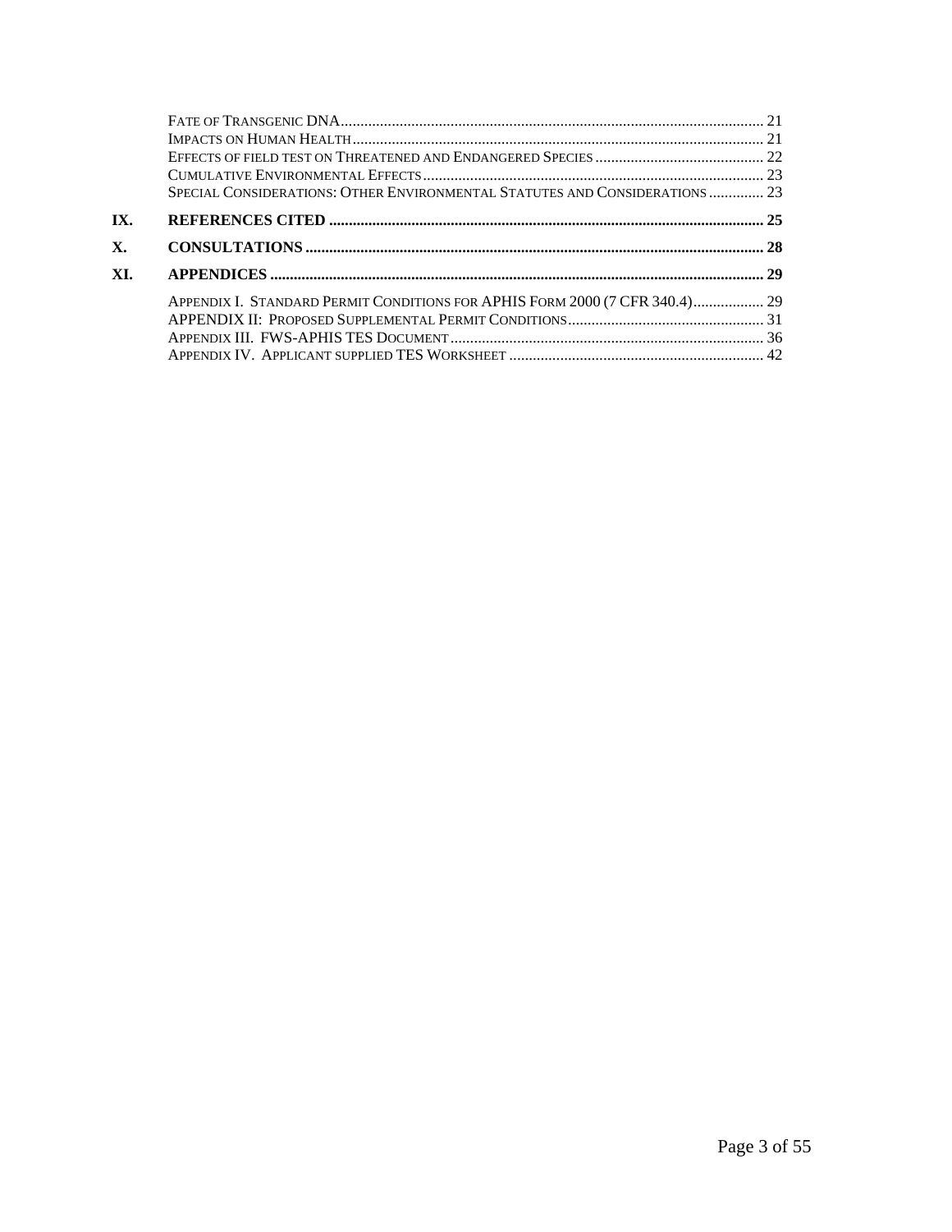Fate of Transgenic DNA .......... 21
Impacts on Human Health .......... 21
Effects of field test on Threatened and Endangered Species .......... 22
Cumulative Environmental Effects .......... 23
Special Considerations: Other Environmental Statutes and Considerations .......... 23

**IX. REFERENCES CITED .......... 25**

**X. CONSULTATIONS .......... 28**

**XI. APPENDICES .......... 29**

Appendix I. Standard Permit Conditions for APHIS Form 2000 (7 CFR 340.4) .......... 29
APPENDIX II: Proposed Supplemental Permit Conditions .......... 31
Appendix III. FWS-APHIS TES Document .......... 36
Appendix IV. Applicant supplied TES Worksheet .......... 42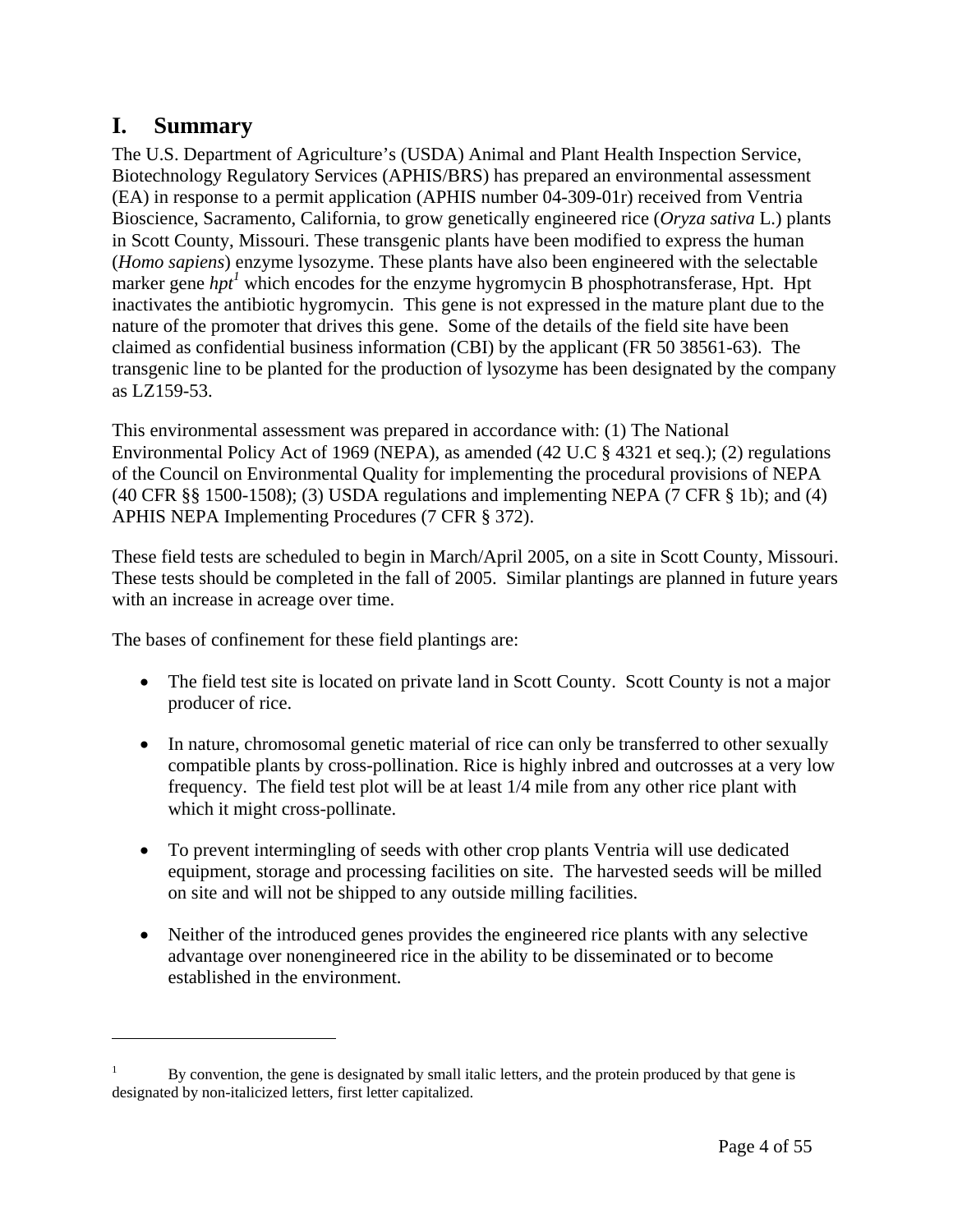## I. Summary

The U.S. Department of Agriculture's (USDA) Animal and Plant Health Inspection Service, Biotechnology Regulatory Services (APHIS/BRS) has prepared an environmental assessment (EA) in response to a permit application (APHIS number 04-309-01r) received from Ventria Bioscience, Sacramento, California, to grow genetically engineered rice (*Oryza sativa* L.) plants in Scott County, Missouri. These transgenic plants have been modified to express the human (*Homo sapiens*) enzyme lysozyme. These plants have also been engineered with the selectable marker gene *hpt*[1] which encodes for the enzyme hygromycin B phosphotransferase, Hpt. Hpt inactivates the antibiotic hygromycin. This gene is not expressed in the mature plant due to the nature of the promoter that drives this gene. Some of the details of the field site have been claimed as confidential business information (CBI) by the applicant (FR 50 38561-63). The transgenic line to be planted for the production of lysozyme has been designated by the company as LZ159-53.

This environmental assessment was prepared in accordance with: (1) The National Environmental Policy Act of 1969 (NEPA), as amended (42 U.C § 4321 et seq.); (2) regulations of the Council on Environmental Quality for implementing the procedural provisions of NEPA (40 CFR §§ 1500-1508); (3) USDA regulations and implementing NEPA (7 CFR § 1b); and (4) APHIS NEPA Implementing Procedures (7 CFR § 372).

These field tests are scheduled to begin in March/April 2005, on a site in Scott County, Missouri. These tests should be completed in the fall of 2005. Similar plantings are planned in future years with an increase in acreage over time.

The bases of confinement for these field plantings are:

- The field test site is located on private land in Scott County. Scott County is not a major producer of rice.
- In nature, chromosomal genetic material of rice can only be transferred to other sexually compatible plants by cross-pollination. Rice is highly inbred and outcrosses at a very low frequency. The field test plot will be at least 1/4 mile from any other rice plant with which it might cross-pollinate.
- To prevent intermingling of seeds with other crop plants Ventria will use dedicated equipment, storage and processing facilities on site. The harvested seeds will be milled on site and will not be shipped to any outside milling facilities.
- Neither of the introduced genes provides the engineered rice plants with any selective advantage over nonengineered rice in the ability to be disseminated or to become established in the environment.

---

[1] By convention, the gene is designated by small italic letters, and the protein produced by that gene is designated by non-italicized letters, first letter capitalized.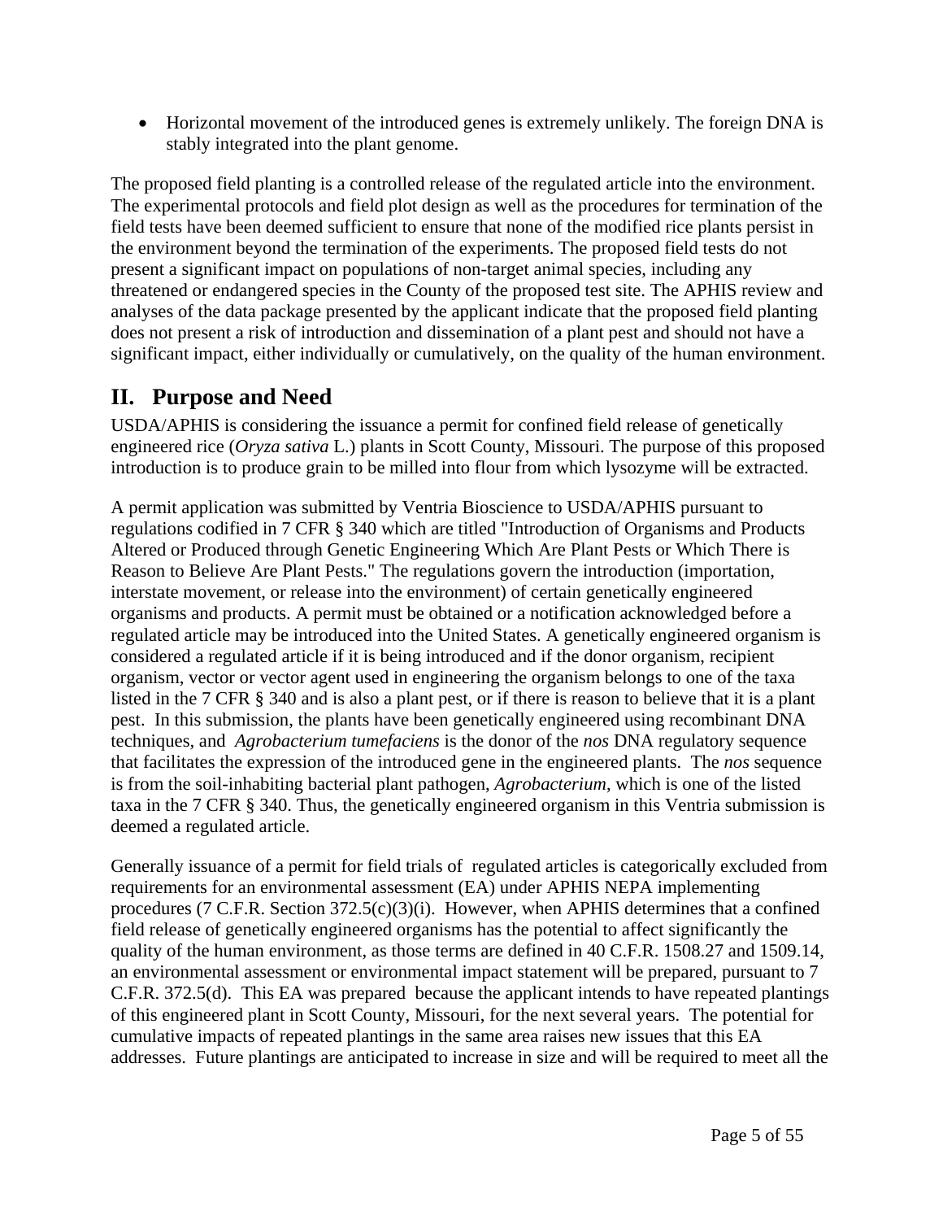- Horizontal movement of the introduced genes is extremely unlikely. The foreign DNA is stably integrated into the plant genome.

The proposed field planting is a controlled release of the regulated article into the environment. The experimental protocols and field plot design as well as the procedures for termination of the field tests have been deemed sufficient to ensure that none of the modified rice plants persist in the environment beyond the termination of the experiments. The proposed field tests do not present a significant impact on populations of non-target animal species, including any threatened or endangered species in the County of the proposed test site. The APHIS review and analyses of the data package presented by the applicant indicate that the proposed field planting does not present a risk of introduction and dissemination of a plant pest and should not have a significant impact, either individually or cumulatively, on the quality of the human environment.

## II. Purpose and Need

USDA/APHIS is considering the issuance a permit for confined field release of genetically engineered rice (*Oryza sativa* L.) plants in Scott County, Missouri. The purpose of this proposed introduction is to produce grain to be milled into flour from which lysozyme will be extracted.

A permit application was submitted by Ventria Bioscience to USDA/APHIS pursuant to regulations codified in 7 CFR § 340 which are titled "Introduction of Organisms and Products Altered or Produced through Genetic Engineering Which Are Plant Pests or Which There is Reason to Believe Are Plant Pests." The regulations govern the introduction (importation, interstate movement, or release into the environment) of certain genetically engineered organisms and products. A permit must be obtained or a notification acknowledged before a regulated article may be introduced into the United States. A genetically engineered organism is considered a regulated article if it is being introduced and if the donor organism, recipient organism, vector or vector agent used in engineering the organism belongs to one of the taxa listed in the 7 CFR § 340 and is also a plant pest, or if there is reason to believe that it is a plant pest. In this submission, the plants have been genetically engineered using recombinant DNA techniques, and *Agrobacterium tumefaciens* is the donor of the *nos* DNA regulatory sequence that facilitates the expression of the introduced gene in the engineered plants. The *nos* sequence is from the soil-inhabiting bacterial plant pathogen, *Agrobacterium*, which is one of the listed taxa in the 7 CFR § 340. Thus, the genetically engineered organism in this Ventria submission is deemed a regulated article.

Generally issuance of a permit for field trials of regulated articles is categorically excluded from requirements for an environmental assessment (EA) under APHIS NEPA implementing procedures (7 C.F.R. Section 372.5(c)(3)(i). However, when APHIS determines that a confined field release of genetically engineered organisms has the potential to affect significantly the quality of the human environment, as those terms are defined in 40 C.F.R. 1508.27 and 1509.14, an environmental assessment or environmental impact statement will be prepared, pursuant to 7 C.F.R. 372.5(d). This EA was prepared because the applicant intends to have repeated plantings of this engineered plant in Scott County, Missouri, for the next several years. The potential for cumulative impacts of repeated plantings in the same area raises new issues that this EA addresses. Future plantings are anticipated to increase in size and will be required to meet all the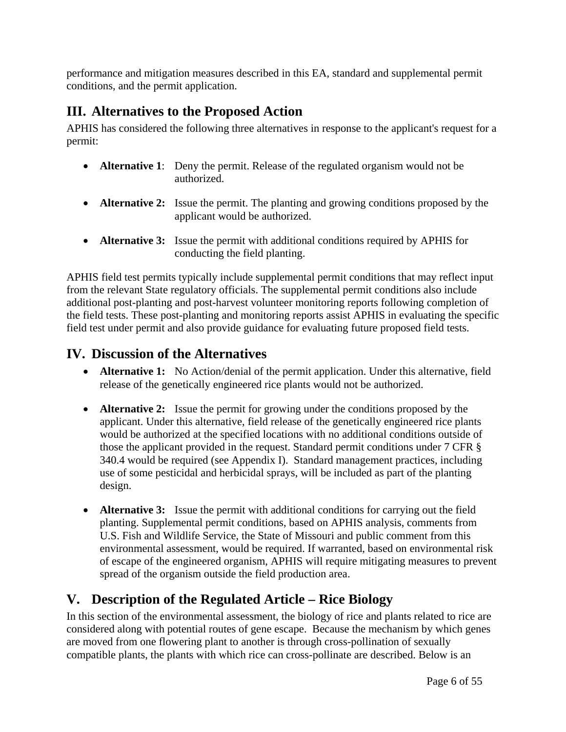performance and mitigation measures described in this EA, standard and supplemental permit conditions, and the permit application.

## III. Alternatives to the Proposed Action

APHIS has considered the following three alternatives in response to the applicant's request for a permit:

- **Alternative 1**: Deny the permit. Release of the regulated organism would not be authorized.
- **Alternative 2:** Issue the permit. The planting and growing conditions proposed by the applicant would be authorized.
- **Alternative 3:** Issue the permit with additional conditions required by APHIS for conducting the field planting.

APHIS field test permits typically include supplemental permit conditions that may reflect input from the relevant State regulatory officials. The supplemental permit conditions also include additional post-planting and post-harvest volunteer monitoring reports following completion of the field tests. These post-planting and monitoring reports assist APHIS in evaluating the specific field test under permit and also provide guidance for evaluating future proposed field tests.

## IV. Discussion of the Alternatives

- **Alternative 1:** No Action/denial of the permit application. Under this alternative, field release of the genetically engineered rice plants would not be authorized.
- **Alternative 2:** Issue the permit for growing under the conditions proposed by the applicant. Under this alternative, field release of the genetically engineered rice plants would be authorized at the specified locations with no additional conditions outside of those the applicant provided in the request. Standard permit conditions under 7 CFR § 340.4 would be required (see Appendix I). Standard management practices, including use of some pesticidal and herbicidal sprays, will be included as part of the planting design.
- **Alternative 3:** Issue the permit with additional conditions for carrying out the field planting. Supplemental permit conditions, based on APHIS analysis, comments from U.S. Fish and Wildlife Service, the State of Missouri and public comment from this environmental assessment, would be required. If warranted, based on environmental risk of escape of the engineered organism, APHIS will require mitigating measures to prevent spread of the organism outside the field production area.

## V. Description of the Regulated Article – Rice Biology

In this section of the environmental assessment, the biology of rice and plants related to rice are considered along with potential routes of gene escape. Because the mechanism by which genes are moved from one flowering plant to another is through cross-pollination of sexually compatible plants, the plants with which rice can cross-pollinate are described. Below is an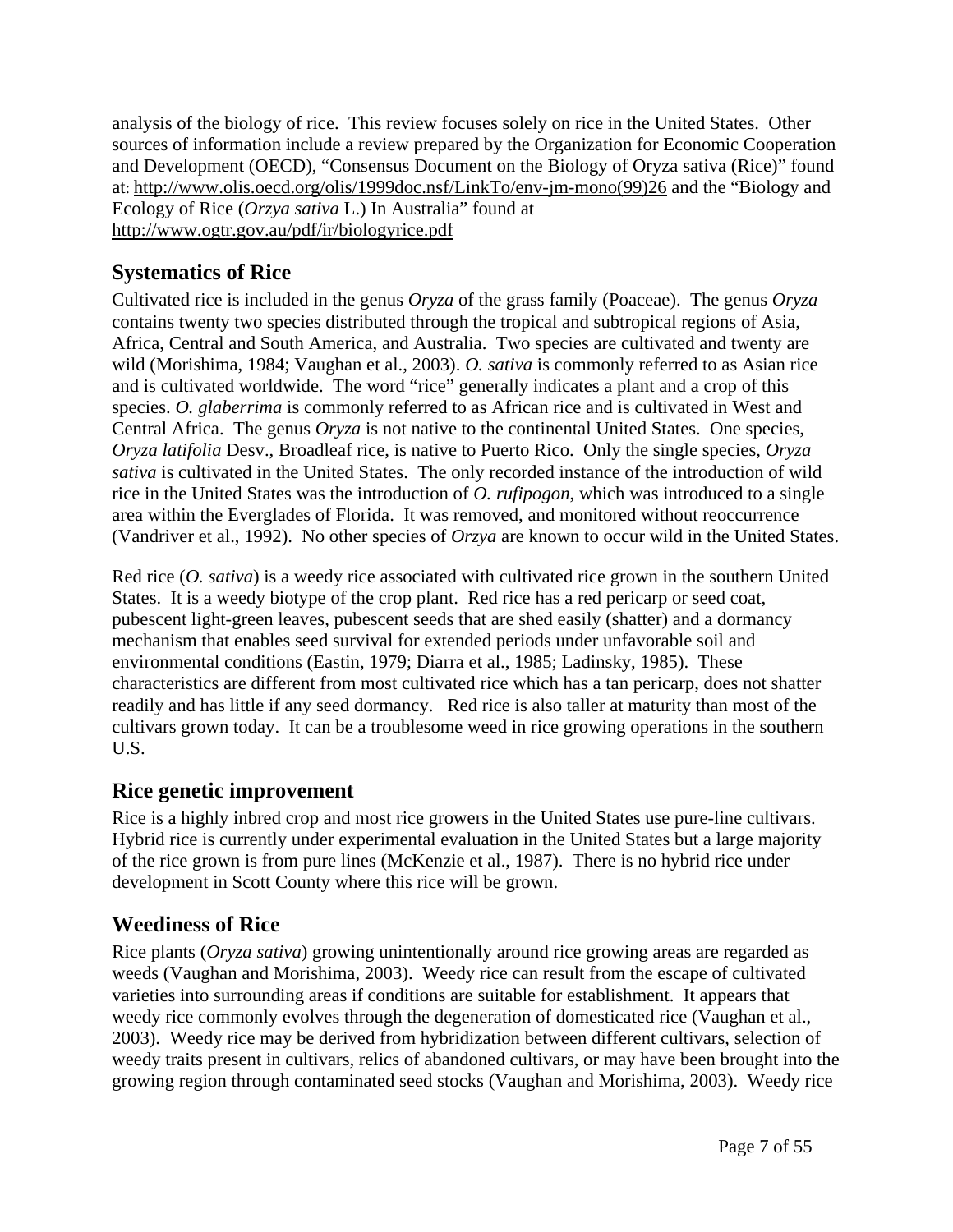analysis of the biology of rice. This review focuses solely on rice in the United States. Other sources of information include a review prepared by the Organization for Economic Cooperation and Development (OECD), "Consensus Document on the Biology of Oryza sativa (Rice)" found at: http://www.olis.oecd.org/olis/1999doc.nsf/LinkTo/env-jm-mono(99)26 and the "Biology and Ecology of Rice (*Orzya sativa* L.) In Australia" found at http://www.ogtr.gov.au/pdf/ir/biologyrice.pdf

## Systematics of Rice

Cultivated rice is included in the genus *Oryza* of the grass family (Poaceae). The genus *Oryza* contains twenty two species distributed through the tropical and subtropical regions of Asia, Africa, Central and South America, and Australia. Two species are cultivated and twenty are wild (Morishima, 1984; Vaughan et al., 2003). *O. sativa* is commonly referred to as Asian rice and is cultivated worldwide. The word "rice" generally indicates a plant and a crop of this species. *O. glaberrima* is commonly referred to as African rice and is cultivated in West and Central Africa. The genus *Oryza* is not native to the continental United States. One species, *Oryza latifolia* Desv., Broadleaf rice, is native to Puerto Rico. Only the single species, *Oryza sativa* is cultivated in the United States. The only recorded instance of the introduction of wild rice in the United States was the introduction of *O. rufipogon*, which was introduced to a single area within the Everglades of Florida. It was removed, and monitored without reoccurrence (Vandriver et al., 1992). No other species of *Orzya* are known to occur wild in the United States.

Red rice (*O. sativa*) is a weedy rice associated with cultivated rice grown in the southern United States. It is a weedy biotype of the crop plant. Red rice has a red pericarp or seed coat, pubescent light-green leaves, pubescent seeds that are shed easily (shatter) and a dormancy mechanism that enables seed survival for extended periods under unfavorable soil and environmental conditions (Eastin, 1979; Diarra et al., 1985; Ladinsky, 1985). These characteristics are different from most cultivated rice which has a tan pericarp, does not shatter readily and has little if any seed dormancy. Red rice is also taller at maturity than most of the cultivars grown today. It can be a troublesome weed in rice growing operations in the southern U.S.

## Rice genetic improvement

Rice is a highly inbred crop and most rice growers in the United States use pure-line cultivars. Hybrid rice is currently under experimental evaluation in the United States but a large majority of the rice grown is from pure lines (McKenzie et al., 1987). There is no hybrid rice under development in Scott County where this rice will be grown.

## Weediness of Rice

Rice plants (*Oryza sativa*) growing unintentionally around rice growing areas are regarded as weeds (Vaughan and Morishima, 2003). Weedy rice can result from the escape of cultivated varieties into surrounding areas if conditions are suitable for establishment. It appears that weedy rice commonly evolves through the degeneration of domesticated rice (Vaughan et al., 2003). Weedy rice may be derived from hybridization between different cultivars, selection of weedy traits present in cultivars, relics of abandoned cultivars, or may have been brought into the growing region through contaminated seed stocks (Vaughan and Morishima, 2003). Weedy rice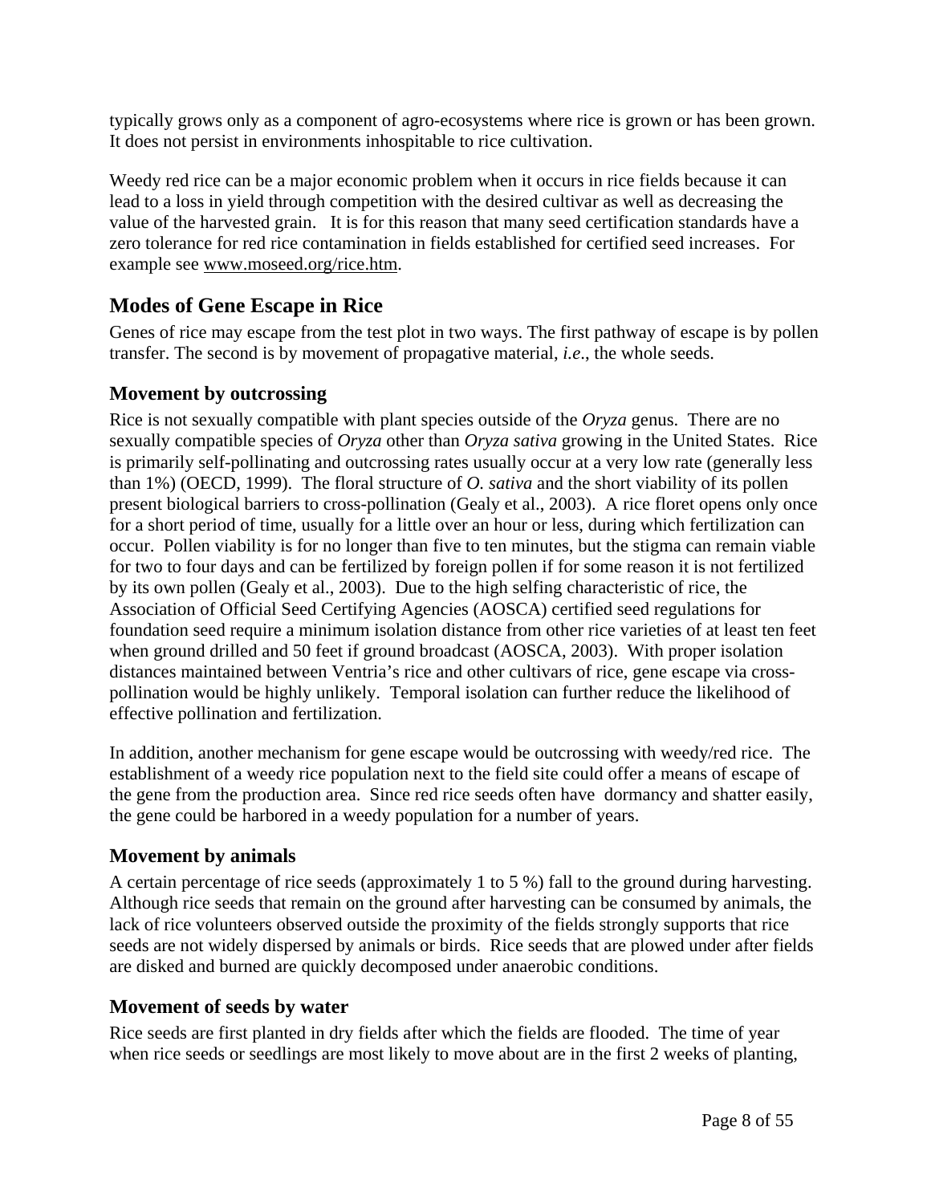typically grows only as a component of agro-ecosystems where rice is grown or has been grown. It does not persist in environments inhospitable to rice cultivation.

Weedy red rice can be a major economic problem when it occurs in rice fields because it can lead to a loss in yield through competition with the desired cultivar as well as decreasing the value of the harvested grain. It is for this reason that many seed certification standards have a zero tolerance for red rice contamination in fields established for certified seed increases. For example see www.moseed.org/rice.htm.

## Modes of Gene Escape in Rice

Genes of rice may escape from the test plot in two ways. The first pathway of escape is by pollen transfer. The second is by movement of propagative material, *i.e*., the whole seeds.

### Movement by outcrossing

Rice is not sexually compatible with plant species outside of the *Oryza* genus. There are no sexually compatible species of *Oryza* other than *Oryza sativa* growing in the United States. Rice is primarily self-pollinating and outcrossing rates usually occur at a very low rate (generally less than 1%) (OECD, 1999). The floral structure of *O. sativa* and the short viability of its pollen present biological barriers to cross-pollination (Gealy et al., 2003). A rice floret opens only once for a short period of time, usually for a little over an hour or less, during which fertilization can occur. Pollen viability is for no longer than five to ten minutes, but the stigma can remain viable for two to four days and can be fertilized by foreign pollen if for some reason it is not fertilized by its own pollen (Gealy et al., 2003). Due to the high selfing characteristic of rice, the Association of Official Seed Certifying Agencies (AOSCA) certified seed regulations for foundation seed require a minimum isolation distance from other rice varieties of at least ten feet when ground drilled and 50 feet if ground broadcast (AOSCA, 2003). With proper isolation distances maintained between Ventria's rice and other cultivars of rice, gene escape via cross-pollination would be highly unlikely. Temporal isolation can further reduce the likelihood of effective pollination and fertilization.

In addition, another mechanism for gene escape would be outcrossing with weedy/red rice. The establishment of a weedy rice population next to the field site could offer a means of escape of the gene from the production area. Since red rice seeds often have dormancy and shatter easily, the gene could be harbored in a weedy population for a number of years.

### Movement by animals

A certain percentage of rice seeds (approximately 1 to 5 %) fall to the ground during harvesting. Although rice seeds that remain on the ground after harvesting can be consumed by animals, the lack of rice volunteers observed outside the proximity of the fields strongly supports that rice seeds are not widely dispersed by animals or birds. Rice seeds that are plowed under after fields are disked and burned are quickly decomposed under anaerobic conditions.

### Movement of seeds by water

Rice seeds are first planted in dry fields after which the fields are flooded. The time of year when rice seeds or seedlings are most likely to move about are in the first 2 weeks of planting,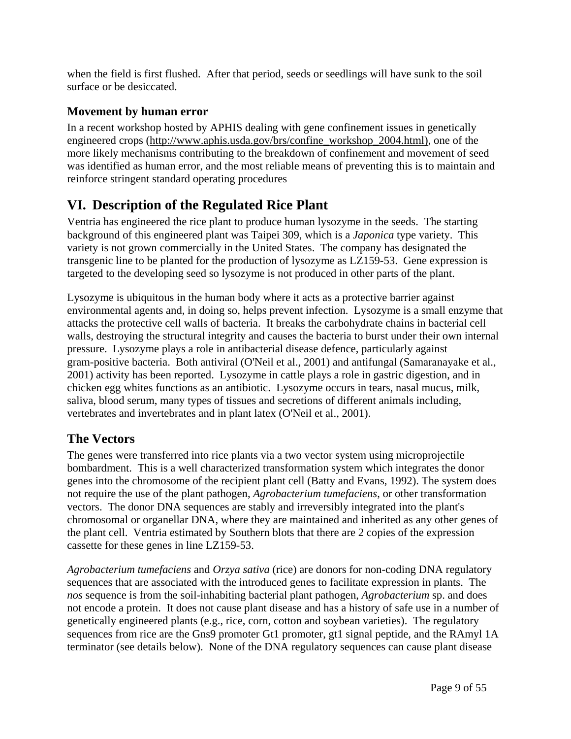when the field is first flushed. After that period, seeds or seedlings will have sunk to the soil surface or be desiccated.

### Movement by human error

In a recent workshop hosted by APHIS dealing with gene confinement issues in genetically engineered crops (http://www.aphis.usda.gov/brs/confine_workshop_2004.html), one of the more likely mechanisms contributing to the breakdown of confinement and movement of seed was identified as human error, and the most reliable means of preventing this is to maintain and reinforce stringent standard operating procedures

## VI. Description of the Regulated Rice Plant

Ventria has engineered the rice plant to produce human lysozyme in the seeds. The starting background of this engineered plant was Taipei 309, which is a *Japonica* type variety. This variety is not grown commercially in the United States. The company has designated the transgenic line to be planted for the production of lysozyme as LZ159-53. Gene expression is targeted to the developing seed so lysozyme is not produced in other parts of the plant.

Lysozyme is ubiquitous in the human body where it acts as a protective barrier against environmental agents and, in doing so, helps prevent infection. Lysozyme is a small enzyme that attacks the protective cell walls of bacteria. It breaks the carbohydrate chains in bacterial cell walls, destroying the structural integrity and causes the bacteria to burst under their own internal pressure. Lysozyme plays a role in antibacterial disease defence, particularly against gram-positive bacteria. Both antiviral (O'Neil et al., 2001) and antifungal (Samaranayake et al., 2001) activity has been reported. Lysozyme in cattle plays a role in gastric digestion, and in chicken egg whites functions as an antibiotic. Lysozyme occurs in tears, nasal mucus, milk, saliva, blood serum, many types of tissues and secretions of different animals including, vertebrates and invertebrates and in plant latex (O'Neil et al., 2001).

### The Vectors

The genes were transferred into rice plants via a two vector system using microprojectile bombardment. This is a well characterized transformation system which integrates the donor genes into the chromosome of the recipient plant cell (Batty and Evans, 1992). The system does not require the use of the plant pathogen, *Agrobacterium tumefaciens*, or other transformation vectors. The donor DNA sequences are stably and irreversibly integrated into the plant's chromosomal or organellar DNA, where they are maintained and inherited as any other genes of the plant cell. Ventria estimated by Southern blots that there are 2 copies of the expression cassette for these genes in line LZ159-53.

*Agrobacterium tumefaciens* and *Orzya sativa* (rice) are donors for non-coding DNA regulatory sequences that are associated with the introduced genes to facilitate expression in plants. The *nos* sequence is from the soil-inhabiting bacterial plant pathogen, *Agrobacterium* sp. and does not encode a protein. It does not cause plant disease and has a history of safe use in a number of genetically engineered plants (e.g., rice, corn, cotton and soybean varieties). The regulatory sequences from rice are the Gns9 promoter Gt1 promoter, gt1 signal peptide, and the RAmyl 1A terminator (see details below). None of the DNA regulatory sequences can cause plant disease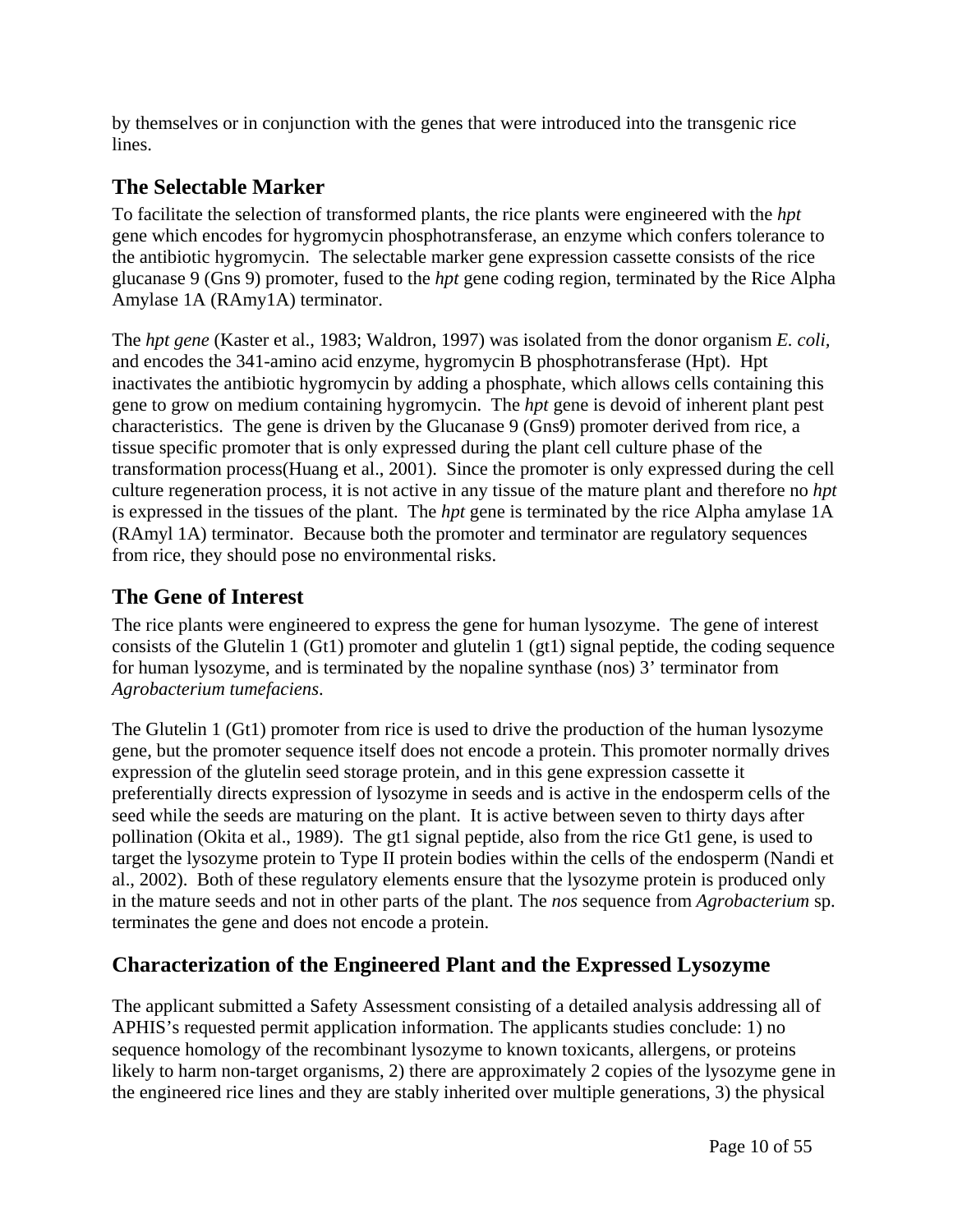by themselves or in conjunction with the genes that were introduced into the transgenic rice lines.

## The Selectable Marker

To facilitate the selection of transformed plants, the rice plants were engineered with the *hpt* gene which encodes for hygromycin phosphotransferase, an enzyme which confers tolerance to the antibiotic hygromycin. The selectable marker gene expression cassette consists of the rice glucanase 9 (Gns 9) promoter, fused to the *hpt* gene coding region, terminated by the Rice Alpha Amylase 1A (RAmy1A) terminator.

The *hpt gene* (Kaster et al., 1983; Waldron, 1997) was isolated from the donor organism *E. coli*, and encodes the 341-amino acid enzyme, hygromycin B phosphotransferase (Hpt). Hpt inactivates the antibiotic hygromycin by adding a phosphate, which allows cells containing this gene to grow on medium containing hygromycin. The *hpt* gene is devoid of inherent plant pest characteristics. The gene is driven by the Glucanase 9 (Gns9) promoter derived from rice, a tissue specific promoter that is only expressed during the plant cell culture phase of the transformation process(Huang et al., 2001). Since the promoter is only expressed during the cell culture regeneration process, it is not active in any tissue of the mature plant and therefore no *hpt* is expressed in the tissues of the plant. The *hpt* gene is terminated by the rice Alpha amylase 1A (RAmyl 1A) terminator. Because both the promoter and terminator are regulatory sequences from rice, they should pose no environmental risks.

## The Gene of Interest

The rice plants were engineered to express the gene for human lysozyme. The gene of interest consists of the Glutelin 1 (Gt1) promoter and glutelin 1 (gt1) signal peptide, the coding sequence for human lysozyme, and is terminated by the nopaline synthase (nos) 3' terminator from *Agrobacterium tumefaciens*.

The Glutelin 1 (Gt1) promoter from rice is used to drive the production of the human lysozyme gene, but the promoter sequence itself does not encode a protein. This promoter normally drives expression of the glutelin seed storage protein, and in this gene expression cassette it preferentially directs expression of lysozyme in seeds and is active in the endosperm cells of the seed while the seeds are maturing on the plant. It is active between seven to thirty days after pollination (Okita et al., 1989). The gt1 signal peptide, also from the rice Gt1 gene, is used to target the lysozyme protein to Type II protein bodies within the cells of the endosperm (Nandi et al., 2002). Both of these regulatory elements ensure that the lysozyme protein is produced only in the mature seeds and not in other parts of the plant. The *nos* sequence from *Agrobacterium* sp. terminates the gene and does not encode a protein.

## Characterization of the Engineered Plant and the Expressed Lysozyme

The applicant submitted a Safety Assessment consisting of a detailed analysis addressing all of APHIS's requested permit application information. The applicants studies conclude: 1) no sequence homology of the recombinant lysozyme to known toxicants, allergens, or proteins likely to harm non-target organisms, 2) there are approximately 2 copies of the lysozyme gene in the engineered rice lines and they are stably inherited over multiple generations, 3) the physical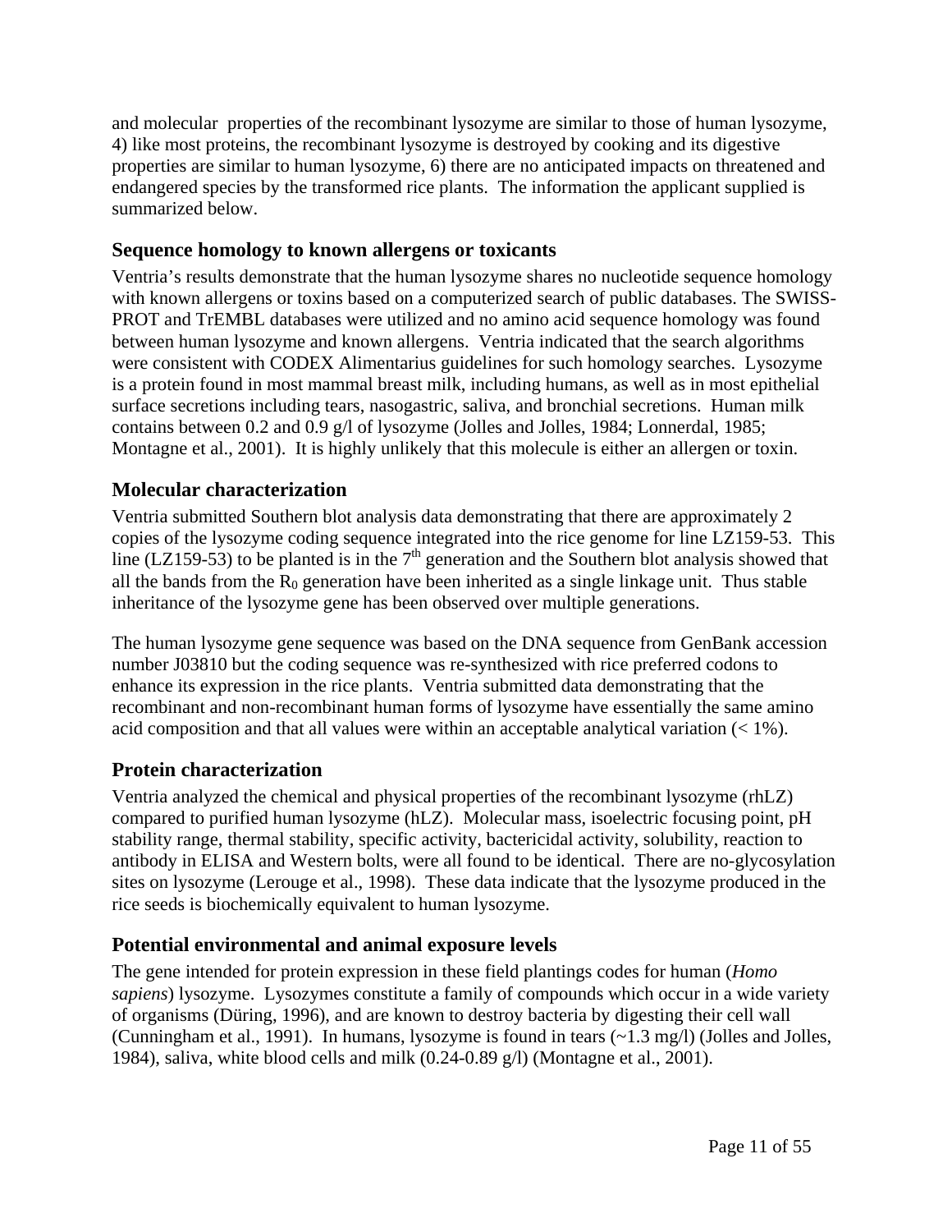and molecular properties of the recombinant lysozyme are similar to those of human lysozyme, 4) like most proteins, the recombinant lysozyme is destroyed by cooking and its digestive properties are similar to human lysozyme, 6) there are no anticipated impacts on threatened and endangered species by the transformed rice plants. The information the applicant supplied is summarized below.

## Sequence homology to known allergens or toxicants

Ventria's results demonstrate that the human lysozyme shares no nucleotide sequence homology with known allergens or toxins based on a computerized search of public databases. The SWISS-PROT and TrEMBL databases were utilized and no amino acid sequence homology was found between human lysozyme and known allergens. Ventria indicated that the search algorithms were consistent with CODEX Alimentarius guidelines for such homology searches. Lysozyme is a protein found in most mammal breast milk, including humans, as well as in most epithelial surface secretions including tears, nasogastric, saliva, and bronchial secretions. Human milk contains between 0.2 and 0.9 g/l of lysozyme (Jolles and Jolles, 1984; Lonnerdal, 1985; Montagne et al., 2001). It is highly unlikely that this molecule is either an allergen or toxin.

## Molecular characterization

Ventria submitted Southern blot analysis data demonstrating that there are approximately 2 copies of the lysozyme coding sequence integrated into the rice genome for line LZ159-53. This line (LZ159-53) to be planted is in the $7^{th}$ generation and the Southern blot analysis showed that all the bands from the $R_0$ generation have been inherited as a single linkage unit. Thus stable inheritance of the lysozyme gene has been observed over multiple generations.

The human lysozyme gene sequence was based on the DNA sequence from GenBank accession number J03810 but the coding sequence was re-synthesized with rice preferred codons to enhance its expression in the rice plants. Ventria submitted data demonstrating that the recombinant and non-recombinant human forms of lysozyme have essentially the same amino acid composition and that all values were within an acceptable analytical variation (< 1%).

## Protein characterization

Ventria analyzed the chemical and physical properties of the recombinant lysozyme (rhLZ) compared to purified human lysozyme (hLZ). Molecular mass, isoelectric focusing point, pH stability range, thermal stability, specific activity, bactericidal activity, solubility, reaction to antibody in ELISA and Western bolts, were all found to be identical. There are no-glycosylation sites on lysozyme (Lerouge et al., 1998). These data indicate that the lysozyme produced in the rice seeds is biochemically equivalent to human lysozyme.

## Potential environmental and animal exposure levels

The gene intended for protein expression in these field plantings codes for human (*Homo sapiens*) lysozyme. Lysozymes constitute a family of compounds which occur in a wide variety of organisms (Düring, 1996), and are known to destroy bacteria by digesting their cell wall (Cunningham et al., 1991). In humans, lysozyme is found in tears (~1.3 mg/l) (Jolles and Jolles, 1984), saliva, white blood cells and milk (0.24-0.89 g/l) (Montagne et al., 2001).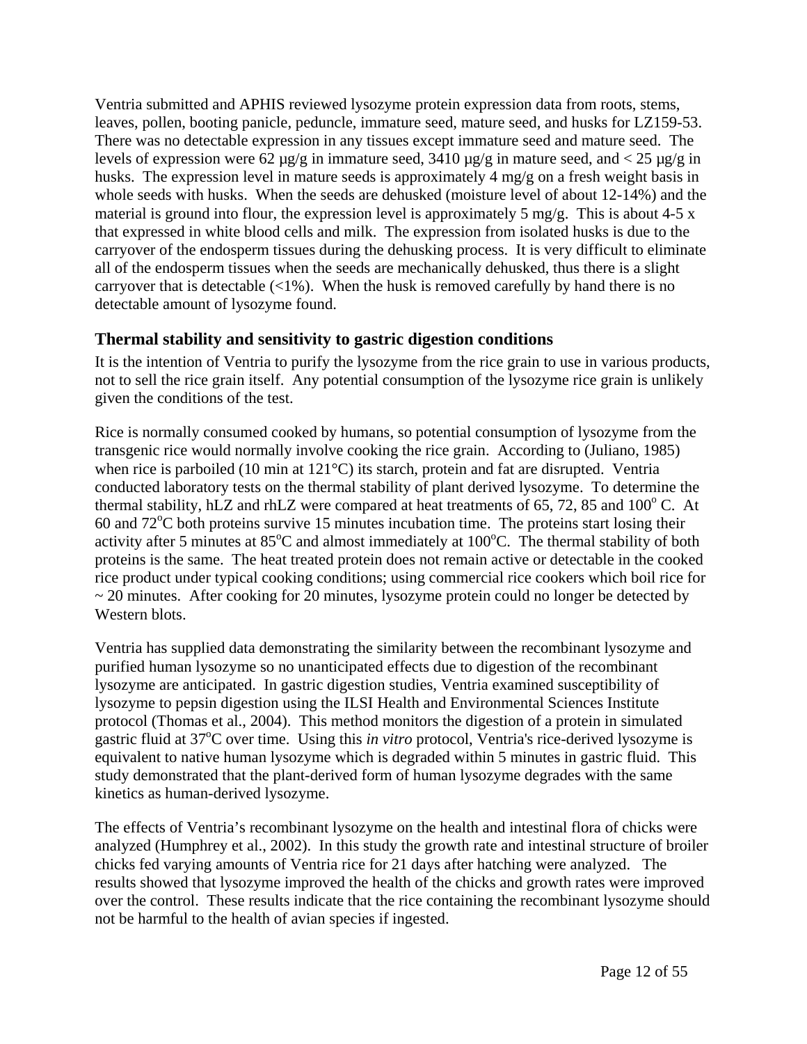Ventria submitted and APHIS reviewed lysozyme protein expression data from roots, stems, leaves, pollen, booting panicle, peduncle, immature seed, mature seed, and husks for LZ159-53. There was no detectable expression in any tissues except immature seed and mature seed. The levels of expression were 62 µg/g in immature seed, 3410 µg/g in mature seed, and < 25 µg/g in husks. The expression level in mature seeds is approximately 4 mg/g on a fresh weight basis in whole seeds with husks. When the seeds are dehusked (moisture level of about 12-14%) and the material is ground into flour, the expression level is approximately 5 mg/g. This is about 4-5 x that expressed in white blood cells and milk. The expression from isolated husks is due to the carryover of the endosperm tissues during the dehusking process. It is very difficult to eliminate all of the endosperm tissues when the seeds are mechanically dehusked, thus there is a slight carryover that is detectable (<1%). When the husk is removed carefully by hand there is no detectable amount of lysozyme found.

## Thermal stability and sensitivity to gastric digestion conditions

It is the intention of Ventria to purify the lysozyme from the rice grain to use in various products, not to sell the rice grain itself. Any potential consumption of the lysozyme rice grain is unlikely given the conditions of the test.

Rice is normally consumed cooked by humans, so potential consumption of lysozyme from the transgenic rice would normally involve cooking the rice grain. According to (Juliano, 1985) when rice is parboiled (10 min at 121°C) its starch, protein and fat are disrupted. Ventria conducted laboratory tests on the thermal stability of plant derived lysozyme. To determine the thermal stability, hLZ and rhLZ were compared at heat treatments of 65, 72, 85 and 100° C. At 60 and 72°C both proteins survive 15 minutes incubation time. The proteins start losing their activity after 5 minutes at 85°C and almost immediately at 100°C. The thermal stability of both proteins is the same. The heat treated protein does not remain active or detectable in the cooked rice product under typical cooking conditions; using commercial rice cookers which boil rice for ~ 20 minutes. After cooking for 20 minutes, lysozyme protein could no longer be detected by Western blots.

Ventria has supplied data demonstrating the similarity between the recombinant lysozyme and purified human lysozyme so no unanticipated effects due to digestion of the recombinant lysozyme are anticipated. In gastric digestion studies, Ventria examined susceptibility of lysozyme to pepsin digestion using the ILSI Health and Environmental Sciences Institute protocol (Thomas et al., 2004). This method monitors the digestion of a protein in simulated gastric fluid at 37°C over time. Using this *in vitro* protocol, Ventria's rice-derived lysozyme is equivalent to native human lysozyme which is degraded within 5 minutes in gastric fluid. This study demonstrated that the plant-derived form of human lysozyme degrades with the same kinetics as human-derived lysozyme.

The effects of Ventria's recombinant lysozyme on the health and intestinal flora of chicks were analyzed (Humphrey et al., 2002). In this study the growth rate and intestinal structure of broiler chicks fed varying amounts of Ventria rice for 21 days after hatching were analyzed. The results showed that lysozyme improved the health of the chicks and growth rates were improved over the control. These results indicate that the rice containing the recombinant lysozyme should not be harmful to the health of avian species if ingested.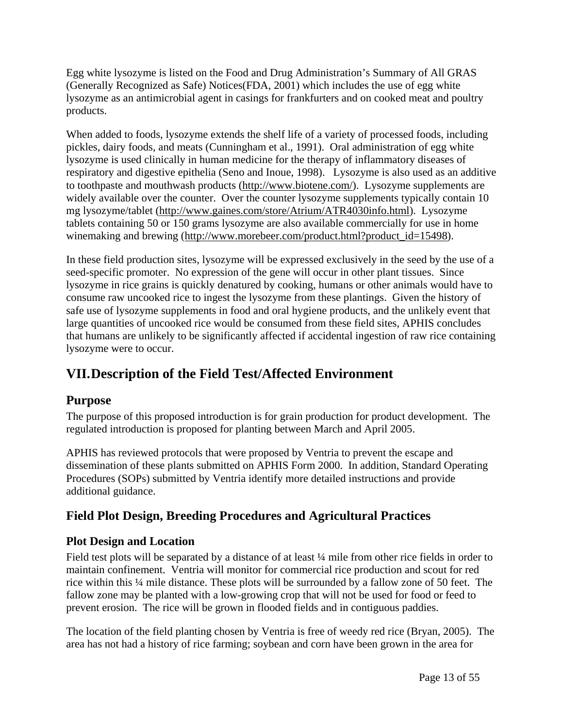Egg white lysozyme is listed on the Food and Drug Administration's Summary of All GRAS (Generally Recognized as Safe) Notices(FDA, 2001) which includes the use of egg white lysozyme as an antimicrobial agent in casings for frankfurters and on cooked meat and poultry products.

When added to foods, lysozyme extends the shelf life of a variety of processed foods, including pickles, dairy foods, and meats (Cunningham et al., 1991). Oral administration of egg white lysozyme is used clinically in human medicine for the therapy of inflammatory diseases of respiratory and digestive epithelia (Seno and Inoue, 1998). Lysozyme is also used as an additive to toothpaste and mouthwash products (http://www.biotene.com/). Lysozyme supplements are widely available over the counter. Over the counter lysozyme supplements typically contain 10 mg lysozyme/tablet (http://www.gaines.com/store/Atrium/ATR4030info.html). Lysozyme tablets containing 50 or 150 grams lysozyme are also available commercially for use in home winemaking and brewing (http://www.morebeer.com/product.html?product_id=15498).

In these field production sites, lysozyme will be expressed exclusively in the seed by the use of a seed-specific promoter. No expression of the gene will occur in other plant tissues. Since lysozyme in rice grains is quickly denatured by cooking, humans or other animals would have to consume raw uncooked rice to ingest the lysozyme from these plantings. Given the history of safe use of lysozyme supplements in food and oral hygiene products, and the unlikely event that large quantities of uncooked rice would be consumed from these field sites, APHIS concludes that humans are unlikely to be significantly affected if accidental ingestion of raw rice containing lysozyme were to occur.

# VII. Description of the Field Test/Affected Environment

## Purpose

The purpose of this proposed introduction is for grain production for product development. The regulated introduction is proposed for planting between March and April 2005.

APHIS has reviewed protocols that were proposed by Ventria to prevent the escape and dissemination of these plants submitted on APHIS Form 2000. In addition, Standard Operating Procedures (SOPs) submitted by Ventria identify more detailed instructions and provide additional guidance.

## Field Plot Design, Breeding Procedures and Agricultural Practices

### Plot Design and Location

Field test plots will be separated by a distance of at least ¼ mile from other rice fields in order to maintain confinement. Ventria will monitor for commercial rice production and scout for red rice within this ¼ mile distance. These plots will be surrounded by a fallow zone of 50 feet. The fallow zone may be planted with a low-growing crop that will not be used for food or feed to prevent erosion. The rice will be grown in flooded fields and in contiguous paddies.

The location of the field planting chosen by Ventria is free of weedy red rice (Bryan, 2005). The area has not had a history of rice farming; soybean and corn have been grown in the area for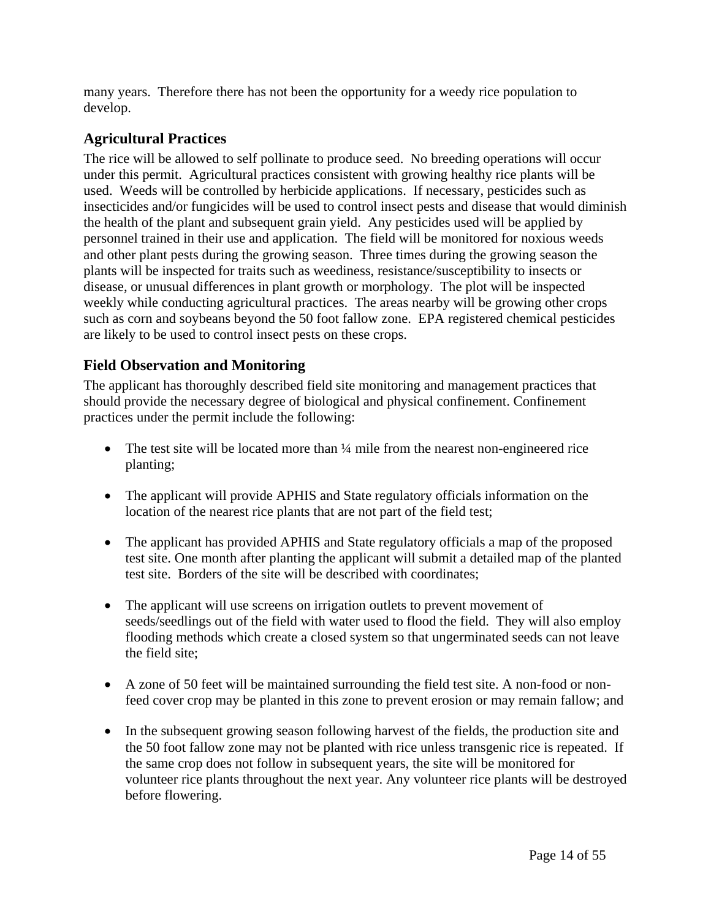many years. Therefore there has not been the opportunity for a weedy rice population to develop.

## Agricultural Practices

The rice will be allowed to self pollinate to produce seed. No breeding operations will occur under this permit. Agricultural practices consistent with growing healthy rice plants will be used. Weeds will be controlled by herbicide applications. If necessary, pesticides such as insecticides and/or fungicides will be used to control insect pests and disease that would diminish the health of the plant and subsequent grain yield. Any pesticides used will be applied by personnel trained in their use and application. The field will be monitored for noxious weeds and other plant pests during the growing season. Three times during the growing season the plants will be inspected for traits such as weediness, resistance/susceptibility to insects or disease, or unusual differences in plant growth or morphology. The plot will be inspected weekly while conducting agricultural practices. The areas nearby will be growing other crops such as corn and soybeans beyond the 50 foot fallow zone. EPA registered chemical pesticides are likely to be used to control insect pests on these crops.

## Field Observation and Monitoring

The applicant has thoroughly described field site monitoring and management practices that should provide the necessary degree of biological and physical confinement. Confinement practices under the permit include the following:

- The test site will be located more than ¼ mile from the nearest non-engineered rice planting;
- The applicant will provide APHIS and State regulatory officials information on the location of the nearest rice plants that are not part of the field test;
- The applicant has provided APHIS and State regulatory officials a map of the proposed test site. One month after planting the applicant will submit a detailed map of the planted test site. Borders of the site will be described with coordinates;
- The applicant will use screens on irrigation outlets to prevent movement of seeds/seedlings out of the field with water used to flood the field. They will also employ flooding methods which create a closed system so that ungerminated seeds can not leave the field site;
- A zone of 50 feet will be maintained surrounding the field test site. A non-food or non-feed cover crop may be planted in this zone to prevent erosion or may remain fallow; and
- In the subsequent growing season following harvest of the fields, the production site and the 50 foot fallow zone may not be planted with rice unless transgenic rice is repeated. If the same crop does not follow in subsequent years, the site will be monitored for volunteer rice plants throughout the next year. Any volunteer rice plants will be destroyed before flowering.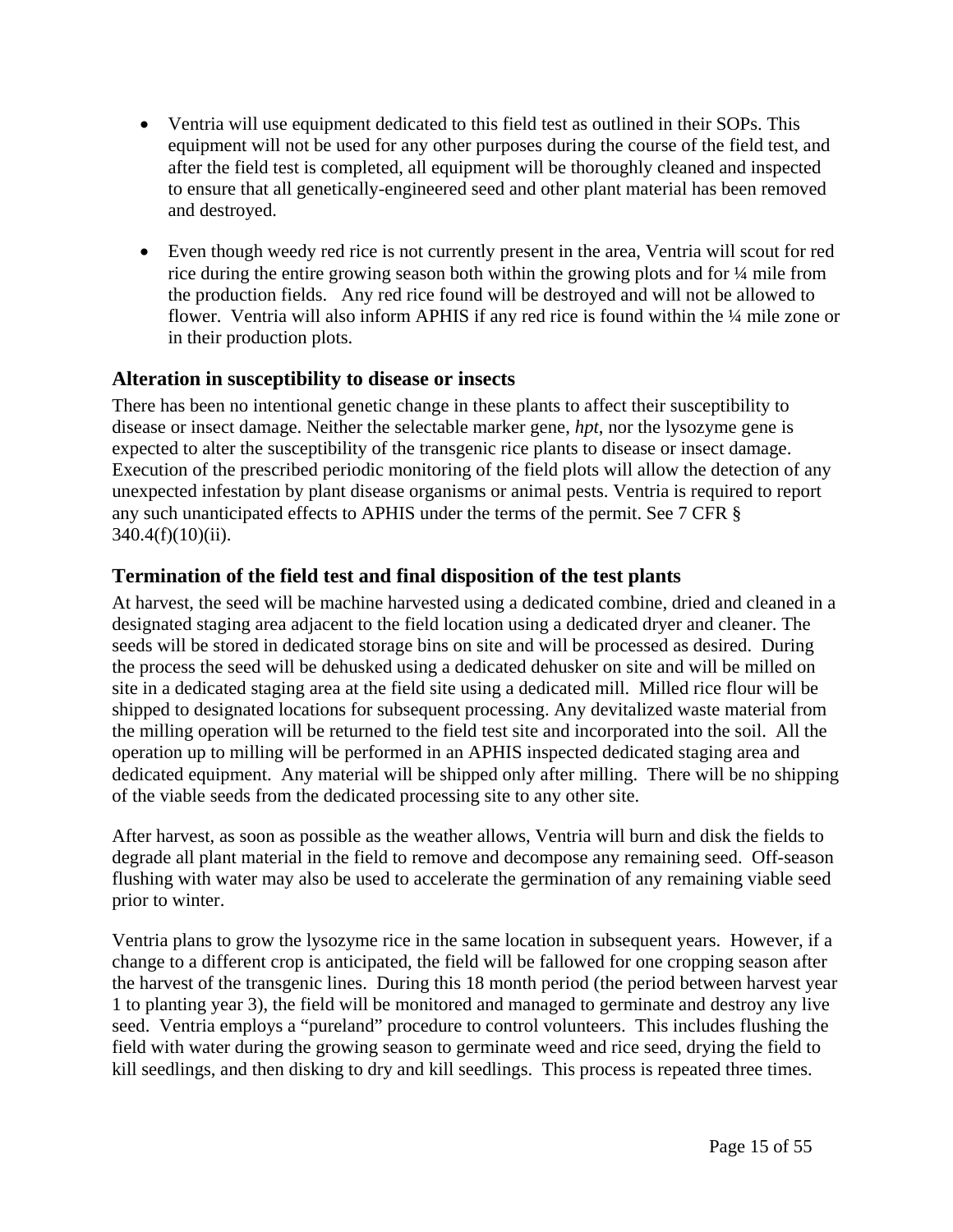- Ventria will use equipment dedicated to this field test as outlined in their SOPs. This equipment will not be used for any other purposes during the course of the field test, and after the field test is completed, all equipment will be thoroughly cleaned and inspected to ensure that all genetically-engineered seed and other plant material has been removed and destroyed.

- Even though weedy red rice is not currently present in the area, Ventria will scout for red rice during the entire growing season both within the growing plots and for ¼ mile from the production fields. Any red rice found will be destroyed and will not be allowed to flower. Ventria will also inform APHIS if any red rice is found within the ¼ mile zone or in their production plots.

### Alteration in susceptibility to disease or insects

There has been no intentional genetic change in these plants to affect their susceptibility to disease or insect damage. Neither the selectable marker gene, *hpt*, nor the lysozyme gene is expected to alter the susceptibility of the transgenic rice plants to disease or insect damage. Execution of the prescribed periodic monitoring of the field plots will allow the detection of any unexpected infestation by plant disease organisms or animal pests. Ventria is required to report any such unanticipated effects to APHIS under the terms of the permit. See 7 CFR § 340.4(f)(10)(ii).

### Termination of the field test and final disposition of the test plants

At harvest, the seed will be machine harvested using a dedicated combine, dried and cleaned in a designated staging area adjacent to the field location using a dedicated dryer and cleaner. The seeds will be stored in dedicated storage bins on site and will be processed as desired. During the process the seed will be dehusked using a dedicated dehusker on site and will be milled on site in a dedicated staging area at the field site using a dedicated mill. Milled rice flour will be shipped to designated locations for subsequent processing. Any devitalized waste material from the milling operation will be returned to the field test site and incorporated into the soil. All the operation up to milling will be performed in an APHIS inspected dedicated staging area and dedicated equipment. Any material will be shipped only after milling. There will be no shipping of the viable seeds from the dedicated processing site to any other site.

After harvest, as soon as possible as the weather allows, Ventria will burn and disk the fields to degrade all plant material in the field to remove and decompose any remaining seed. Off-season flushing with water may also be used to accelerate the germination of any remaining viable seed prior to winter.

Ventria plans to grow the lysozyme rice in the same location in subsequent years. However, if a change to a different crop is anticipated, the field will be fallowed for one cropping season after the harvest of the transgenic lines. During this 18 month period (the period between harvest year 1 to planting year 3), the field will be monitored and managed to germinate and destroy any live seed. Ventria employs a "pureland" procedure to control volunteers. This includes flushing the field with water during the growing season to germinate weed and rice seed, drying the field to kill seedlings, and then disking to dry and kill seedlings. This process is repeated three times.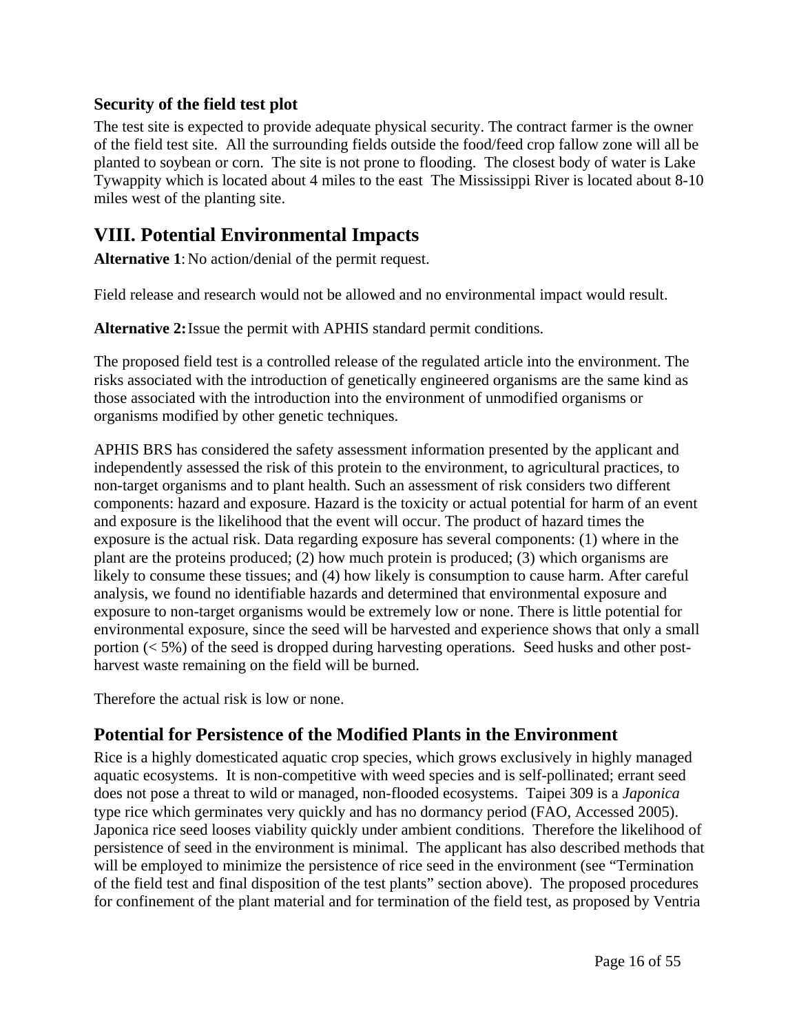### Security of the field test plot

The test site is expected to provide adequate physical security. The contract farmer is the owner of the field test site. All the surrounding fields outside the food/feed crop fallow zone will all be planted to soybean or corn. The site is not prone to flooding. The closest body of water is Lake Tywappity which is located about 4 miles to the east The Mississippi River is located about 8-10 miles west of the planting site.

## VIII. Potential Environmental Impacts

**Alternative 1**: No action/denial of the permit request.

Field release and research would not be allowed and no environmental impact would result.

**Alternative 2:** Issue the permit with APHIS standard permit conditions.

The proposed field test is a controlled release of the regulated article into the environment. The risks associated with the introduction of genetically engineered organisms are the same kind as those associated with the introduction into the environment of unmodified organisms or organisms modified by other genetic techniques.

APHIS BRS has considered the safety assessment information presented by the applicant and independently assessed the risk of this protein to the environment, to agricultural practices, to non-target organisms and to plant health. Such an assessment of risk considers two different components: hazard and exposure. Hazard is the toxicity or actual potential for harm of an event and exposure is the likelihood that the event will occur. The product of hazard times the exposure is the actual risk. Data regarding exposure has several components: (1) where in the plant are the proteins produced; (2) how much protein is produced; (3) which organisms are likely to consume these tissues; and (4) how likely is consumption to cause harm. After careful analysis, we found no identifiable hazards and determined that environmental exposure and exposure to non-target organisms would be extremely low or none. There is little potential for environmental exposure, since the seed will be harvested and experience shows that only a small portion (< 5%) of the seed is dropped during harvesting operations. Seed husks and other post-harvest waste remaining on the field will be burned.

Therefore the actual risk is low or none.

### Potential for Persistence of the Modified Plants in the Environment

Rice is a highly domesticated aquatic crop species, which grows exclusively in highly managed aquatic ecosystems. It is non-competitive with weed species and is self-pollinated; errant seed does not pose a threat to wild or managed, non-flooded ecosystems. Taipei 309 is a *Japonica* type rice which germinates very quickly and has no dormancy period (FAO, Accessed 2005). Japonica rice seed looses viability quickly under ambient conditions. Therefore the likelihood of persistence of seed in the environment is minimal. The applicant has also described methods that will be employed to minimize the persistence of rice seed in the environment (see "Termination of the field test and final disposition of the test plants" section above). The proposed procedures for confinement of the plant material and for termination of the field test, as proposed by Ventria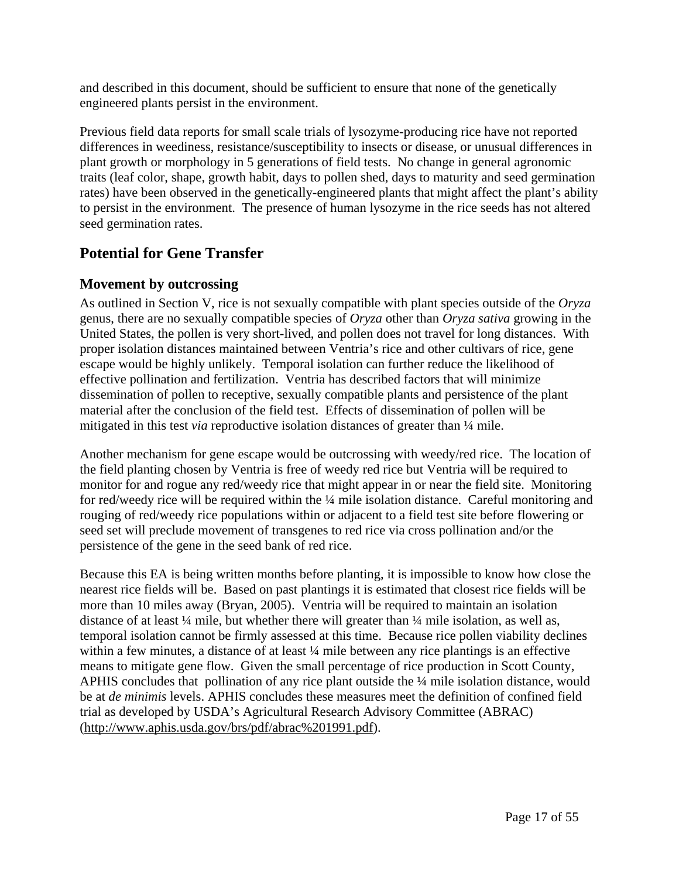and described in this document, should be sufficient to ensure that none of the genetically engineered plants persist in the environment.

Previous field data reports for small scale trials of lysozyme-producing rice have not reported differences in weediness, resistance/susceptibility to insects or disease, or unusual differences in plant growth or morphology in 5 generations of field tests. No change in general agronomic traits (leaf color, shape, growth habit, days to pollen shed, days to maturity and seed germination rates) have been observed in the genetically-engineered plants that might affect the plant's ability to persist in the environment. The presence of human lysozyme in the rice seeds has not altered seed germination rates.

## Potential for Gene Transfer

### Movement by outcrossing

As outlined in Section V, rice is not sexually compatible with plant species outside of the *Oryza* genus, there are no sexually compatible species of *Oryza* other than *Oryza sativa* growing in the United States, the pollen is very short-lived, and pollen does not travel for long distances. With proper isolation distances maintained between Ventria's rice and other cultivars of rice, gene escape would be highly unlikely. Temporal isolation can further reduce the likelihood of effective pollination and fertilization. Ventria has described factors that will minimize dissemination of pollen to receptive, sexually compatible plants and persistence of the plant material after the conclusion of the field test. Effects of dissemination of pollen will be mitigated in this test *via* reproductive isolation distances of greater than ¼ mile.

Another mechanism for gene escape would be outcrossing with weedy/red rice. The location of the field planting chosen by Ventria is free of weedy red rice but Ventria will be required to monitor for and rogue any red/weedy rice that might appear in or near the field site. Monitoring for red/weedy rice will be required within the ¼ mile isolation distance. Careful monitoring and rouging of red/weedy rice populations within or adjacent to a field test site before flowering or seed set will preclude movement of transgenes to red rice via cross pollination and/or the persistence of the gene in the seed bank of red rice.

Because this EA is being written months before planting, it is impossible to know how close the nearest rice fields will be. Based on past plantings it is estimated that closest rice fields will be more than 10 miles away (Bryan, 2005). Ventria will be required to maintain an isolation distance of at least ¼ mile, but whether there will greater than ¼ mile isolation, as well as, temporal isolation cannot be firmly assessed at this time. Because rice pollen viability declines within a few minutes, a distance of at least ¼ mile between any rice plantings is an effective means to mitigate gene flow. Given the small percentage of rice production in Scott County, APHIS concludes that pollination of any rice plant outside the ¼ mile isolation distance, would be at *de minimis* levels. APHIS concludes these measures meet the definition of confined field trial as developed by USDA's Agricultural Research Advisory Committee (ABRAC) (http://www.aphis.usda.gov/brs/pdf/abrac%201991.pdf).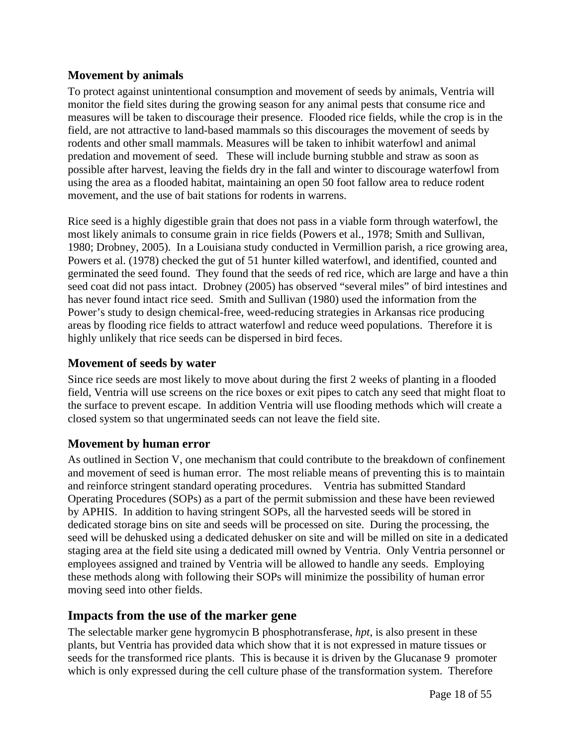### Movement by animals

To protect against unintentional consumption and movement of seeds by animals, Ventria will monitor the field sites during the growing season for any animal pests that consume rice and measures will be taken to discourage their presence. Flooded rice fields, while the crop is in the field, are not attractive to land-based mammals so this discourages the movement of seeds by rodents and other small mammals. Measures will be taken to inhibit waterfowl and animal predation and movement of seed. These will include burning stubble and straw as soon as possible after harvest, leaving the fields dry in the fall and winter to discourage waterfowl from using the area as a flooded habitat, maintaining an open 50 foot fallow area to reduce rodent movement, and the use of bait stations for rodents in warrens.

Rice seed is a highly digestible grain that does not pass in a viable form through waterfowl, the most likely animals to consume grain in rice fields (Powers et al., 1978; Smith and Sullivan, 1980; Drobney, 2005). In a Louisiana study conducted in Vermillion parish, a rice growing area, Powers et al. (1978) checked the gut of 51 hunter killed waterfowl, and identified, counted and germinated the seed found. They found that the seeds of red rice, which are large and have a thin seed coat did not pass intact. Drobney (2005) has observed "several miles" of bird intestines and has never found intact rice seed. Smith and Sullivan (1980) used the information from the Power's study to design chemical-free, weed-reducing strategies in Arkansas rice producing areas by flooding rice fields to attract waterfowl and reduce weed populations. Therefore it is highly unlikely that rice seeds can be dispersed in bird feces.

### Movement of seeds by water

Since rice seeds are most likely to move about during the first 2 weeks of planting in a flooded field, Ventria will use screens on the rice boxes or exit pipes to catch any seed that might float to the surface to prevent escape. In addition Ventria will use flooding methods which will create a closed system so that ungerminated seeds can not leave the field site.

### Movement by human error

As outlined in Section V, one mechanism that could contribute to the breakdown of confinement and movement of seed is human error. The most reliable means of preventing this is to maintain and reinforce stringent standard operating procedures. Ventria has submitted Standard Operating Procedures (SOPs) as a part of the permit submission and these have been reviewed by APHIS. In addition to having stringent SOPs, all the harvested seeds will be stored in dedicated storage bins on site and seeds will be processed on site. During the processing, the seed will be dehusked using a dedicated dehusker on site and will be milled on site in a dedicated staging area at the field site using a dedicated mill owned by Ventria. Only Ventria personnel or employees assigned and trained by Ventria will be allowed to handle any seeds. Employing these methods along with following their SOPs will minimize the possibility of human error moving seed into other fields.

## Impacts from the use of the marker gene

The selectable marker gene hygromycin B phosphotransferase, *hpt*, is also present in these plants, but Ventria has provided data which show that it is not expressed in mature tissues or seeds for the transformed rice plants. This is because it is driven by the Glucanase 9 promoter which is only expressed during the cell culture phase of the transformation system. Therefore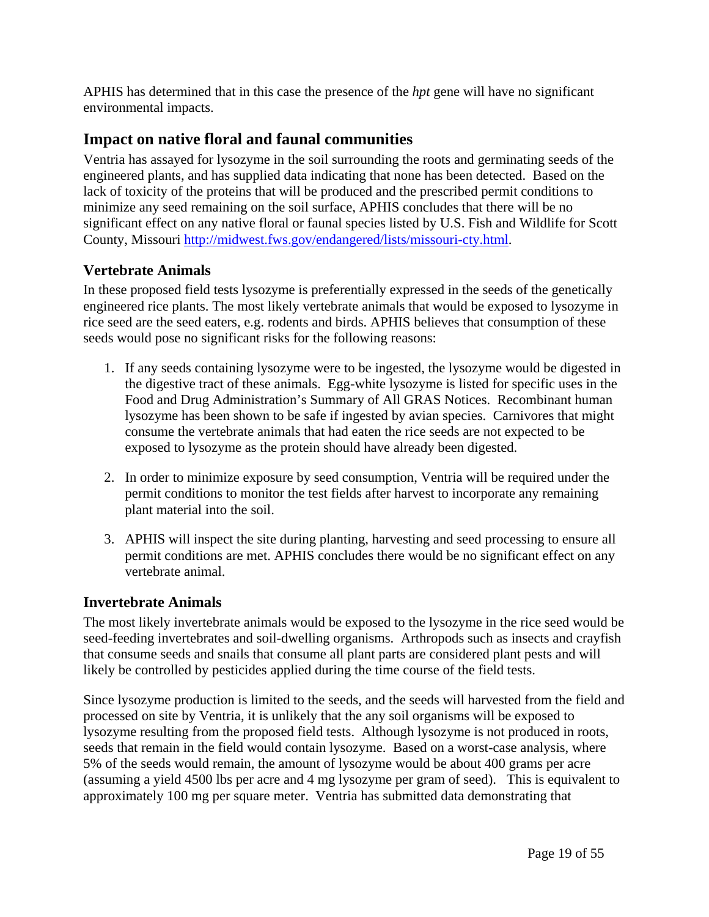APHIS has determined that in this case the presence of the *hpt* gene will have no significant environmental impacts.

## Impact on native floral and faunal communities

Ventria has assayed for lysozyme in the soil surrounding the roots and germinating seeds of the engineered plants, and has supplied data indicating that none has been detected. Based on the lack of toxicity of the proteins that will be produced and the prescribed permit conditions to minimize any seed remaining on the soil surface, APHIS concludes that there will be no significant effect on any native floral or faunal species listed by U.S. Fish and Wildlife for Scott County, Missouri http://midwest.fws.gov/endangered/lists/missouri-cty.html.

### Vertebrate Animals

In these proposed field tests lysozyme is preferentially expressed in the seeds of the genetically engineered rice plants. The most likely vertebrate animals that would be exposed to lysozyme in rice seed are the seed eaters, e.g. rodents and birds. APHIS believes that consumption of these seeds would pose no significant risks for the following reasons:

1. If any seeds containing lysozyme were to be ingested, the lysozyme would be digested in the digestive tract of these animals. Egg-white lysozyme is listed for specific uses in the Food and Drug Administration's Summary of All GRAS Notices. Recombinant human lysozyme has been shown to be safe if ingested by avian species. Carnivores that might consume the vertebrate animals that had eaten the rice seeds are not expected to be exposed to lysozyme as the protein should have already been digested.

2. In order to minimize exposure by seed consumption, Ventria will be required under the permit conditions to monitor the test fields after harvest to incorporate any remaining plant material into the soil.

3. APHIS will inspect the site during planting, harvesting and seed processing to ensure all permit conditions are met. APHIS concludes there would be no significant effect on any vertebrate animal.

### Invertebrate Animals

The most likely invertebrate animals would be exposed to the lysozyme in the rice seed would be seed-feeding invertebrates and soil-dwelling organisms. Arthropods such as insects and crayfish that consume seeds and snails that consume all plant parts are considered plant pests and will likely be controlled by pesticides applied during the time course of the field tests.

Since lysozyme production is limited to the seeds, and the seeds will harvested from the field and processed on site by Ventria, it is unlikely that the any soil organisms will be exposed to lysozyme resulting from the proposed field tests. Although lysozyme is not produced in roots, seeds that remain in the field would contain lysozyme. Based on a worst-case analysis, where 5% of the seeds would remain, the amount of lysozyme would be about 400 grams per acre (assuming a yield 4500 lbs per acre and 4 mg lysozyme per gram of seed). This is equivalent to approximately 100 mg per square meter. Ventria has submitted data demonstrating that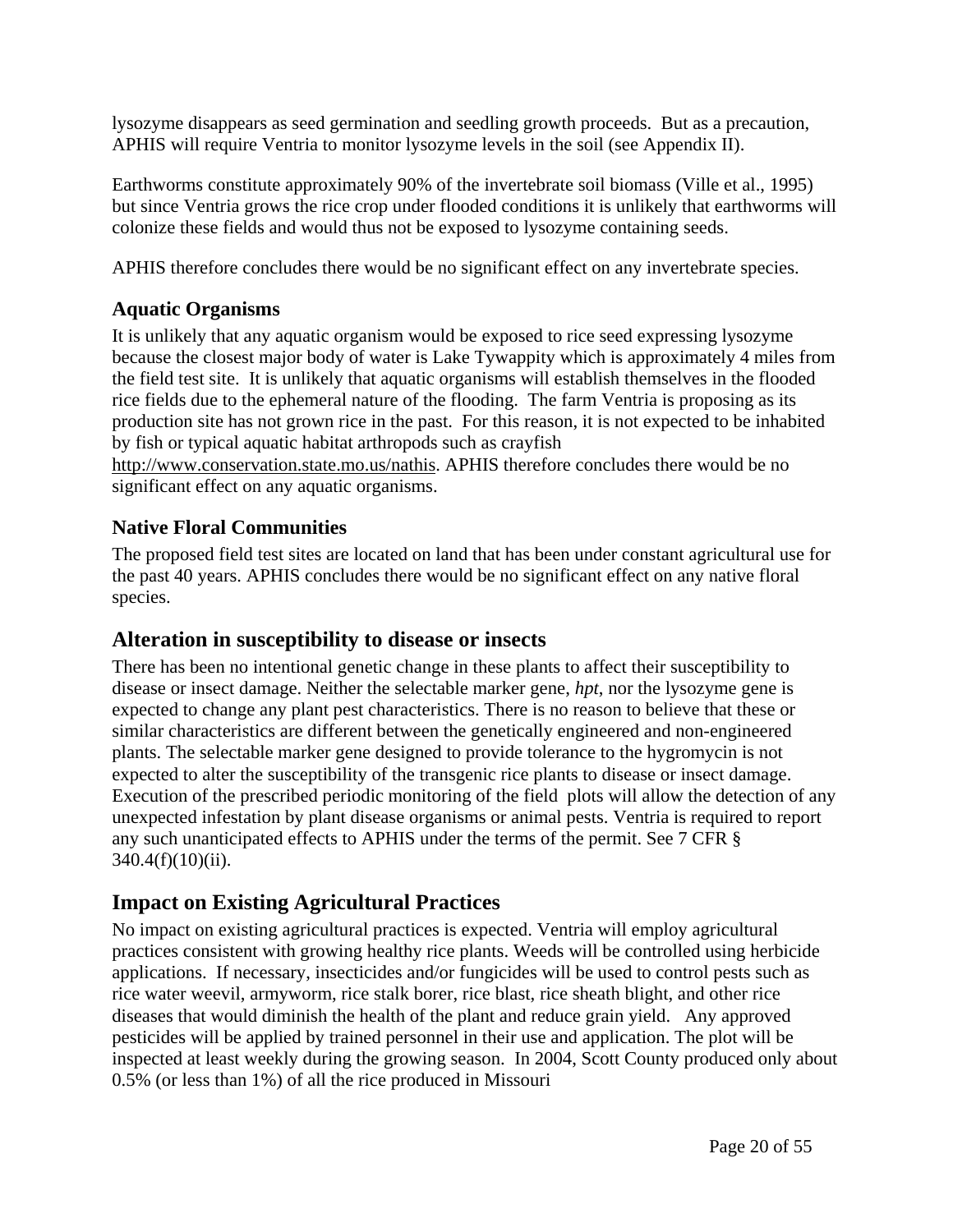lysozyme disappears as seed germination and seedling growth proceeds. But as a precaution, APHIS will require Ventria to monitor lysozyme levels in the soil (see Appendix II).

Earthworms constitute approximately 90% of the invertebrate soil biomass (Ville et al., 1995) but since Ventria grows the rice crop under flooded conditions it is unlikely that earthworms will colonize these fields and would thus not be exposed to lysozyme containing seeds.

APHIS therefore concludes there would be no significant effect on any invertebrate species.

### Aquatic Organisms

It is unlikely that any aquatic organism would be exposed to rice seed expressing lysozyme because the closest major body of water is Lake Tywappity which is approximately 4 miles from the field test site. It is unlikely that aquatic organisms will establish themselves in the flooded rice fields due to the ephemeral nature of the flooding. The farm Ventria is proposing as its production site has not grown rice in the past. For this reason, it is not expected to be inhabited by fish or typical aquatic habitat arthropods such as crayfish http://www.conservation.state.mo.us/nathis. APHIS therefore concludes there would be no significant effect on any aquatic organisms.

### Native Floral Communities

The proposed field test sites are located on land that has been under constant agricultural use for the past 40 years. APHIS concludes there would be no significant effect on any native floral species.

## Alteration in susceptibility to disease or insects

There has been no intentional genetic change in these plants to affect their susceptibility to disease or insect damage. Neither the selectable marker gene, *hpt*, nor the lysozyme gene is expected to change any plant pest characteristics. There is no reason to believe that these or similar characteristics are different between the genetically engineered and non-engineered plants. The selectable marker gene designed to provide tolerance to the hygromycin is not expected to alter the susceptibility of the transgenic rice plants to disease or insect damage. Execution of the prescribed periodic monitoring of the field plots will allow the detection of any unexpected infestation by plant disease organisms or animal pests. Ventria is required to report any such unanticipated effects to APHIS under the terms of the permit. See 7 CFR § 340.4(f)(10)(ii).

## Impact on Existing Agricultural Practices

No impact on existing agricultural practices is expected. Ventria will employ agricultural practices consistent with growing healthy rice plants. Weeds will be controlled using herbicide applications. If necessary, insecticides and/or fungicides will be used to control pests such as rice water weevil, armyworm, rice stalk borer, rice blast, rice sheath blight, and other rice diseases that would diminish the health of the plant and reduce grain yield. Any approved pesticides will be applied by trained personnel in their use and application. The plot will be inspected at least weekly during the growing season. In 2004, Scott County produced only about 0.5% (or less than 1%) of all the rice produced in Missouri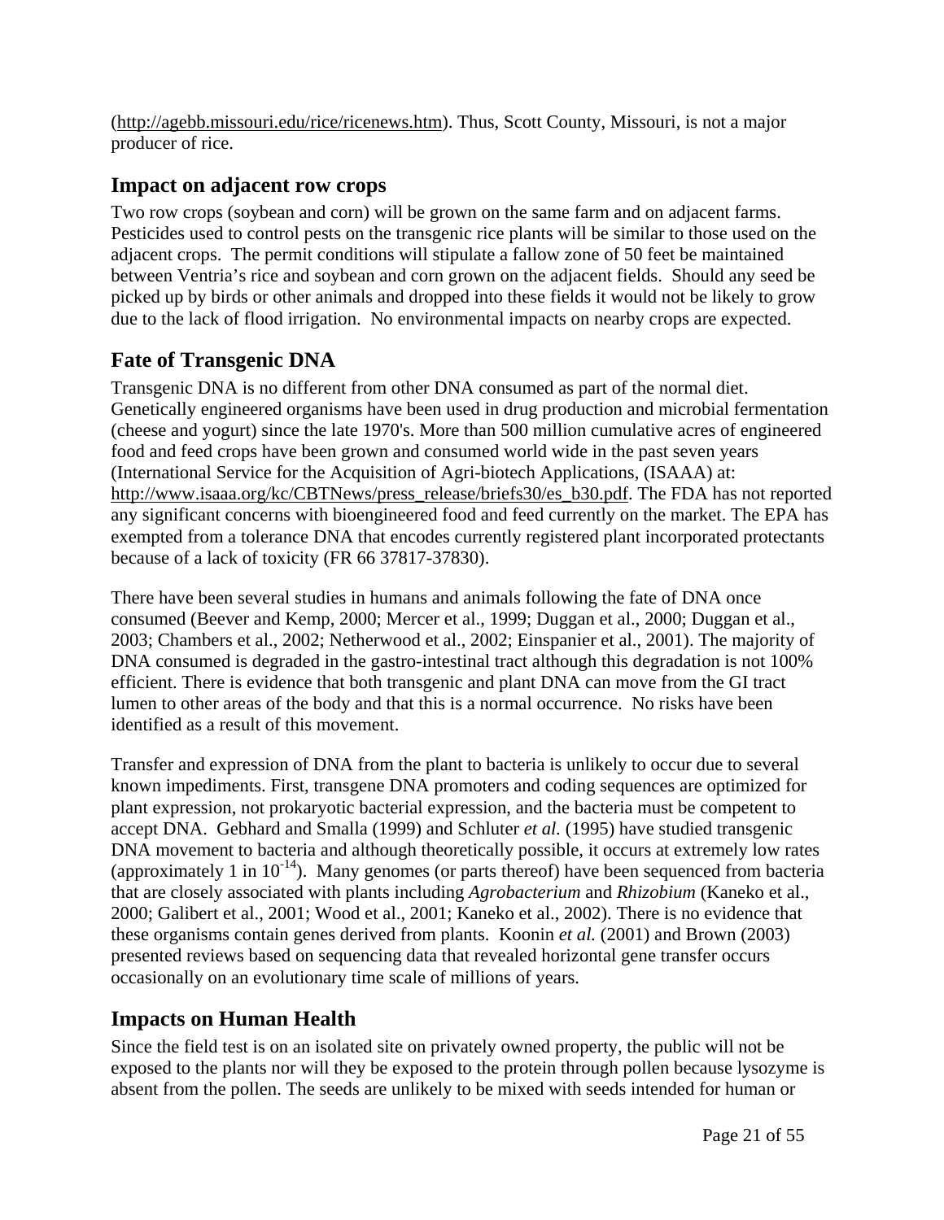(http://agebb.missouri.edu/rice/ricenews.htm). Thus, Scott County, Missouri, is not a major producer of rice.

## Impact on adjacent row crops

Two row crops (soybean and corn) will be grown on the same farm and on adjacent farms. Pesticides used to control pests on the transgenic rice plants will be similar to those used on the adjacent crops. The permit conditions will stipulate a fallow zone of 50 feet be maintained between Ventria's rice and soybean and corn grown on the adjacent fields. Should any seed be picked up by birds or other animals and dropped into these fields it would not be likely to grow due to the lack of flood irrigation. No environmental impacts on nearby crops are expected.

## Fate of Transgenic DNA

Transgenic DNA is no different from other DNA consumed as part of the normal diet. Genetically engineered organisms have been used in drug production and microbial fermentation (cheese and yogurt) since the late 1970's. More than 500 million cumulative acres of engineered food and feed crops have been grown and consumed world wide in the past seven years (International Service for the Acquisition of Agri-biotech Applications, (ISAAA) at: http://www.isaaa.org/kc/CBTNews/press_release/briefs30/es_b30.pdf. The FDA has not reported any significant concerns with bioengineered food and feed currently on the market. The EPA has exempted from a tolerance DNA that encodes currently registered plant incorporated protectants because of a lack of toxicity (FR 66 37817-37830).

There have been several studies in humans and animals following the fate of DNA once consumed (Beever and Kemp, 2000; Mercer et al., 1999; Duggan et al., 2000; Duggan et al., 2003; Chambers et al., 2002; Netherwood et al., 2002; Einspanier et al., 2001). The majority of DNA consumed is degraded in the gastro-intestinal tract although this degradation is not 100% efficient. There is evidence that both transgenic and plant DNA can move from the GI tract lumen to other areas of the body and that this is a normal occurrence. No risks have been identified as a result of this movement.

Transfer and expression of DNA from the plant to bacteria is unlikely to occur due to several known impediments. First, transgene DNA promoters and coding sequences are optimized for plant expression, not prokaryotic bacterial expression, and the bacteria must be competent to accept DNA. Gebhard and Smalla (1999) and Schluter *et al.* (1995) have studied transgenic DNA movement to bacteria and although theoretically possible, it occurs at extremely low rates (approximately 1 in $10^{-14}$). Many genomes (or parts thereof) have been sequenced from bacteria that are closely associated with plants including *Agrobacterium* and *Rhizobium* (Kaneko et al., 2000; Galibert et al., 2001; Wood et al., 2001; Kaneko et al., 2002). There is no evidence that these organisms contain genes derived from plants. Koonin *et al.* (2001) and Brown (2003) presented reviews based on sequencing data that revealed horizontal gene transfer occurs occasionally on an evolutionary time scale of millions of years.

## Impacts on Human Health

Since the field test is on an isolated site on privately owned property, the public will not be exposed to the plants nor will they be exposed to the protein through pollen because lysozyme is absent from the pollen. The seeds are unlikely to be mixed with seeds intended for human or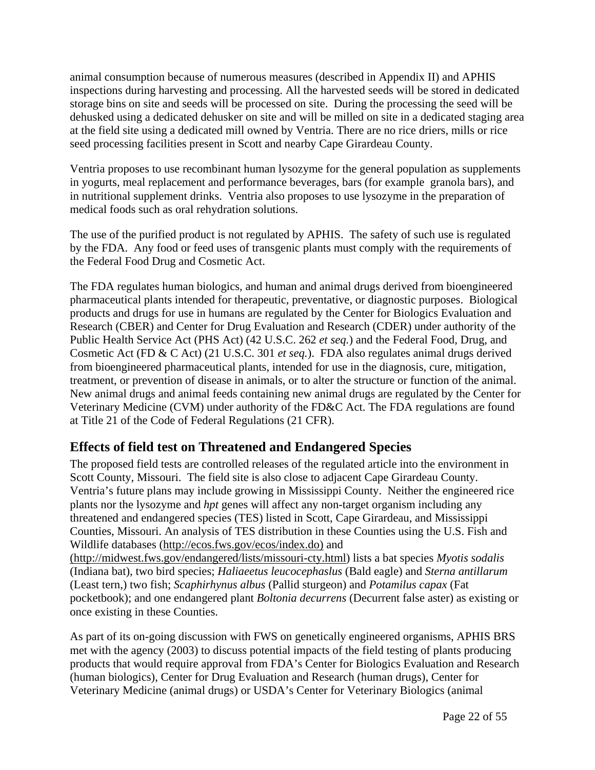animal consumption because of numerous measures (described in Appendix II) and APHIS inspections during harvesting and processing. All the harvested seeds will be stored in dedicated storage bins on site and seeds will be processed on site. During the processing the seed will be dehusked using a dedicated dehusker on site and will be milled on site in a dedicated staging area at the field site using a dedicated mill owned by Ventria. There are no rice driers, mills or rice seed processing facilities present in Scott and nearby Cape Girardeau County.

Ventria proposes to use recombinant human lysozyme for the general population as supplements in yogurts, meal replacement and performance beverages, bars (for example granola bars), and in nutritional supplement drinks. Ventria also proposes to use lysozyme in the preparation of medical foods such as oral rehydration solutions.

The use of the purified product is not regulated by APHIS. The safety of such use is regulated by the FDA. Any food or feed uses of transgenic plants must comply with the requirements of the Federal Food Drug and Cosmetic Act.

The FDA regulates human biologics, and human and animal drugs derived from bioengineered pharmaceutical plants intended for therapeutic, preventative, or diagnostic purposes. Biological products and drugs for use in humans are regulated by the Center for Biologics Evaluation and Research (CBER) and Center for Drug Evaluation and Research (CDER) under authority of the Public Health Service Act (PHS Act) (42 U.S.C. 262 *et seq.*) and the Federal Food, Drug, and Cosmetic Act (FD & C Act) (21 U.S.C. 301 *et seq.*). FDA also regulates animal drugs derived from bioengineered pharmaceutical plants, intended for use in the diagnosis, cure, mitigation, treatment, or prevention of disease in animals, or to alter the structure or function of the animal. New animal drugs and animal feeds containing new animal drugs are regulated by the Center for Veterinary Medicine (CVM) under authority of the FD&C Act. The FDA regulations are found at Title 21 of the Code of Federal Regulations (21 CFR).

## Effects of field test on Threatened and Endangered Species

The proposed field tests are controlled releases of the regulated article into the environment in Scott County, Missouri. The field site is also close to adjacent Cape Girardeau County. Ventria's future plans may include growing in Mississippi County. Neither the engineered rice plants nor the lysozyme and *hpt* genes will affect any non-target organism including any threatened and endangered species (TES) listed in Scott, Cape Girardeau, and Mississippi Counties, Missouri. An analysis of TES distribution in these Counties using the U.S. Fish and Wildlife databases (http://ecos.fws.gov/ecos/index.do) and (http://midwest.fws.gov/endangered/lists/missouri-cty.html) lists a bat species *Myotis sodalis* (Indiana bat), two bird species; *Haliaeetus leucocephaslus* (Bald eagle) and *Sterna antillarum* (Least tern,) two fish; *Scaphirhynus albus* (Pallid sturgeon) and *Potamilus capax* (Fat pocketbook); and one endangered plant *Boltonia decurrens* (Decurrent false aster) as existing or once existing in these Counties.

As part of its on-going discussion with FWS on genetically engineered organisms, APHIS BRS met with the agency (2003) to discuss potential impacts of the field testing of plants producing products that would require approval from FDA's Center for Biologics Evaluation and Research (human biologics), Center for Drug Evaluation and Research (human drugs), Center for Veterinary Medicine (animal drugs) or USDA's Center for Veterinary Biologics (animal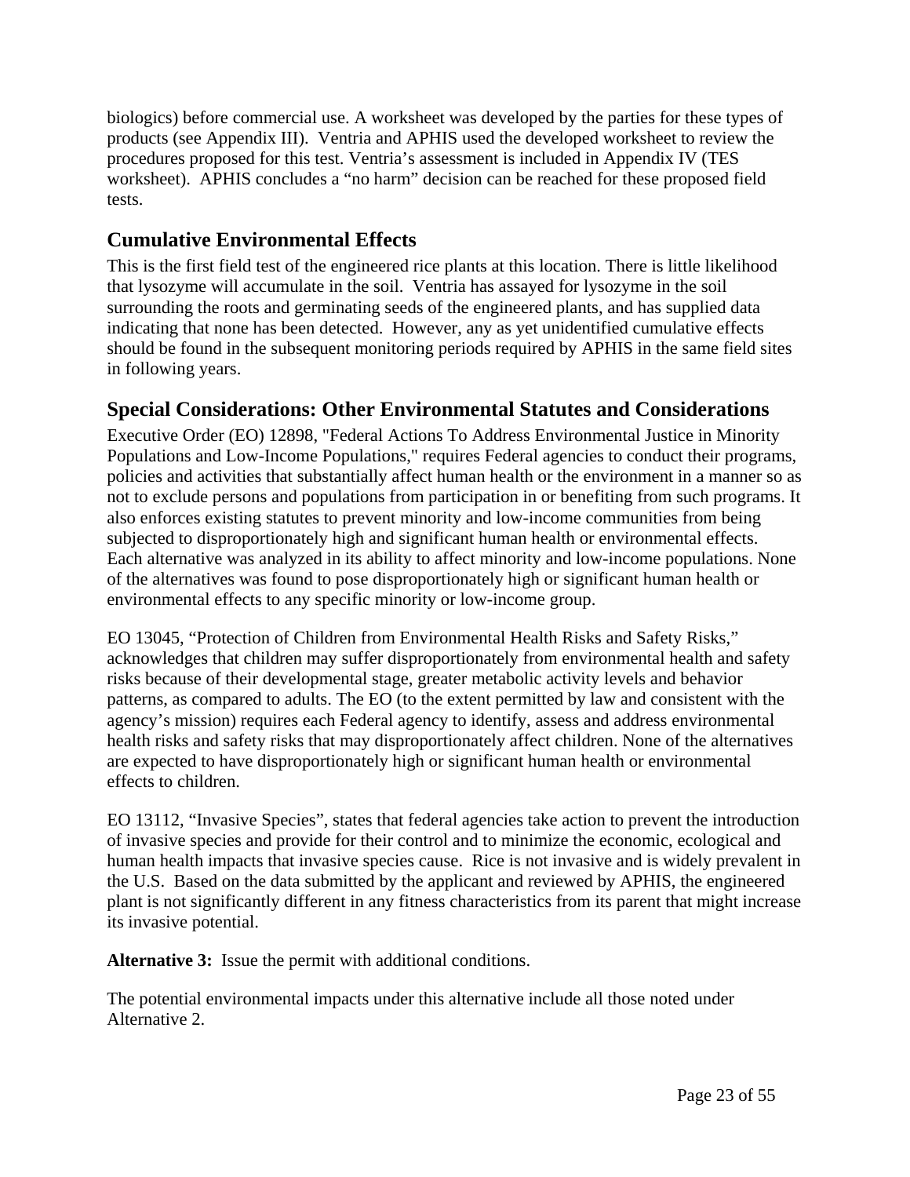biologics) before commercial use. A worksheet was developed by the parties for these types of products (see Appendix III). Ventria and APHIS used the developed worksheet to review the procedures proposed for this test. Ventria's assessment is included in Appendix IV (TES worksheet). APHIS concludes a "no harm" decision can be reached for these proposed field tests.

## Cumulative Environmental Effects

This is the first field test of the engineered rice plants at this location. There is little likelihood that lysozyme will accumulate in the soil. Ventria has assayed for lysozyme in the soil surrounding the roots and germinating seeds of the engineered plants, and has supplied data indicating that none has been detected. However, any as yet unidentified cumulative effects should be found in the subsequent monitoring periods required by APHIS in the same field sites in following years.

## Special Considerations: Other Environmental Statutes and Considerations

Executive Order (EO) 12898, "Federal Actions To Address Environmental Justice in Minority Populations and Low-Income Populations," requires Federal agencies to conduct their programs, policies and activities that substantially affect human health or the environment in a manner so as not to exclude persons and populations from participation in or benefiting from such programs. It also enforces existing statutes to prevent minority and low-income communities from being subjected to disproportionately high and significant human health or environmental effects. Each alternative was analyzed in its ability to affect minority and low-income populations. None of the alternatives was found to pose disproportionately high or significant human health or environmental effects to any specific minority or low-income group.

EO 13045, "Protection of Children from Environmental Health Risks and Safety Risks," acknowledges that children may suffer disproportionately from environmental health and safety risks because of their developmental stage, greater metabolic activity levels and behavior patterns, as compared to adults. The EO (to the extent permitted by law and consistent with the agency's mission) requires each Federal agency to identify, assess and address environmental health risks and safety risks that may disproportionately affect children. None of the alternatives are expected to have disproportionately high or significant human health or environmental effects to children.

EO 13112, "Invasive Species", states that federal agencies take action to prevent the introduction of invasive species and provide for their control and to minimize the economic, ecological and human health impacts that invasive species cause. Rice is not invasive and is widely prevalent in the U.S. Based on the data submitted by the applicant and reviewed by APHIS, the engineered plant is not significantly different in any fitness characteristics from its parent that might increase its invasive potential.

**Alternative 3:** Issue the permit with additional conditions.

The potential environmental impacts under this alternative include all those noted under Alternative 2.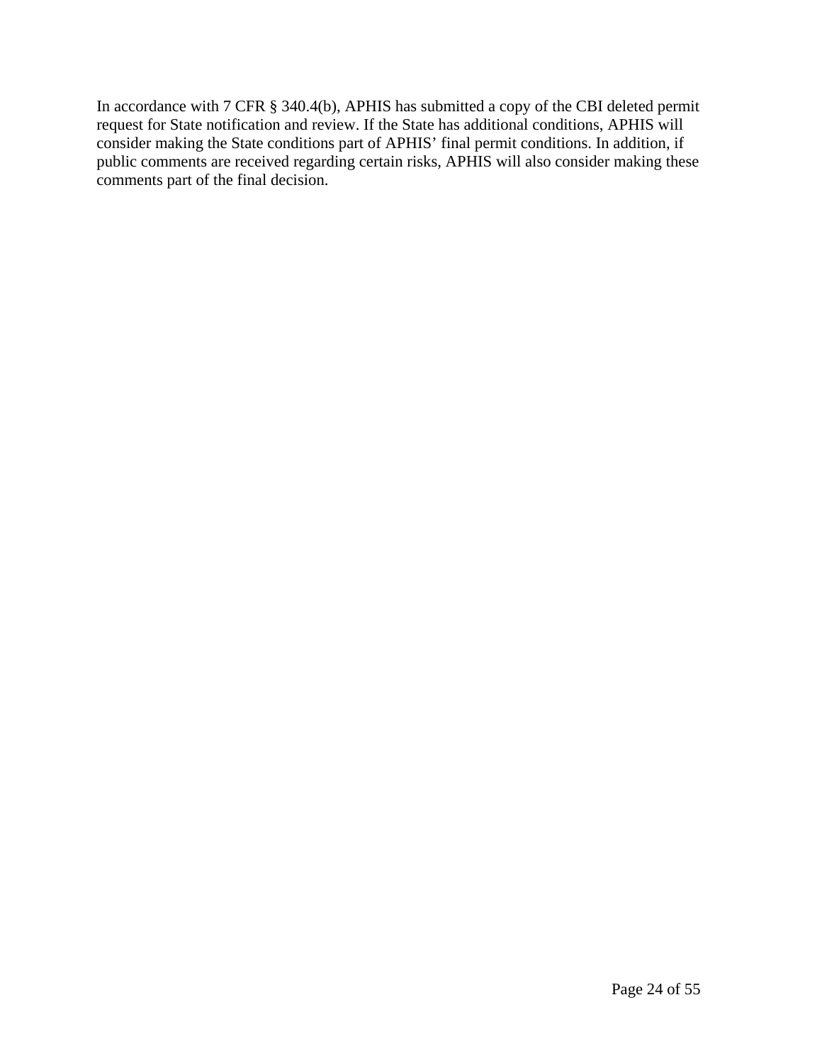In accordance with 7 CFR § 340.4(b), APHIS has submitted a copy of the CBI deleted permit request for State notification and review. If the State has additional conditions, APHIS will consider making the State conditions part of APHIS' final permit conditions. In addition, if public comments are received regarding certain risks, APHIS will also consider making these comments part of the final decision.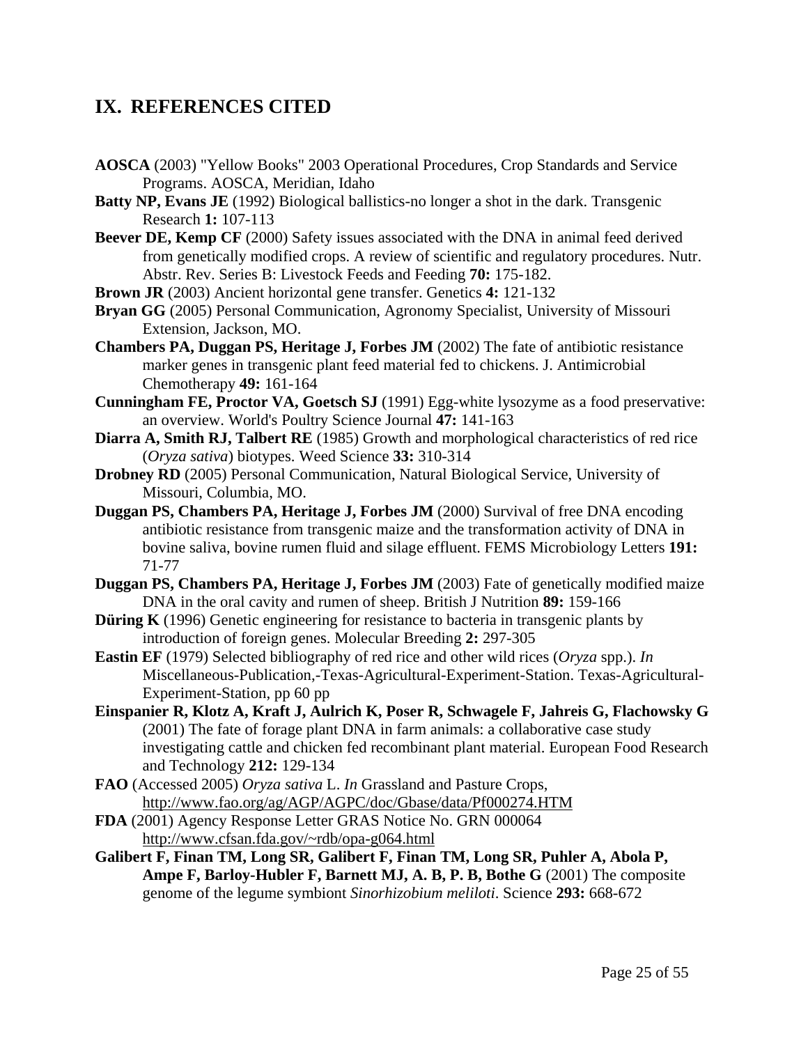## IX. REFERENCES CITED

**AOSCA** (2003) "Yellow Books" 2003 Operational Procedures, Crop Standards and Service Programs. AOSCA, Meridian, Idaho

**Batty NP, Evans JE** (1992) Biological ballistics-no longer a shot in the dark. Transgenic Research **1:** 107-113

**Beever DE, Kemp CF** (2000) Safety issues associated with the DNA in animal feed derived from genetically modified crops. A review of scientific and regulatory procedures. Nutr. Abstr. Rev. Series B: Livestock Feeds and Feeding **70:** 175-182.

**Brown JR** (2003) Ancient horizontal gene transfer. Genetics **4:** 121-132

**Bryan GG** (2005) Personal Communication, Agronomy Specialist, University of Missouri Extension, Jackson, MO.

**Chambers PA, Duggan PS, Heritage J, Forbes JM** (2002) The fate of antibiotic resistance marker genes in transgenic plant feed material fed to chickens. J. Antimicrobial Chemotherapy **49:** 161-164

**Cunningham FE, Proctor VA, Goetsch SJ** (1991) Egg-white lysozyme as a food preservative: an overview. World's Poultry Science Journal **47:** 141-163

**Diarra A, Smith RJ, Talbert RE** (1985) Growth and morphological characteristics of red rice (*Oryza sativa*) biotypes. Weed Science **33:** 310-314

**Drobney RD** (2005) Personal Communication, Natural Biological Service, University of Missouri, Columbia, MO.

**Duggan PS, Chambers PA, Heritage J, Forbes JM** (2000) Survival of free DNA encoding antibiotic resistance from transgenic maize and the transformation activity of DNA in bovine saliva, bovine rumen fluid and silage effluent. FEMS Microbiology Letters **191:** 71-77

**Duggan PS, Chambers PA, Heritage J, Forbes JM** (2003) Fate of genetically modified maize DNA in the oral cavity and rumen of sheep. British J Nutrition **89:** 159-166

**Düring K** (1996) Genetic engineering for resistance to bacteria in transgenic plants by introduction of foreign genes. Molecular Breeding **2:** 297-305

**Eastin EF** (1979) Selected bibliography of red rice and other wild rices (*Oryza* spp.). *In* Miscellaneous-Publication,-Texas-Agricultural-Experiment-Station. Texas-Agricultural-Experiment-Station, pp 60 pp

**Einspanier R, Klotz A, Kraft J, Aulrich K, Poser R, Schwagele F, Jahreis G, Flachowsky G** (2001) The fate of forage plant DNA in farm animals: a collaborative case study investigating cattle and chicken fed recombinant plant material. European Food Research and Technology **212:** 129-134

**FAO** (Accessed 2005) *Oryza sativa* L. *In* Grassland and Pasture Crops, http://www.fao.org/ag/AGP/AGPC/doc/Gbase/data/Pf000274.HTM

**FDA** (2001) Agency Response Letter GRAS Notice No. GRN 000064 http://www.cfsan.fda.gov/~rdb/opa-g064.html

**Galibert F, Finan TM, Long SR, Galibert F, Finan TM, Long SR, Puhler A, Abola P, Ampe F, Barloy-Hubler F, Barnett MJ, A. B, P. B, Bothe G** (2001) The composite genome of the legume symbiont *Sinorhizobium meliloti*. Science **293:** 668-672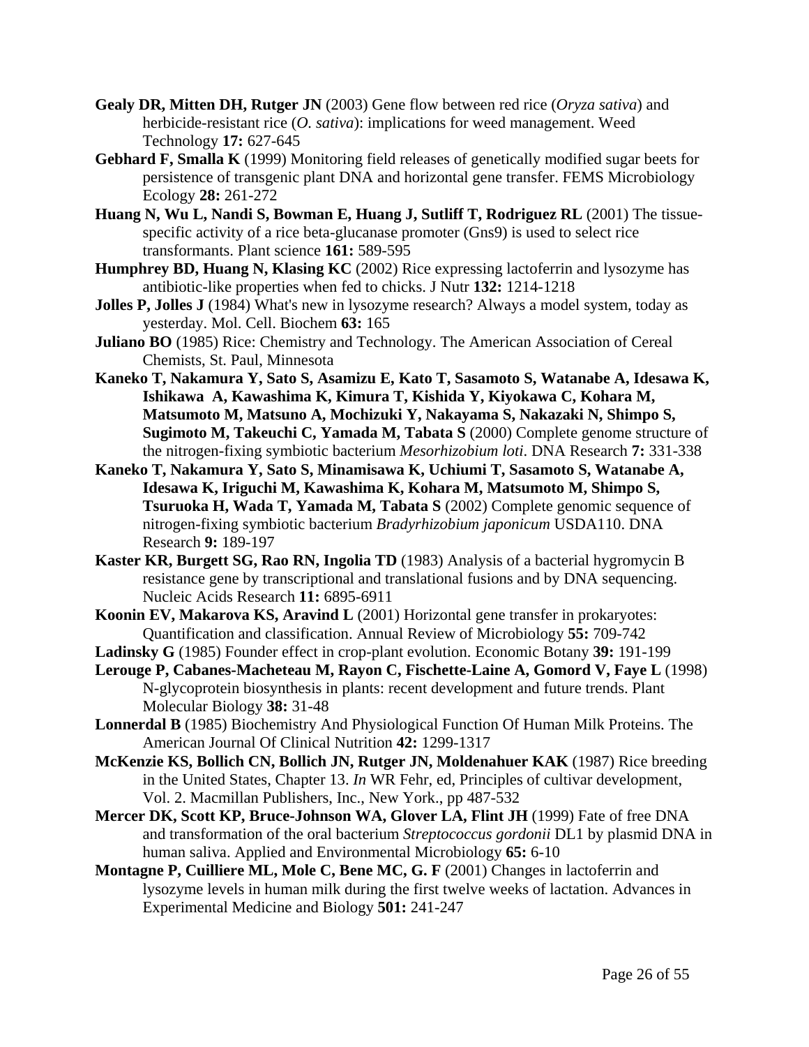**Gealy DR, Mitten DH, Rutger JN** (2003) Gene flow between red rice (*Oryza sativa*) and herbicide-resistant rice (*O. sativa*): implications for weed management. Weed Technology **17:** 627-645

**Gebhard F, Smalla K** (1999) Monitoring field releases of genetically modified sugar beets for persistence of transgenic plant DNA and horizontal gene transfer. FEMS Microbiology Ecology **28:** 261-272

**Huang N, Wu L, Nandi S, Bowman E, Huang J, Sutliff T, Rodriguez RL** (2001) The tissue-specific activity of a rice beta-glucanase promoter (Gns9) is used to select rice transformants. Plant science **161:** 589-595

**Humphrey BD, Huang N, Klasing KC** (2002) Rice expressing lactoferrin and lysozyme has antibiotic-like properties when fed to chicks. J Nutr **132:** 1214-1218

**Jolles P, Jolles J** (1984) What's new in lysozyme research? Always a model system, today as yesterday. Mol. Cell. Biochem **63:** 165

**Juliano BO** (1985) Rice: Chemistry and Technology. The American Association of Cereal Chemists, St. Paul, Minnesota

**Kaneko T, Nakamura Y, Sato S, Asamizu E, Kato T, Sasamoto S, Watanabe A, Idesawa K, Ishikawa A, Kawashima K, Kimura T, Kishida Y, Kiyokawa C, Kohara M, Matsumoto M, Matsuno A, Mochizuki Y, Nakayama S, Nakazaki N, Shimpo S, Sugimoto M, Takeuchi C, Yamada M, Tabata S** (2000) Complete genome structure of the nitrogen-fixing symbiotic bacterium *Mesorhizobium loti*. DNA Research **7:** 331-338

**Kaneko T, Nakamura Y, Sato S, Minamisawa K, Uchiumi T, Sasamoto S, Watanabe A, Idesawa K, Iriguchi M, Kawashima K, Kohara M, Matsumoto M, Shimpo S, Tsuruoka H, Wada T, Yamada M, Tabata S** (2002) Complete genomic sequence of nitrogen-fixing symbiotic bacterium *Bradyrhizobium japonicum* USDA110. DNA Research **9:** 189-197

**Kaster KR, Burgett SG, Rao RN, Ingolia TD** (1983) Analysis of a bacterial hygromycin B resistance gene by transcriptional and translational fusions and by DNA sequencing. Nucleic Acids Research **11:** 6895-6911

**Koonin EV, Makarova KS, Aravind L** (2001) Horizontal gene transfer in prokaryotes: Quantification and classification. Annual Review of Microbiology **55:** 709-742

**Ladinsky G** (1985) Founder effect in crop-plant evolution. Economic Botany **39:** 191-199

**Lerouge P, Cabanes-Macheteau M, Rayon C, Fischette-Laine A, Gomord V, Faye L** (1998) N-glycoprotein biosynthesis in plants: recent development and future trends. Plant Molecular Biology **38:** 31-48

**Lonnerdal B** (1985) Biochemistry And Physiological Function Of Human Milk Proteins. The American Journal Of Clinical Nutrition **42:** 1299-1317

**McKenzie KS, Bollich CN, Bollich JN, Rutger JN, Moldenahuer KAK** (1987) Rice breeding in the United States, Chapter 13. *In* WR Fehr, ed, Principles of cultivar development, Vol. 2. Macmillan Publishers, Inc., New York., pp 487-532

**Mercer DK, Scott KP, Bruce-Johnson WA, Glover LA, Flint JH** (1999) Fate of free DNA and transformation of the oral bacterium *Streptococcus gordonii* DL1 by plasmid DNA in human saliva. Applied and Environmental Microbiology **65:** 6-10

**Montagne P, Cuilliere ML, Mole C, Bene MC, G. F** (2001) Changes in lactoferrin and lysozyme levels in human milk during the first twelve weeks of lactation. Advances in Experimental Medicine and Biology **501:** 241-247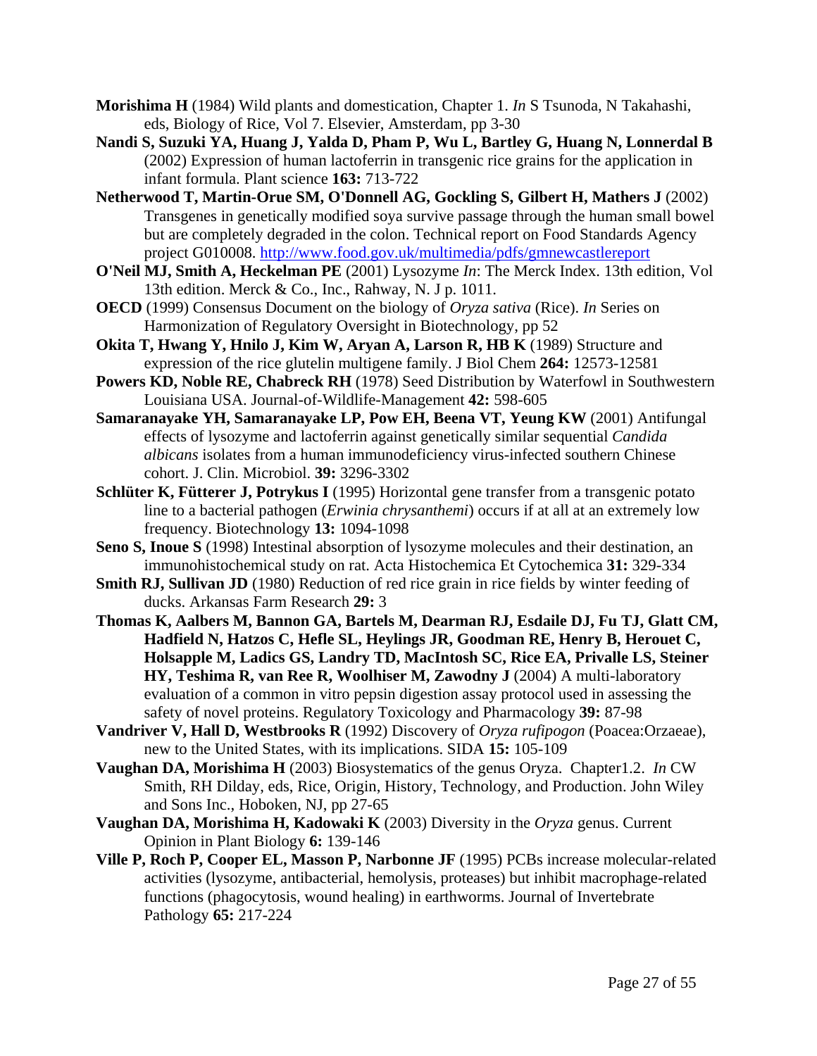**Morishima H** (1984) Wild plants and domestication, Chapter 1. *In* S Tsunoda, N Takahashi, eds, Biology of Rice, Vol 7. Elsevier, Amsterdam, pp 3-30

**Nandi S, Suzuki YA, Huang J, Yalda D, Pham P, Wu L, Bartley G, Huang N, Lonnerdal B** (2002) Expression of human lactoferrin in transgenic rice grains for the application in infant formula. Plant science **163:** 713-722

**Netherwood T, Martin-Orue SM, O'Donnell AG, Gockling S, Gilbert H, Mathers J** (2002) Transgenes in genetically modified soya survive passage through the human small bowel but are completely degraded in the colon. Technical report on Food Standards Agency project G010008. http://www.food.gov.uk/multimedia/pdfs/gmnewcastlereport

**O'Neil MJ, Smith A, Heckelman PE** (2001) Lysozyme *In*: The Merck Index. 13th edition, Vol 13th edition. Merck & Co., Inc., Rahway, N. J p. 1011.

**OECD** (1999) Consensus Document on the biology of *Oryza sativa* (Rice). *In* Series on Harmonization of Regulatory Oversight in Biotechnology, pp 52

**Okita T, Hwang Y, Hnilo J, Kim W, Aryan A, Larson R, HB K** (1989) Structure and expression of the rice glutelin multigene family. J Biol Chem **264:** 12573-12581

**Powers KD, Noble RE, Chabreck RH** (1978) Seed Distribution by Waterfowl in Southwestern Louisiana USA. Journal-of-Wildlife-Management **42:** 598-605

**Samaranayake YH, Samaranayake LP, Pow EH, Beena VT, Yeung KW** (2001) Antifungal effects of lysozyme and lactoferrin against genetically similar sequential *Candida albicans* isolates from a human immunodeficiency virus-infected southern Chinese cohort. J. Clin. Microbiol. **39:** 3296-3302

**Schlüter K, Fütterer J, Potrykus I** (1995) Horizontal gene transfer from a transgenic potato line to a bacterial pathogen (*Erwinia chrysanthemi*) occurs if at all at an extremely low frequency. Biotechnology **13:** 1094-1098

**Seno S, Inoue S** (1998) Intestinal absorption of lysozyme molecules and their destination, an immunohistochemical study on rat. Acta Histochemica Et Cytochemica **31:** 329-334

**Smith RJ, Sullivan JD** (1980) Reduction of red rice grain in rice fields by winter feeding of ducks. Arkansas Farm Research **29:** 3

**Thomas K, Aalbers M, Bannon GA, Bartels M, Dearman RJ, Esdaile DJ, Fu TJ, Glatt CM, Hadfield N, Hatzos C, Hefle SL, Heylings JR, Goodman RE, Henry B, Herouet C, Holsapple M, Ladics GS, Landry TD, MacIntosh SC, Rice EA, Privalle LS, Steiner HY, Teshima R, van Ree R, Woolhiser M, Zawodny J** (2004) A multi-laboratory evaluation of a common in vitro pepsin digestion assay protocol used in assessing the safety of novel proteins. Regulatory Toxicology and Pharmacology **39:** 87-98

**Vandriver V, Hall D, Westbrooks R** (1992) Discovery of *Oryza rufipogon* (Poacea:Orzaeae), new to the United States, with its implications. SIDA **15:** 105-109

**Vaughan DA, Morishima H** (2003) Biosystematics of the genus Oryza. Chapter1.2. *In* CW Smith, RH Dilday, eds, Rice, Origin, History, Technology, and Production. John Wiley and Sons Inc., Hoboken, NJ, pp 27-65

**Vaughan DA, Morishima H, Kadowaki K** (2003) Diversity in the *Oryza* genus. Current Opinion in Plant Biology **6:** 139-146

**Ville P, Roch P, Cooper EL, Masson P, Narbonne JF** (1995) PCBs increase molecular-related activities (lysozyme, antibacterial, hemolysis, proteases) but inhibit macrophage-related functions (phagocytosis, wound healing) in earthworms. Journal of Invertebrate Pathology **65:** 217-224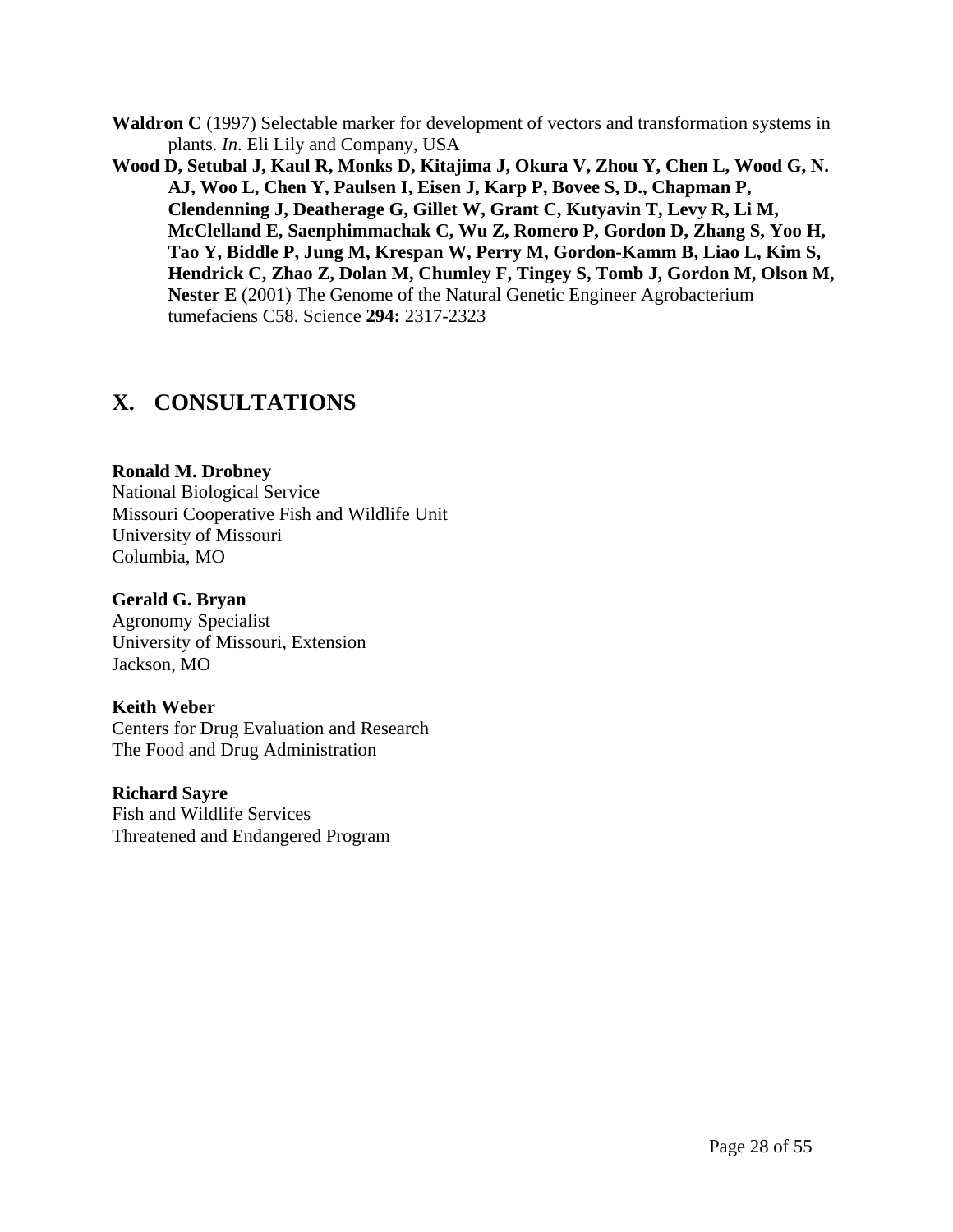**Waldron C** (1997) Selectable marker for development of vectors and transformation systems in plants. *In*. Eli Lily and Company, USA

**Wood D, Setubal J, Kaul R, Monks D, Kitajima J, Okura V, Zhou Y, Chen L, Wood G, N. AJ, Woo L, Chen Y, Paulsen I, Eisen J, Karp P, Bovee S, D., Chapman P, Clendenning J, Deatherage G, Gillet W, Grant C, Kutyavin T, Levy R, Li M, McClelland E, Saenphimmachak C, Wu Z, Romero P, Gordon D, Zhang S, Yoo H, Tao Y, Biddle P, Jung M, Krespan W, Perry M, Gordon-Kamm B, Liao L, Kim S, Hendrick C, Zhao Z, Dolan M, Chumley F, Tingey S, Tomb J, Gordon M, Olson M, Nester E** (2001) The Genome of the Natural Genetic Engineer Agrobacterium tumefaciens C58. Science **294:** 2317-2323

# X. CONSULTATIONS

**Ronald M. Drobney**
National Biological Service
Missouri Cooperative Fish and Wildlife Unit
University of Missouri
Columbia, MO

**Gerald G. Bryan**
Agronomy Specialist
University of Missouri, Extension
Jackson, MO

**Keith Weber**
Centers for Drug Evaluation and Research
The Food and Drug Administration

**Richard Sayre**
Fish and Wildlife Services
Threatened and Endangered Program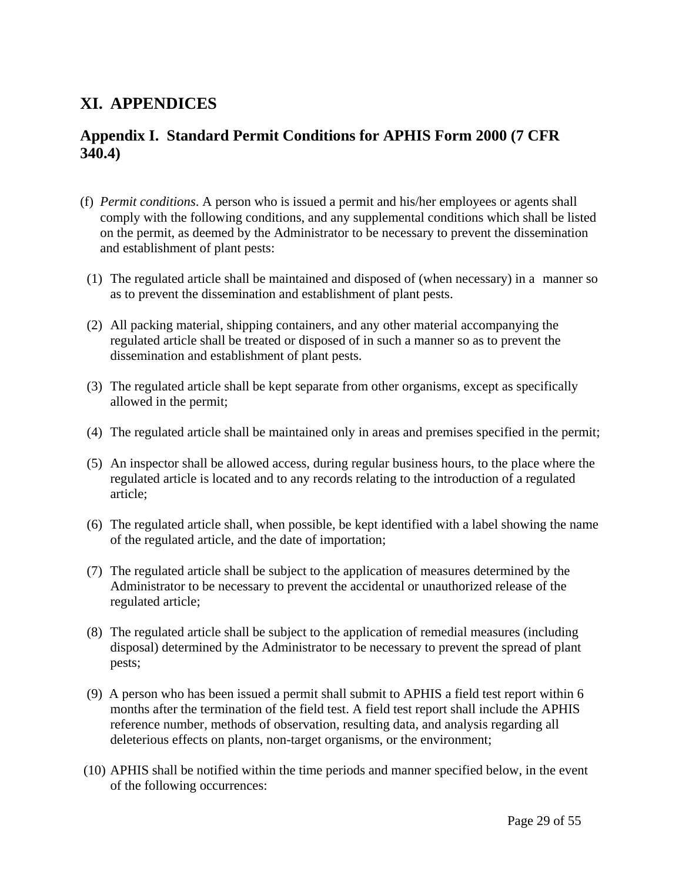# XI. APPENDICES

## Appendix I. Standard Permit Conditions for APHIS Form 2000 (7 CFR 340.4)

(f) *Permit conditions*. A person who is issued a permit and his/her employees or agents shall comply with the following conditions, and any supplemental conditions which shall be listed on the permit, as deemed by the Administrator to be necessary to prevent the dissemination and establishment of plant pests:

(1) The regulated article shall be maintained and disposed of (when necessary) in a manner so as to prevent the dissemination and establishment of plant pests.

(2) All packing material, shipping containers, and any other material accompanying the regulated article shall be treated or disposed of in such a manner so as to prevent the dissemination and establishment of plant pests.

(3) The regulated article shall be kept separate from other organisms, except as specifically allowed in the permit;

(4) The regulated article shall be maintained only in areas and premises specified in the permit;

(5) An inspector shall be allowed access, during regular business hours, to the place where the regulated article is located and to any records relating to the introduction of a regulated article;

(6) The regulated article shall, when possible, be kept identified with a label showing the name of the regulated article, and the date of importation;

(7) The regulated article shall be subject to the application of measures determined by the Administrator to be necessary to prevent the accidental or unauthorized release of the regulated article;

(8) The regulated article shall be subject to the application of remedial measures (including disposal) determined by the Administrator to be necessary to prevent the spread of plant pests;

(9) A person who has been issued a permit shall submit to APHIS a field test report within 6 months after the termination of the field test. A field test report shall include the APHIS reference number, methods of observation, resulting data, and analysis regarding all deleterious effects on plants, non-target organisms, or the environment;

(10) APHIS shall be notified within the time periods and manner specified below, in the event of the following occurrences: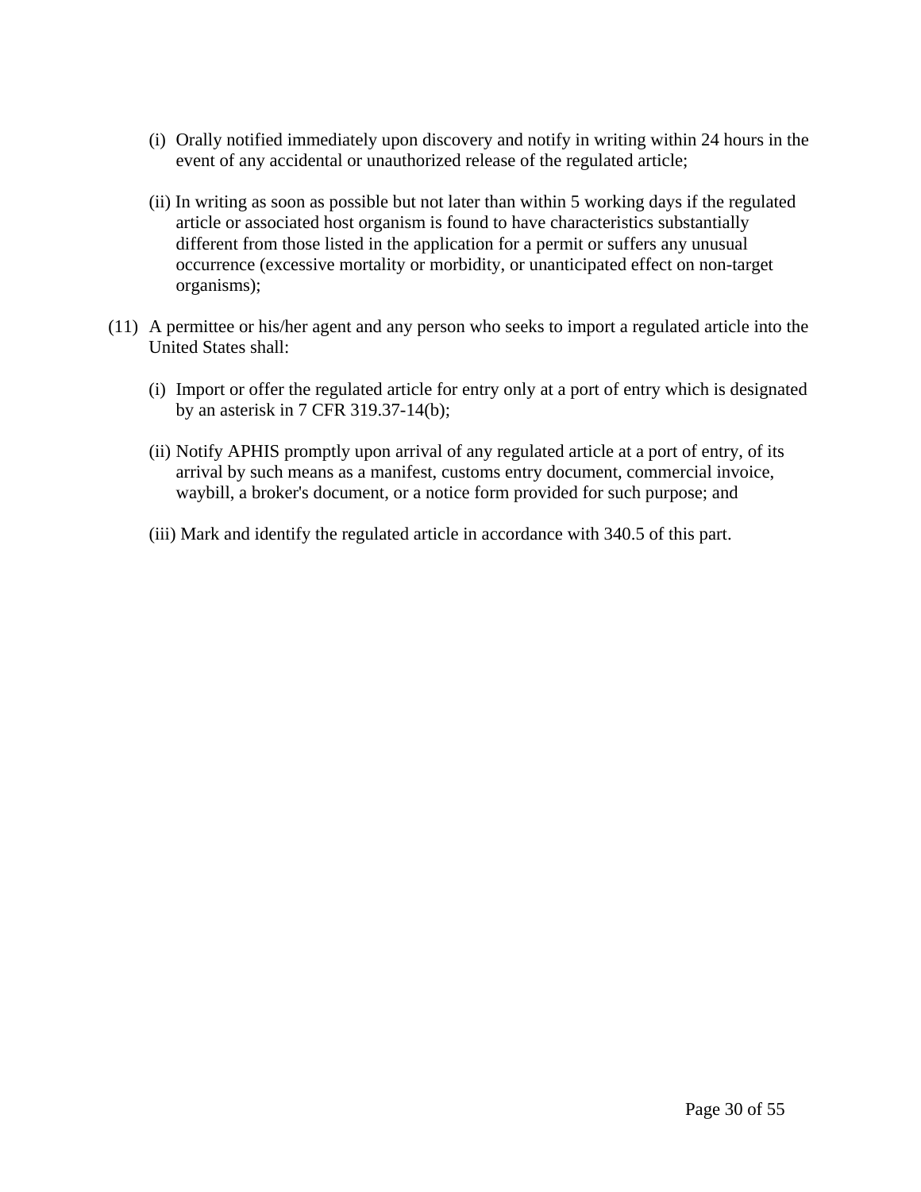(i) Orally notified immediately upon discovery and notify in writing within 24 hours in the event of any accidental or unauthorized release of the regulated article;

(ii) In writing as soon as possible but not later than within 5 working days if the regulated article or associated host organism is found to have characteristics substantially different from those listed in the application for a permit or suffers any unusual occurrence (excessive mortality or morbidity, or unanticipated effect on non-target organisms);

(11) A permittee or his/her agent and any person who seeks to import a regulated article into the United States shall:

(i) Import or offer the regulated article for entry only at a port of entry which is designated by an asterisk in 7 CFR 319.37-14(b);

(ii) Notify APHIS promptly upon arrival of any regulated article at a port of entry, of its arrival by such means as a manifest, customs entry document, commercial invoice, waybill, a broker's document, or a notice form provided for such purpose; and

(iii) Mark and identify the regulated article in accordance with 340.5 of this part.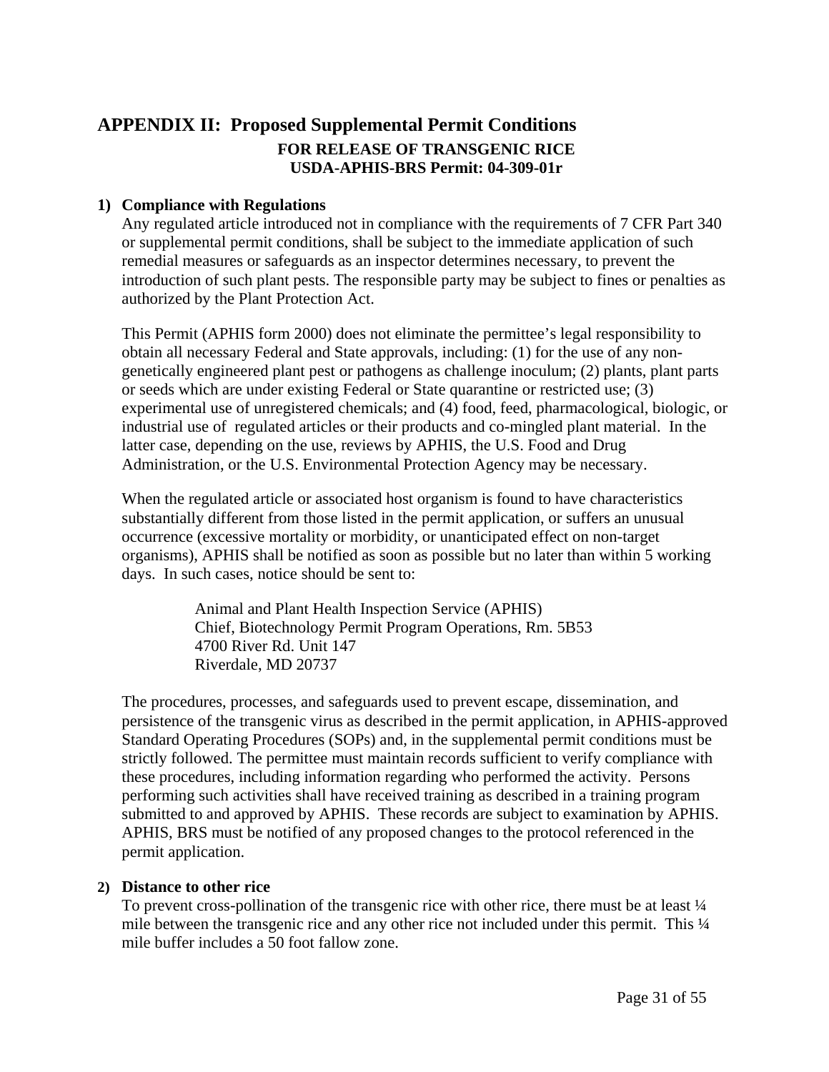## APPENDIX II: Proposed Supplemental Permit Conditions

**FOR RELEASE OF TRANSGENIC RICE**
**USDA-APHIS-BRS Permit: 04-309-01r**

**1) Compliance with Regulations**

Any regulated article introduced not in compliance with the requirements of 7 CFR Part 340 or supplemental permit conditions, shall be subject to the immediate application of such remedial measures or safeguards as an inspector determines necessary, to prevent the introduction of such plant pests. The responsible party may be subject to fines or penalties as authorized by the Plant Protection Act.

This Permit (APHIS form 2000) does not eliminate the permittee's legal responsibility to obtain all necessary Federal and State approvals, including: (1) for the use of any non-genetically engineered plant pest or pathogens as challenge inoculum; (2) plants, plant parts or seeds which are under existing Federal or State quarantine or restricted use; (3) experimental use of unregistered chemicals; and (4) food, feed, pharmacological, biologic, or industrial use of regulated articles or their products and co-mingled plant material. In the latter case, depending on the use, reviews by APHIS, the U.S. Food and Drug Administration, or the U.S. Environmental Protection Agency may be necessary.

When the regulated article or associated host organism is found to have characteristics substantially different from those listed in the permit application, or suffers an unusual occurrence (excessive mortality or morbidity, or unanticipated effect on non-target organisms), APHIS shall be notified as soon as possible but no later than within 5 working days. In such cases, notice should be sent to:

> Animal and Plant Health Inspection Service (APHIS)
> Chief, Biotechnology Permit Program Operations, Rm. 5B53
> 4700 River Rd. Unit 147
> Riverdale, MD 20737

The procedures, processes, and safeguards used to prevent escape, dissemination, and persistence of the transgenic virus as described in the permit application, in APHIS-approved Standard Operating Procedures (SOPs) and, in the supplemental permit conditions must be strictly followed. The permittee must maintain records sufficient to verify compliance with these procedures, including information regarding who performed the activity. Persons performing such activities shall have received training as described in a training program submitted to and approved by APHIS. These records are subject to examination by APHIS. APHIS, BRS must be notified of any proposed changes to the protocol referenced in the permit application.

**2) Distance to other rice**

To prevent cross-pollination of the transgenic rice with other rice, there must be at least ¼ mile between the transgenic rice and any other rice not included under this permit. This ¼ mile buffer includes a 50 foot fallow zone.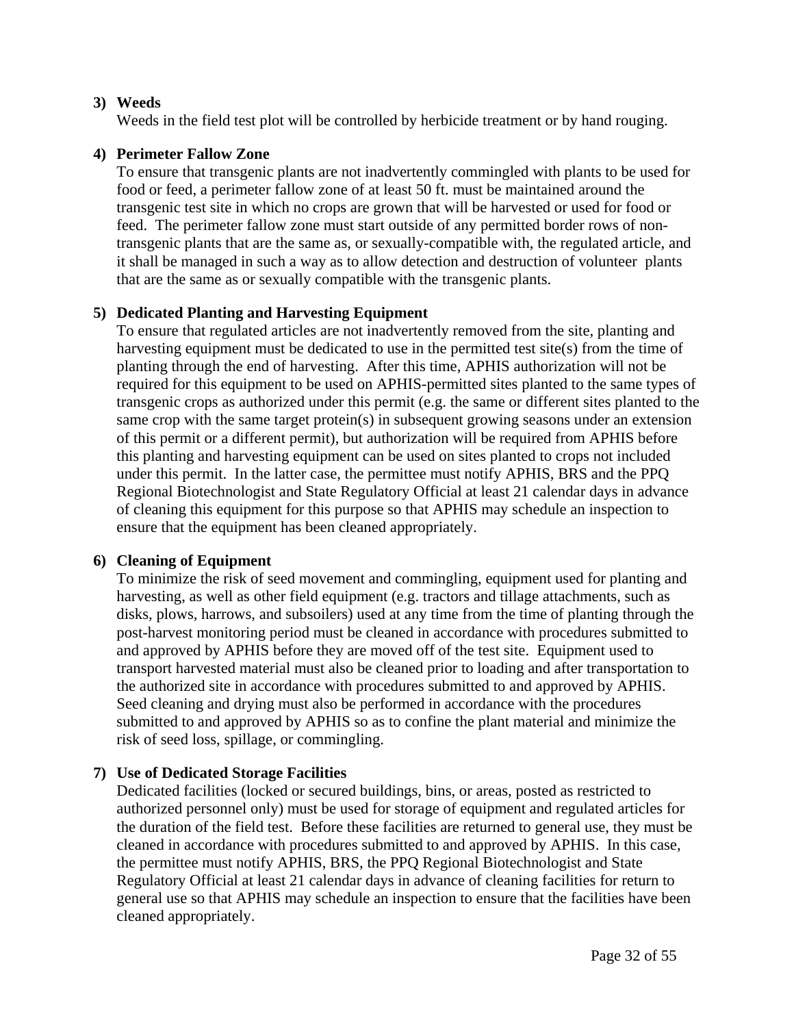**3) Weeds**

Weeds in the field test plot will be controlled by herbicide treatment or by hand rouging.

**4) Perimeter Fallow Zone**

To ensure that transgenic plants are not inadvertently commingled with plants to be used for food or feed, a perimeter fallow zone of at least 50 ft. must be maintained around the transgenic test site in which no crops are grown that will be harvested or used for food or feed. The perimeter fallow zone must start outside of any permitted border rows of non-transgenic plants that are the same as, or sexually-compatible with, the regulated article, and it shall be managed in such a way as to allow detection and destruction of volunteer plants that are the same as or sexually compatible with the transgenic plants.

**5) Dedicated Planting and Harvesting Equipment**

To ensure that regulated articles are not inadvertently removed from the site, planting and harvesting equipment must be dedicated to use in the permitted test site(s) from the time of planting through the end of harvesting. After this time, APHIS authorization will not be required for this equipment to be used on APHIS-permitted sites planted to the same types of transgenic crops as authorized under this permit (e.g. the same or different sites planted to the same crop with the same target protein(s) in subsequent growing seasons under an extension of this permit or a different permit), but authorization will be required from APHIS before this planting and harvesting equipment can be used on sites planted to crops not included under this permit. In the latter case, the permittee must notify APHIS, BRS and the PPQ Regional Biotechnologist and State Regulatory Official at least 21 calendar days in advance of cleaning this equipment for this purpose so that APHIS may schedule an inspection to ensure that the equipment has been cleaned appropriately.

**6) Cleaning of Equipment**

To minimize the risk of seed movement and commingling, equipment used for planting and harvesting, as well as other field equipment (e.g. tractors and tillage attachments, such as disks, plows, harrows, and subsoilers) used at any time from the time of planting through the post-harvest monitoring period must be cleaned in accordance with procedures submitted to and approved by APHIS before they are moved off of the test site. Equipment used to transport harvested material must also be cleaned prior to loading and after transportation to the authorized site in accordance with procedures submitted to and approved by APHIS. Seed cleaning and drying must also be performed in accordance with the procedures submitted to and approved by APHIS so as to confine the plant material and minimize the risk of seed loss, spillage, or commingling.

**7) Use of Dedicated Storage Facilities**

Dedicated facilities (locked or secured buildings, bins, or areas, posted as restricted to authorized personnel only) must be used for storage of equipment and regulated articles for the duration of the field test. Before these facilities are returned to general use, they must be cleaned in accordance with procedures submitted to and approved by APHIS. In this case, the permittee must notify APHIS, BRS, the PPQ Regional Biotechnologist and State Regulatory Official at least 21 calendar days in advance of cleaning facilities for return to general use so that APHIS may schedule an inspection to ensure that the facilities have been cleaned appropriately.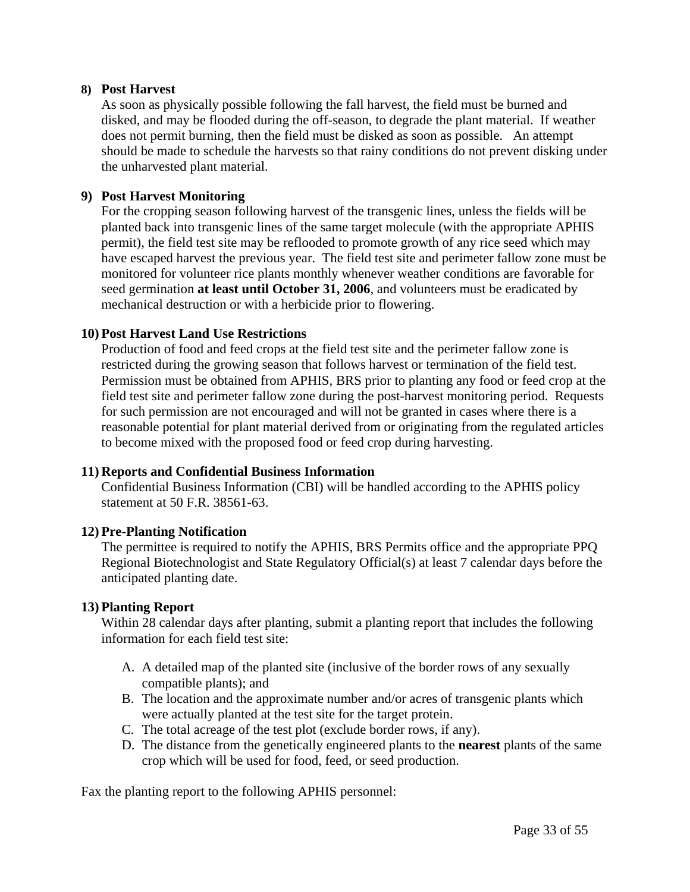**8) Post Harvest**

As soon as physically possible following the fall harvest, the field must be burned and disked, and may be flooded during the off-season, to degrade the plant material. If weather does not permit burning, then the field must be disked as soon as possible. An attempt should be made to schedule the harvests so that rainy conditions do not prevent disking under the unharvested plant material.

**9) Post Harvest Monitoring**

For the cropping season following harvest of the transgenic lines, unless the fields will be planted back into transgenic lines of the same target molecule (with the appropriate APHIS permit), the field test site may be reflooded to promote growth of any rice seed which may have escaped harvest the previous year. The field test site and perimeter fallow zone must be monitored for volunteer rice plants monthly whenever weather conditions are favorable for seed germination **at least until October 31, 2006**, and volunteers must be eradicated by mechanical destruction or with a herbicide prior to flowering.

**10) Post Harvest Land Use Restrictions**

Production of food and feed crops at the field test site and the perimeter fallow zone is restricted during the growing season that follows harvest or termination of the field test. Permission must be obtained from APHIS, BRS prior to planting any food or feed crop at the field test site and perimeter fallow zone during the post-harvest monitoring period. Requests for such permission are not encouraged and will not be granted in cases where there is a reasonable potential for plant material derived from or originating from the regulated articles to become mixed with the proposed food or feed crop during harvesting.

**11) Reports and Confidential Business Information**

Confidential Business Information (CBI) will be handled according to the APHIS policy statement at 50 F.R. 38561-63.

**12) Pre-Planting Notification**

The permittee is required to notify the APHIS, BRS Permits office and the appropriate PPQ Regional Biotechnologist and State Regulatory Official(s) at least 7 calendar days before the anticipated planting date.

**13) Planting Report**

Within 28 calendar days after planting, submit a planting report that includes the following information for each field test site:

A. A detailed map of the planted site (inclusive of the border rows of any sexually compatible plants); and
B. The location and the approximate number and/or acres of transgenic plants which were actually planted at the test site for the target protein.
C. The total acreage of the test plot (exclude border rows, if any).
D. The distance from the genetically engineered plants to the **nearest** plants of the same crop which will be used for food, feed, or seed production.

Fax the planting report to the following APHIS personnel: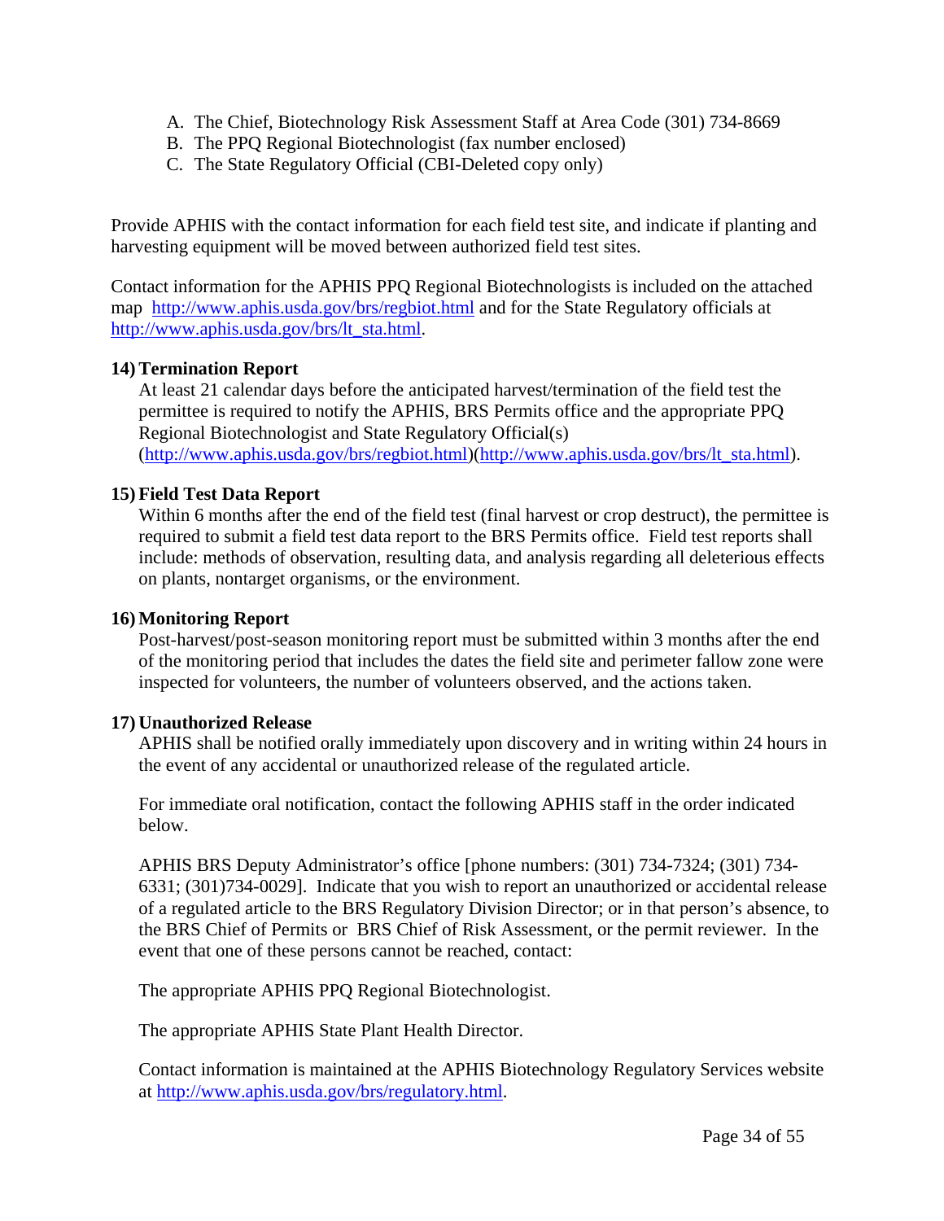A. The Chief, Biotechnology Risk Assessment Staff at Area Code (301) 734-8669
B. The PPQ Regional Biotechnologist (fax number enclosed)
C. The State Regulatory Official (CBI-Deleted copy only)

Provide APHIS with the contact information for each field test site, and indicate if planting and harvesting equipment will be moved between authorized field test sites.

Contact information for the APHIS PPQ Regional Biotechnologists is included on the attached map http://www.aphis.usda.gov/brs/regbiot.html and for the State Regulatory officials at http://www.aphis.usda.gov/brs/lt_sta.html.

**14) Termination Report**

At least 21 calendar days before the anticipated harvest/termination of the field test the permittee is required to notify the APHIS, BRS Permits office and the appropriate PPQ Regional Biotechnologist and State Regulatory Official(s) (http://www.aphis.usda.gov/brs/regbiot.html)(http://www.aphis.usda.gov/brs/lt_sta.html).

**15) Field Test Data Report**

Within 6 months after the end of the field test (final harvest or crop destruct), the permittee is required to submit a field test data report to the BRS Permits office. Field test reports shall include: methods of observation, resulting data, and analysis regarding all deleterious effects on plants, nontarget organisms, or the environment.

**16) Monitoring Report**

Post-harvest/post-season monitoring report must be submitted within 3 months after the end of the monitoring period that includes the dates the field site and perimeter fallow zone were inspected for volunteers, the number of volunteers observed, and the actions taken.

**17) Unauthorized Release**

APHIS shall be notified orally immediately upon discovery and in writing within 24 hours in the event of any accidental or unauthorized release of the regulated article.

For immediate oral notification, contact the following APHIS staff in the order indicated below.

APHIS BRS Deputy Administrator's office [phone numbers: (301) 734-7324; (301) 734-6331; (301)734-0029]. Indicate that you wish to report an unauthorized or accidental release of a regulated article to the BRS Regulatory Division Director; or in that person's absence, to the BRS Chief of Permits or BRS Chief of Risk Assessment, or the permit reviewer. In the event that one of these persons cannot be reached, contact:

The appropriate APHIS PPQ Regional Biotechnologist.

The appropriate APHIS State Plant Health Director.

Contact information is maintained at the APHIS Biotechnology Regulatory Services website at http://www.aphis.usda.gov/brs/regulatory.html.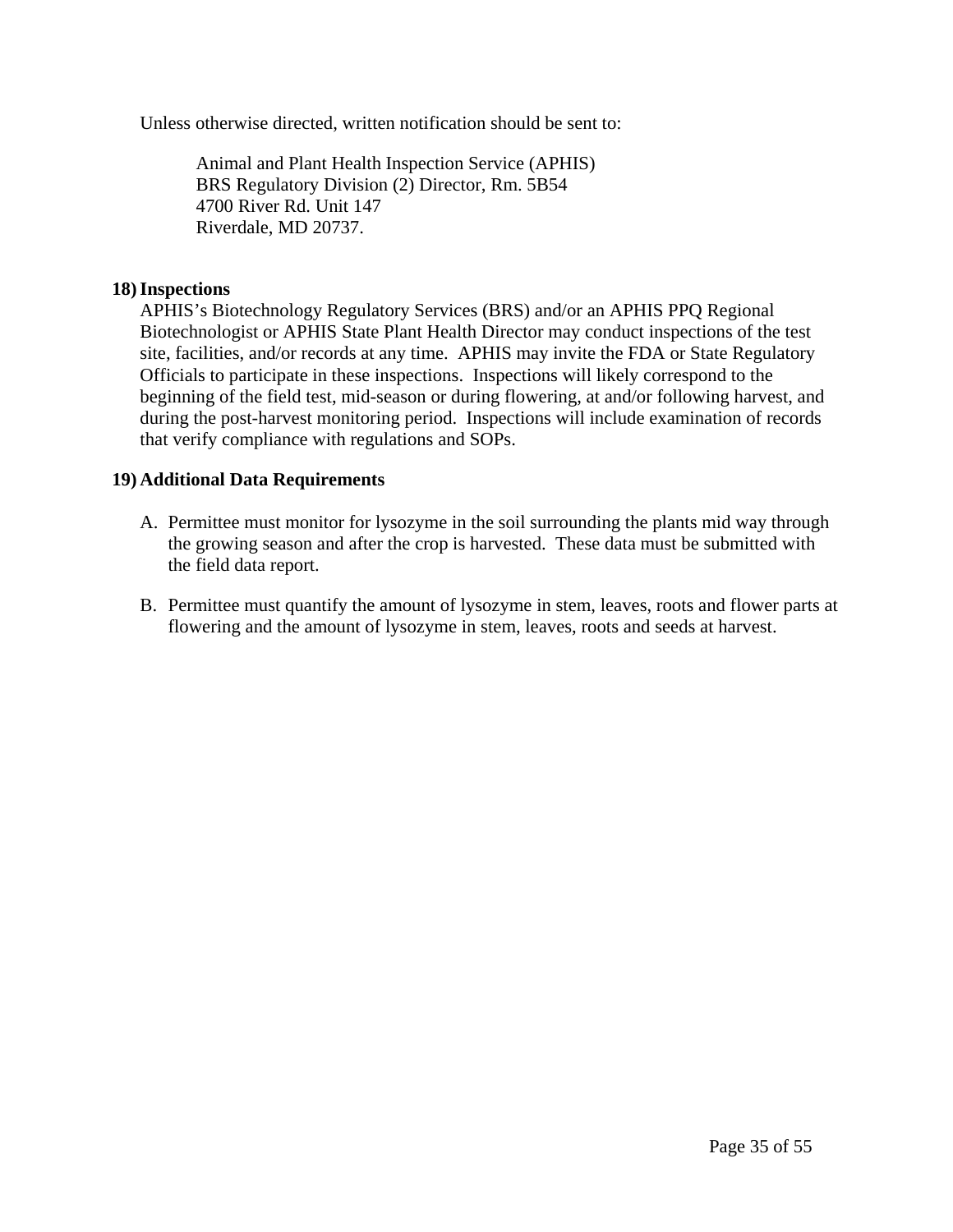Unless otherwise directed, written notification should be sent to:

> Animal and Plant Health Inspection Service (APHIS)
> BRS Regulatory Division (2) Director, Rm. 5B54
> 4700 River Rd. Unit 147
> Riverdale, MD 20737.

**18) Inspections**

APHIS's Biotechnology Regulatory Services (BRS) and/or an APHIS PPQ Regional Biotechnologist or APHIS State Plant Health Director may conduct inspections of the test site, facilities, and/or records at any time. APHIS may invite the FDA or State Regulatory Officials to participate in these inspections. Inspections will likely correspond to the beginning of the field test, mid-season or during flowering, at and/or following harvest, and during the post-harvest monitoring period. Inspections will include examination of records that verify compliance with regulations and SOPs.

**19) Additional Data Requirements**

A. Permittee must monitor for lysozyme in the soil surrounding the plants mid way through the growing season and after the crop is harvested. These data must be submitted with the field data report.

B. Permittee must quantify the amount of lysozyme in stem, leaves, roots and flower parts at flowering and the amount of lysozyme in stem, leaves, roots and seeds at harvest.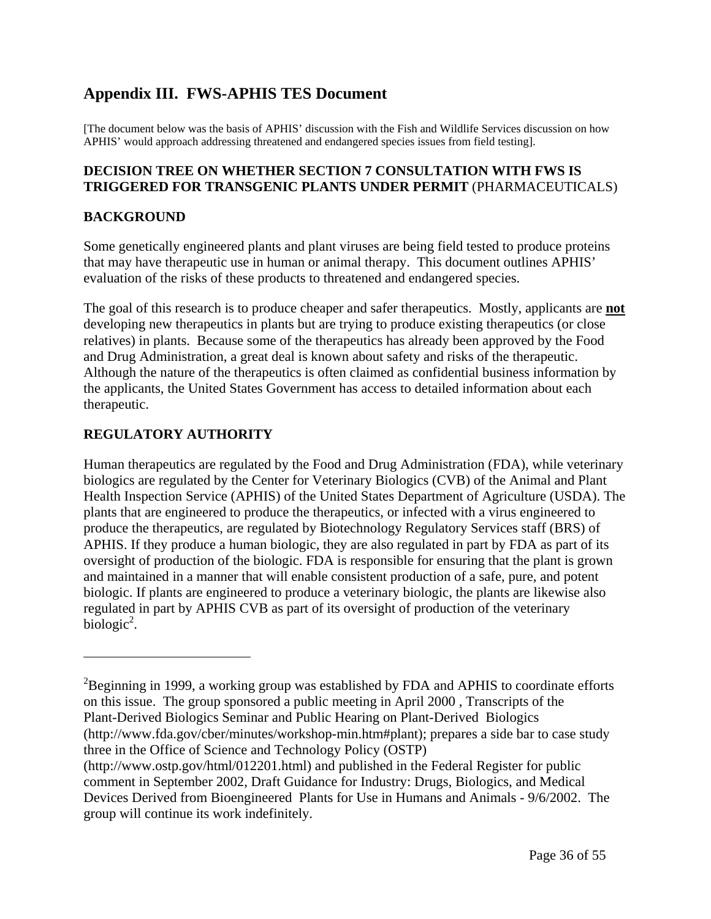# Appendix III. FWS-APHIS TES Document

[The document below was the basis of APHIS' discussion with the Fish and Wildlife Services discussion on how APHIS' would approach addressing threatened and endangered species issues from field testing].

## DECISION TREE ON WHETHER SECTION 7 CONSULTATION WITH FWS IS TRIGGERED FOR TRANSGENIC PLANTS UNDER PERMIT (PHARMACEUTICALS)

## BACKGROUND

Some genetically engineered plants and plant viruses are being field tested to produce proteins that may have therapeutic use in human or animal therapy. This document outlines APHIS' evaluation of the risks of these products to threatened and endangered species.

The goal of this research is to produce cheaper and safer therapeutics. Mostly, applicants are **not** developing new therapeutics in plants but are trying to produce existing therapeutics (or close relatives) in plants. Because some of the therapeutics has already been approved by the Food and Drug Administration, a great deal is known about safety and risks of the therapeutic. Although the nature of the therapeutics is often claimed as confidential business information by the applicants, the United States Government has access to detailed information about each therapeutic.

## REGULATORY AUTHORITY

Human therapeutics are regulated by the Food and Drug Administration (FDA), while veterinary biologics are regulated by the Center for Veterinary Biologics (CVB) of the Animal and Plant Health Inspection Service (APHIS) of the United States Department of Agriculture (USDA). The plants that are engineered to produce the therapeutics, or infected with a virus engineered to produce the therapeutics, are regulated by Biotechnology Regulatory Services staff (BRS) of APHIS. If they produce a human biologic, they are also regulated in part by FDA as part of its oversight of production of the biologic. FDA is responsible for ensuring that the plant is grown and maintained in a manner that will enable consistent production of a safe, pure, and potent biologic. If plants are engineered to produce a veterinary biologic, the plants are likewise also regulated in part by APHIS CVB as part of its oversight of production of the veterinary biologic[2].

---

[2]Beginning in 1999, a working group was established by FDA and APHIS to coordinate efforts on this issue. The group sponsored a public meeting in April 2000 , Transcripts of the Plant-Derived Biologics Seminar and Public Hearing on Plant-Derived Biologics (http://www.fda.gov/cber/minutes/workshop-min.htm#plant); prepares a side bar to case study three in the Office of Science and Technology Policy (OSTP) (http://www.ostp.gov/html/012201.html) and published in the Federal Register for public comment in September 2002, Draft Guidance for Industry: Drugs, Biologics, and Medical Devices Derived from Bioengineered Plants for Use in Humans and Animals - 9/6/2002. The group will continue its work indefinitely.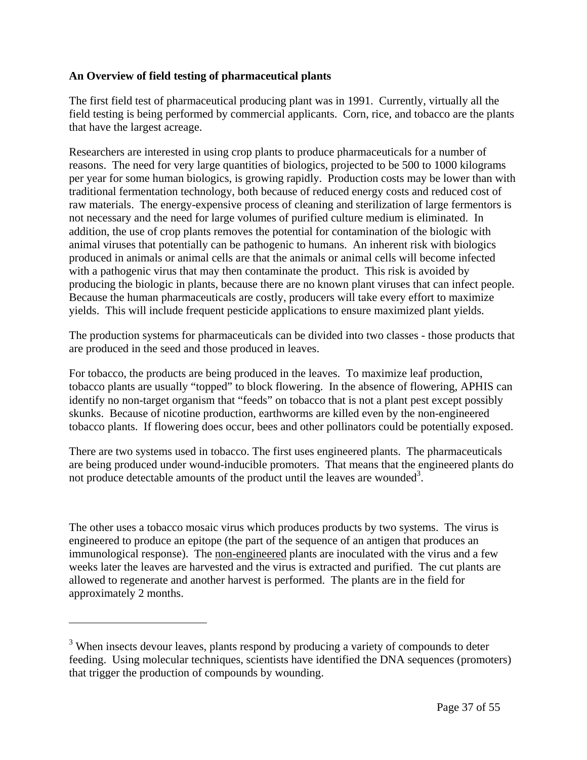**An Overview of field testing of pharmaceutical plants**

The first field test of pharmaceutical producing plant was in 1991. Currently, virtually all the field testing is being performed by commercial applicants. Corn, rice, and tobacco are the plants that have the largest acreage.

Researchers are interested in using crop plants to produce pharmaceuticals for a number of reasons. The need for very large quantities of biologics, projected to be 500 to 1000 kilograms per year for some human biologics, is growing rapidly. Production costs may be lower than with traditional fermentation technology, both because of reduced energy costs and reduced cost of raw materials. The energy-expensive process of cleaning and sterilization of large fermentors is not necessary and the need for large volumes of purified culture medium is eliminated. In addition, the use of crop plants removes the potential for contamination of the biologic with animal viruses that potentially can be pathogenic to humans. An inherent risk with biologics produced in animals or animal cells are that the animals or animal cells will become infected with a pathogenic virus that may then contaminate the product. This risk is avoided by producing the biologic in plants, because there are no known plant viruses that can infect people. Because the human pharmaceuticals are costly, producers will take every effort to maximize yields. This will include frequent pesticide applications to ensure maximized plant yields.

The production systems for pharmaceuticals can be divided into two classes - those products that are produced in the seed and those produced in leaves.

For tobacco, the products are being produced in the leaves. To maximize leaf production, tobacco plants are usually "topped" to block flowering. In the absence of flowering, APHIS can identify no non-target organism that "feeds" on tobacco that is not a plant pest except possibly skunks. Because of nicotine production, earthworms are killed even by the non-engineered tobacco plants. If flowering does occur, bees and other pollinators could be potentially exposed.

There are two systems used in tobacco. The first uses engineered plants. The pharmaceuticals are being produced under wound-inducible promoters. That means that the engineered plants do not produce detectable amounts of the product until the leaves are wounded[3].

The other uses a tobacco mosaic virus which produces products by two systems. The virus is engineered to produce an epitope (the part of the sequence of an antigen that produces an immunological response). The <u>non-engineered</u> plants are inoculated with the virus and a few weeks later the leaves are harvested and the virus is extracted and purified. The cut plants are allowed to regenerate and another harvest is performed. The plants are in the field for approximately 2 months.

---

[3] When insects devour leaves, plants respond by producing a variety of compounds to deter feeding. Using molecular techniques, scientists have identified the DNA sequences (promoters) that trigger the production of compounds by wounding.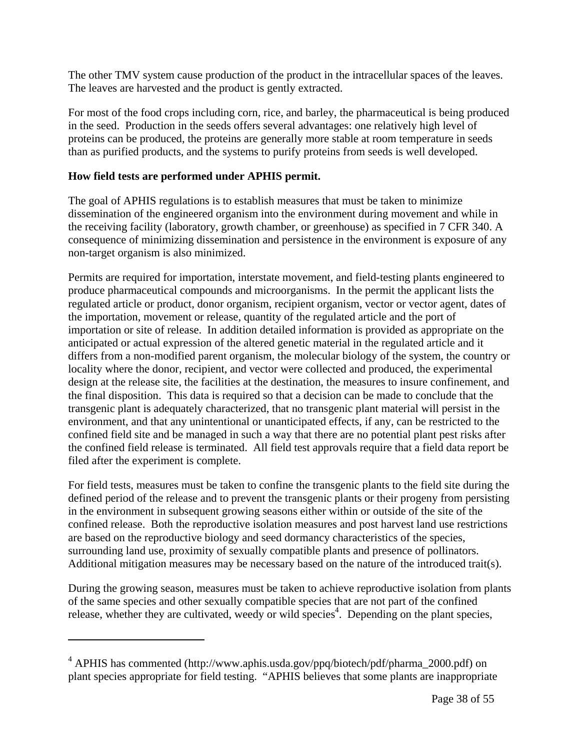The other TMV system cause production of the product in the intracellular spaces of the leaves. The leaves are harvested and the product is gently extracted.

For most of the food crops including corn, rice, and barley, the pharmaceutical is being produced in the seed. Production in the seeds offers several advantages: one relatively high level of proteins can be produced, the proteins are generally more stable at room temperature in seeds than as purified products, and the systems to purify proteins from seeds is well developed.

**How field tests are performed under APHIS permit.**

The goal of APHIS regulations is to establish measures that must be taken to minimize dissemination of the engineered organism into the environment during movement and while in the receiving facility (laboratory, growth chamber, or greenhouse) as specified in 7 CFR 340. A consequence of minimizing dissemination and persistence in the environment is exposure of any non-target organism is also minimized.

Permits are required for importation, interstate movement, and field-testing plants engineered to produce pharmaceutical compounds and microorganisms. In the permit the applicant lists the regulated article or product, donor organism, recipient organism, vector or vector agent, dates of the importation, movement or release, quantity of the regulated article and the port of importation or site of release. In addition detailed information is provided as appropriate on the anticipated or actual expression of the altered genetic material in the regulated article and it differs from a non-modified parent organism, the molecular biology of the system, the country or locality where the donor, recipient, and vector were collected and produced, the experimental design at the release site, the facilities at the destination, the measures to insure confinement, and the final disposition. This data is required so that a decision can be made to conclude that the transgenic plant is adequately characterized, that no transgenic plant material will persist in the environment, and that any unintentional or unanticipated effects, if any, can be restricted to the confined field site and be managed in such a way that there are no potential plant pest risks after the confined field release is terminated. All field test approvals require that a field data report be filed after the experiment is complete.

For field tests, measures must be taken to confine the transgenic plants to the field site during the defined period of the release and to prevent the transgenic plants or their progeny from persisting in the environment in subsequent growing seasons either within or outside of the site of the confined release. Both the reproductive isolation measures and post harvest land use restrictions are based on the reproductive biology and seed dormancy characteristics of the species, surrounding land use, proximity of sexually compatible plants and presence of pollinators. Additional mitigation measures may be necessary based on the nature of the introduced trait(s).

During the growing season, measures must be taken to achieve reproductive isolation from plants of the same species and other sexually compatible species that are not part of the confined release, whether they are cultivated, weedy or wild species[4]. Depending on the plant species,

---

[4] APHIS has commented (http://www.aphis.usda.gov/ppq/biotech/pdf/pharma_2000.pdf) on plant species appropriate for field testing. "APHIS believes that some plants are inappropriate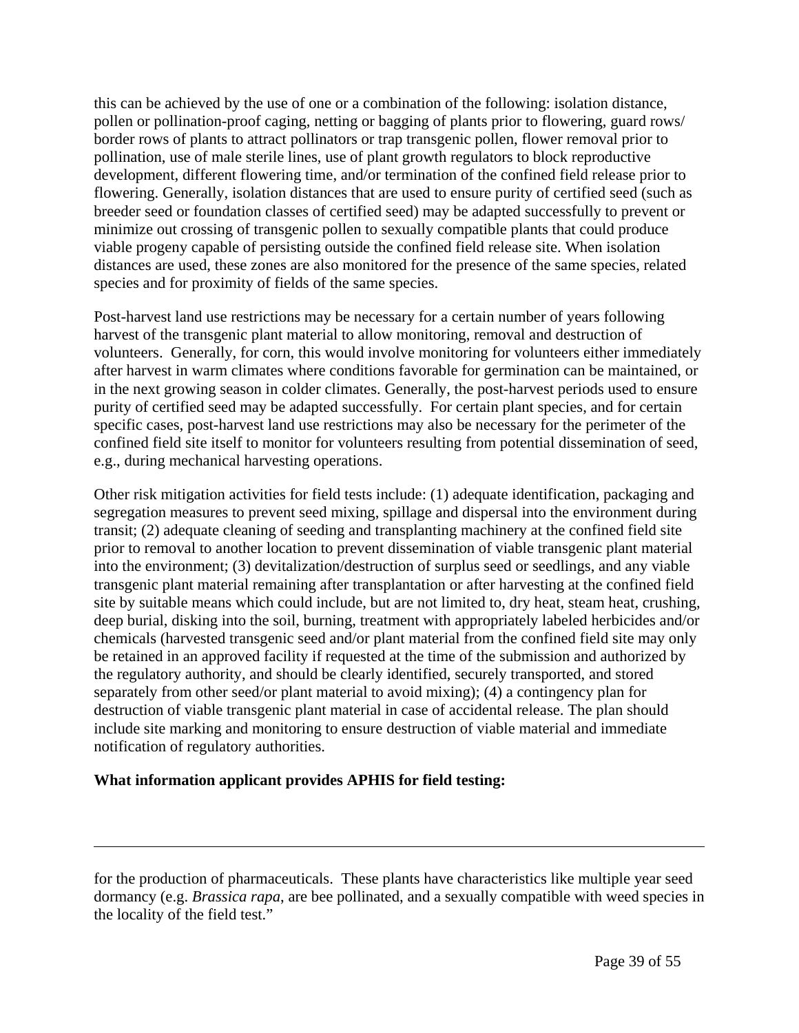this can be achieved by the use of one or a combination of the following: isolation distance, pollen or pollination-proof caging, netting or bagging of plants prior to flowering, guard rows/ border rows of plants to attract pollinators or trap transgenic pollen, flower removal prior to pollination, use of male sterile lines, use of plant growth regulators to block reproductive development, different flowering time, and/or termination of the confined field release prior to flowering. Generally, isolation distances that are used to ensure purity of certified seed (such as breeder seed or foundation classes of certified seed) may be adapted successfully to prevent or minimize out crossing of transgenic pollen to sexually compatible plants that could produce viable progeny capable of persisting outside the confined field release site. When isolation distances are used, these zones are also monitored for the presence of the same species, related species and for proximity of fields of the same species.

Post-harvest land use restrictions may be necessary for a certain number of years following harvest of the transgenic plant material to allow monitoring, removal and destruction of volunteers. Generally, for corn, this would involve monitoring for volunteers either immediately after harvest in warm climates where conditions favorable for germination can be maintained, or in the next growing season in colder climates. Generally, the post-harvest periods used to ensure purity of certified seed may be adapted successfully. For certain plant species, and for certain specific cases, post-harvest land use restrictions may also be necessary for the perimeter of the confined field site itself to monitor for volunteers resulting from potential dissemination of seed, e.g., during mechanical harvesting operations.

Other risk mitigation activities for field tests include: (1) adequate identification, packaging and segregation measures to prevent seed mixing, spillage and dispersal into the environment during transit; (2) adequate cleaning of seeding and transplanting machinery at the confined field site prior to removal to another location to prevent dissemination of viable transgenic plant material into the environment; (3) devitalization/destruction of surplus seed or seedlings, and any viable transgenic plant material remaining after transplantation or after harvesting at the confined field site by suitable means which could include, but are not limited to, dry heat, steam heat, crushing, deep burial, disking into the soil, burning, treatment with appropriately labeled herbicides and/or chemicals (harvested transgenic seed and/or plant material from the confined field site may only be retained in an approved facility if requested at the time of the submission and authorized by the regulatory authority, and should be clearly identified, securely transported, and stored separately from other seed/or plant material to avoid mixing); (4) a contingency plan for destruction of viable transgenic plant material in case of accidental release. The plan should include site marking and monitoring to ensure destruction of viable material and immediate notification of regulatory authorities.

**What information applicant provides APHIS for field testing:**

---

for the production of pharmaceuticals. These plants have characteristics like multiple year seed dormancy (e.g. *Brassica rapa*, are bee pollinated, and a sexually compatible with weed species in the locality of the field test."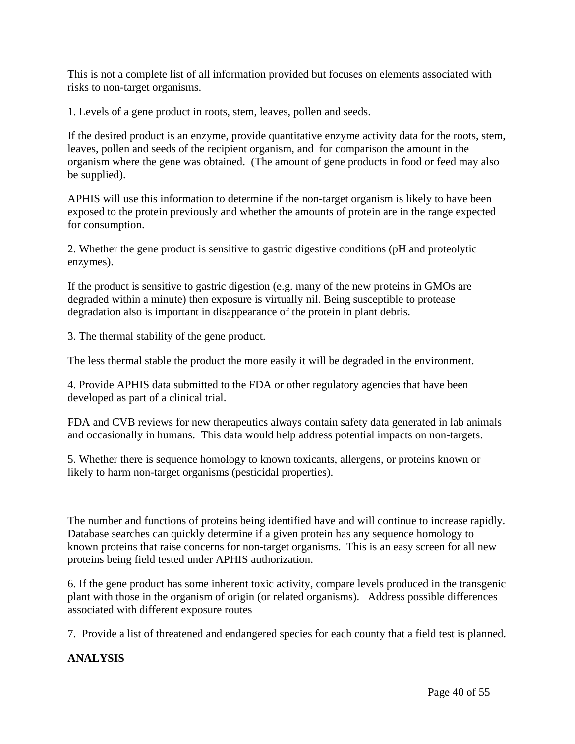This is not a complete list of all information provided but focuses on elements associated with risks to non-target organisms.

1. Levels of a gene product in roots, stem, leaves, pollen and seeds.

If the desired product is an enzyme, provide quantitative enzyme activity data for the roots, stem, leaves, pollen and seeds of the recipient organism, and for comparison the amount in the organism where the gene was obtained. (The amount of gene products in food or feed may also be supplied).

APHIS will use this information to determine if the non-target organism is likely to have been exposed to the protein previously and whether the amounts of protein are in the range expected for consumption.

2. Whether the gene product is sensitive to gastric digestive conditions (pH and proteolytic enzymes).

If the product is sensitive to gastric digestion (e.g. many of the new proteins in GMOs are degraded within a minute) then exposure is virtually nil. Being susceptible to protease degradation also is important in disappearance of the protein in plant debris.

3. The thermal stability of the gene product.

The less thermal stable the product the more easily it will be degraded in the environment.

4. Provide APHIS data submitted to the FDA or other regulatory agencies that have been developed as part of a clinical trial.

FDA and CVB reviews for new therapeutics always contain safety data generated in lab animals and occasionally in humans. This data would help address potential impacts on non-targets.

5. Whether there is sequence homology to known toxicants, allergens, or proteins known or likely to harm non-target organisms (pesticidal properties).

The number and functions of proteins being identified have and will continue to increase rapidly. Database searches can quickly determine if a given protein has any sequence homology to known proteins that raise concerns for non-target organisms. This is an easy screen for all new proteins being field tested under APHIS authorization.

6. If the gene product has some inherent toxic activity, compare levels produced in the transgenic plant with those in the organism of origin (or related organisms). Address possible differences associated with different exposure routes

7. Provide a list of threatened and endangered species for each county that a field test is planned.

**ANALYSIS**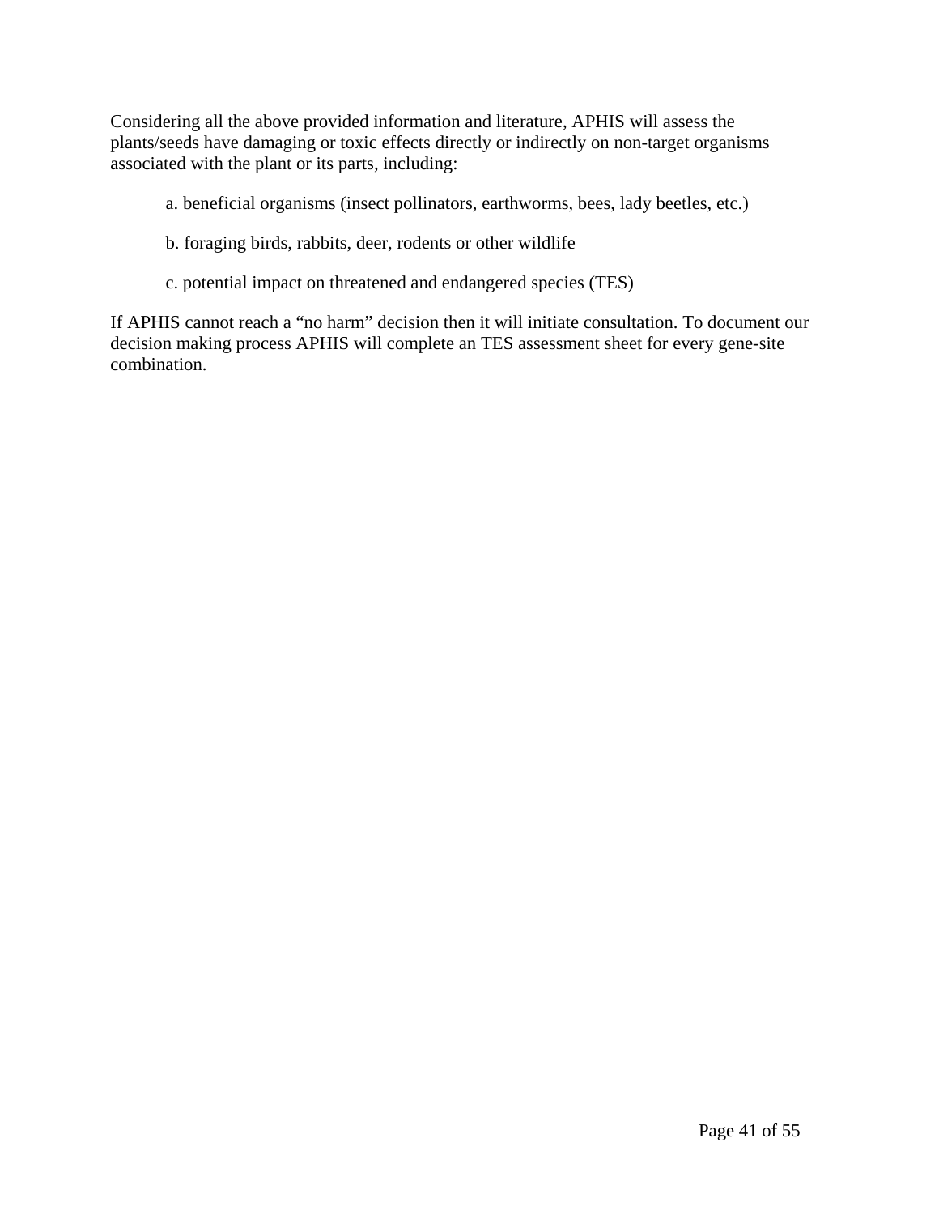Considering all the above provided information and literature, APHIS will assess the plants/seeds have damaging or toxic effects directly or indirectly on non-target organisms associated with the plant or its parts, including:

a. beneficial organisms (insect pollinators, earthworms, bees, lady beetles, etc.)

b. foraging birds, rabbits, deer, rodents or other wildlife

c. potential impact on threatened and endangered species (TES)

If APHIS cannot reach a “no harm” decision then it will initiate consultation. To document our decision making process APHIS will complete an TES assessment sheet for every gene-site combination.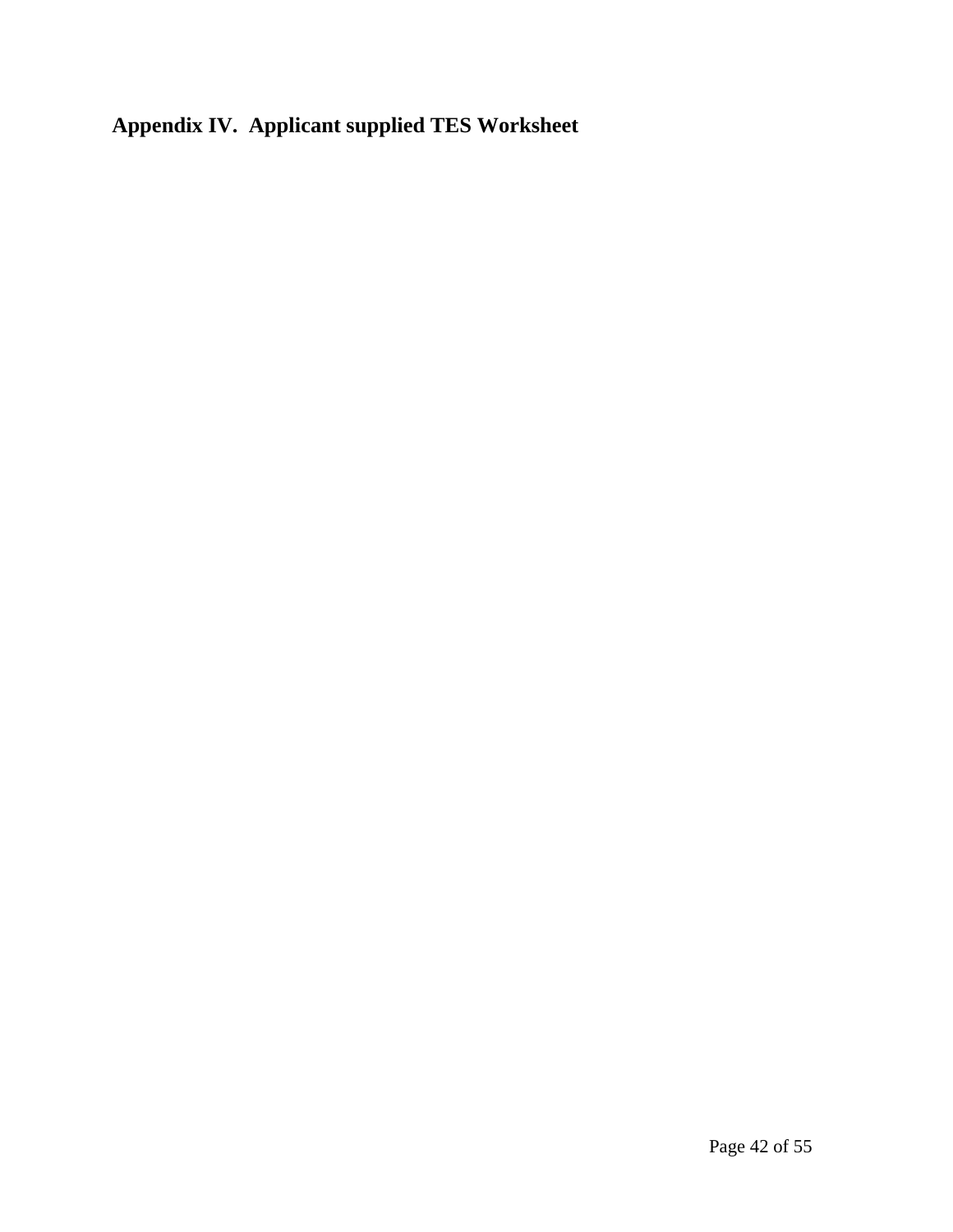## Appendix IV. Applicant supplied TES Worksheet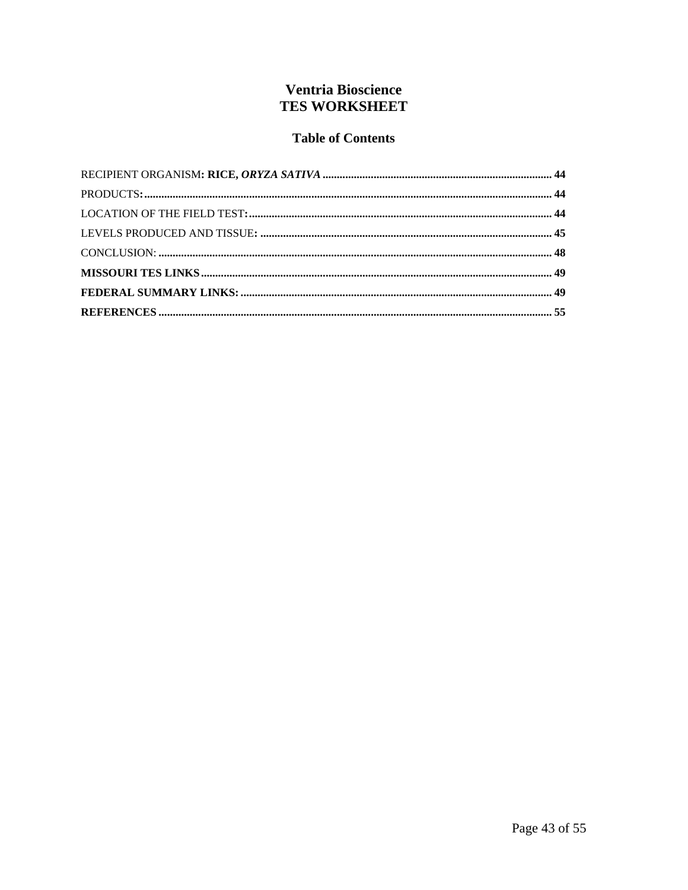# Ventria Bioscience
# TES WORKSHEET

## Table of Contents

RECIPIENT ORGANISM: **RICE, *ORYZA SATIVA*** .......... 44

PRODUCTS: .......... 44

LOCATION OF THE FIELD TEST: .......... 44

LEVELS PRODUCED AND TISSUE: .......... 45

CONCLUSION: .......... 48

**MISSOURI TES LINKS** .......... 49

**FEDERAL SUMMARY LINKS:** .......... 49

**REFERENCES** .......... 55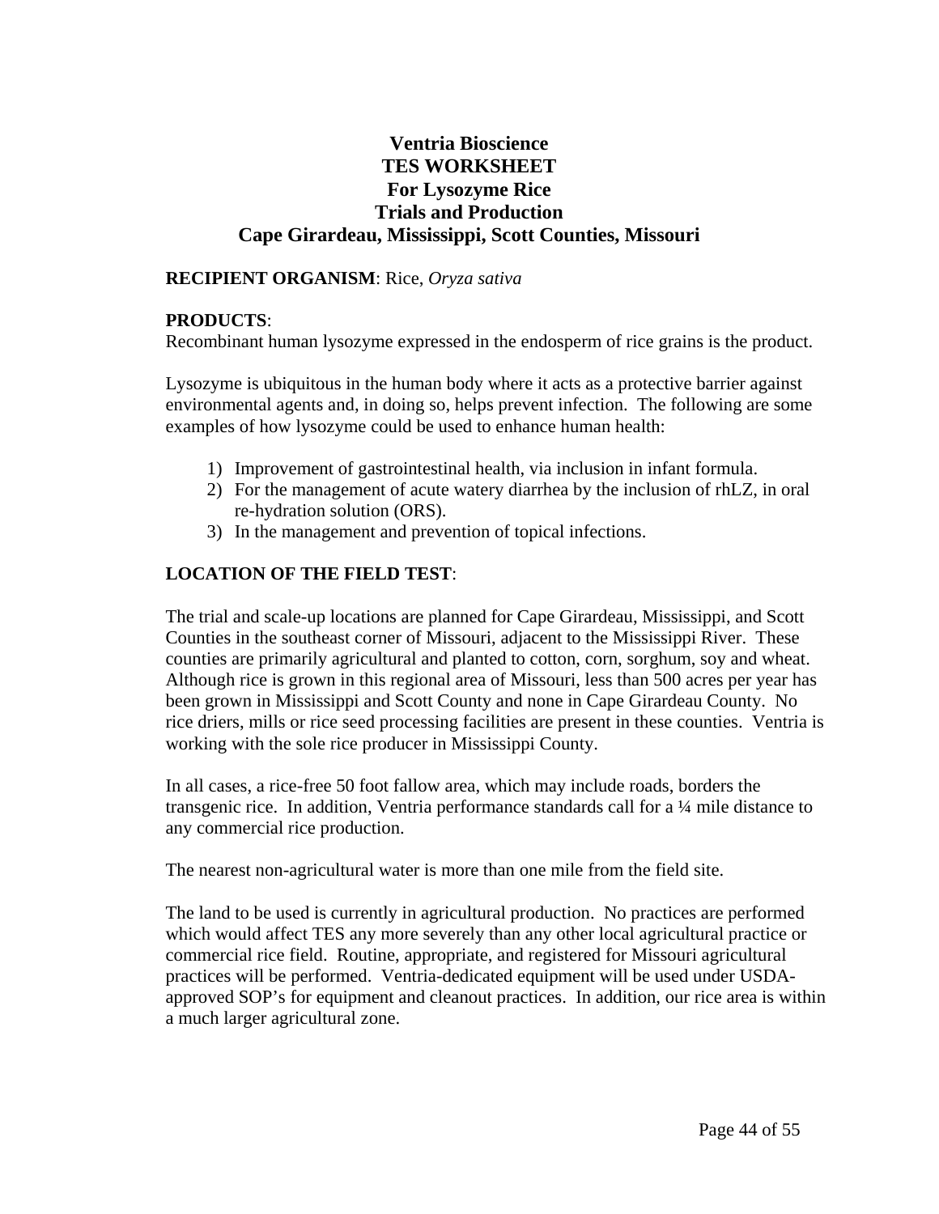# Ventria Bioscience
# TES WORKSHEET
# For Lysozyme Rice
# Trials and Production
# Cape Girardeau, Mississippi, Scott Counties, Missouri

**RECIPIENT ORGANISM**: Rice, *Oryza sativa*

**PRODUCTS**:
Recombinant human lysozyme expressed in the endosperm of rice grains is the product.

Lysozyme is ubiquitous in the human body where it acts as a protective barrier against environmental agents and, in doing so, helps prevent infection. The following are some examples of how lysozyme could be used to enhance human health:

1) Improvement of gastrointestinal health, via inclusion in infant formula.
2) For the management of acute watery diarrhea by the inclusion of rhLZ, in oral re-hydration solution (ORS).
3) In the management and prevention of topical infections.

**LOCATION OF THE FIELD TEST**:

The trial and scale-up locations are planned for Cape Girardeau, Mississippi, and Scott Counties in the southeast corner of Missouri, adjacent to the Mississippi River. These counties are primarily agricultural and planted to cotton, corn, sorghum, soy and wheat. Although rice is grown in this regional area of Missouri, less than 500 acres per year has been grown in Mississippi and Scott County and none in Cape Girardeau County. No rice driers, mills or rice seed processing facilities are present in these counties. Ventria is working with the sole rice producer in Mississippi County.

In all cases, a rice-free 50 foot fallow area, which may include roads, borders the transgenic rice. In addition, Ventria performance standards call for a ¼ mile distance to any commercial rice production.

The nearest non-agricultural water is more than one mile from the field site.

The land to be used is currently in agricultural production. No practices are performed which would affect TES any more severely than any other local agricultural practice or commercial rice field. Routine, appropriate, and registered for Missouri agricultural practices will be performed. Ventria-dedicated equipment will be used under USDA-approved SOP's for equipment and cleanout practices. In addition, our rice area is within a much larger agricultural zone.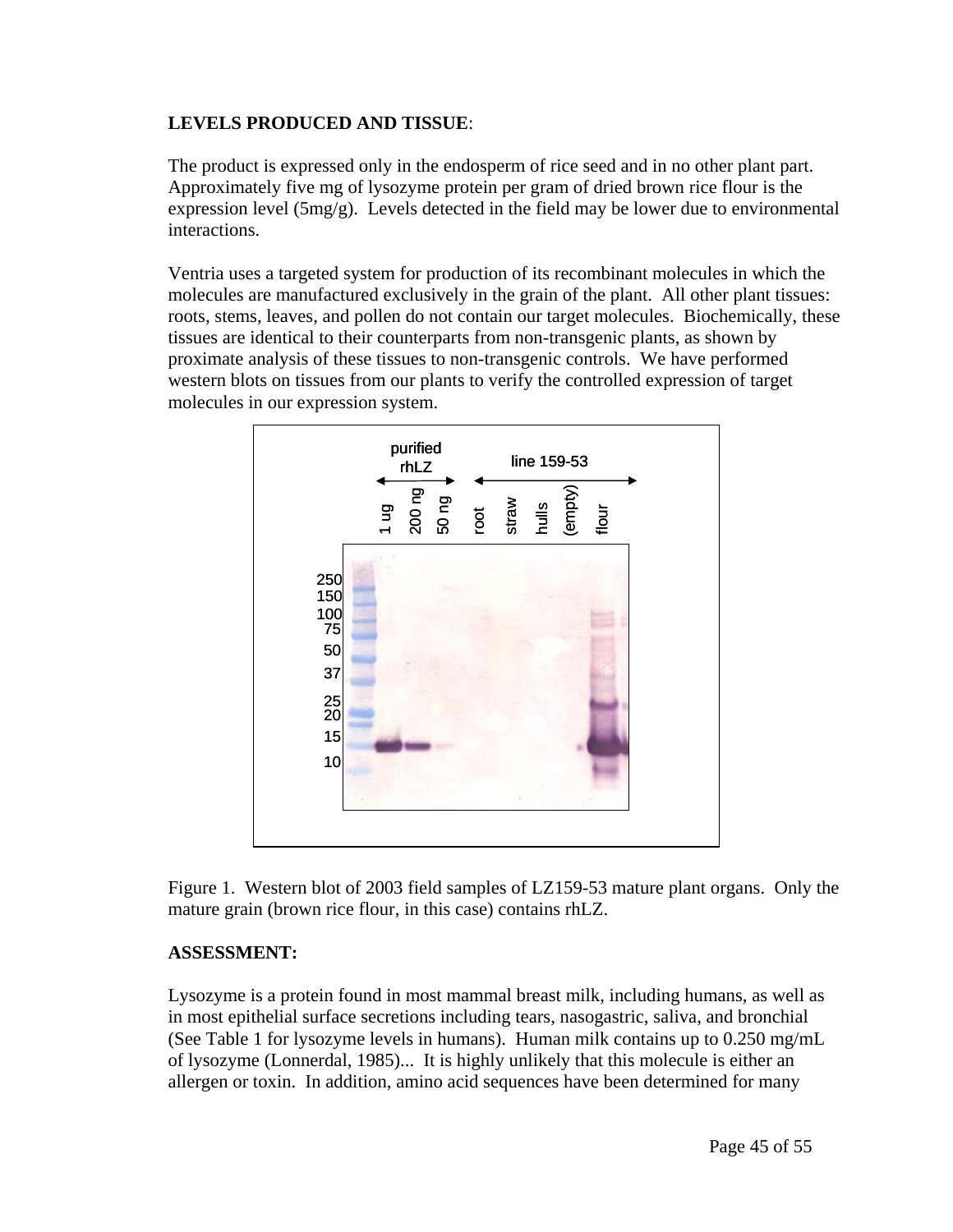**LEVELS PRODUCED AND TISSUE**:

The product is expressed only in the endosperm of rice seed and in no other plant part. Approximately five mg of lysozyme protein per gram of dried brown rice flour is the expression level (5mg/g). Levels detected in the field may be lower due to environmental interactions.

Ventria uses a targeted system for production of its recombinant molecules in which the molecules are manufactured exclusively in the grain of the plant. All other plant tissues: roots, stems, leaves, and pollen do not contain our target molecules. Biochemically, these tissues are identical to their counterparts from non-transgenic plants, as shown by proximate analysis of these tissues to non-transgenic controls. We have performed western blots on tissues from our plants to verify the controlled expression of target molecules in our expression system.

Figure 1. Western blot of 2003 field samples of LZ159-53 mature plant organs. Only the mature grain (brown rice flour, in this case) contains rhLZ.

**ASSESSMENT:**

Lysozyme is a protein found in most mammal breast milk, including humans, as well as in most epithelial surface secretions including tears, nasogastric, saliva, and bronchial (See Table 1 for lysozyme levels in humans). Human milk contains up to 0.250 mg/mL of lysozyme (Lonnerdal, 1985)... It is highly unlikely that this molecule is either an allergen or toxin. In addition, amino acid sequences have been determined for many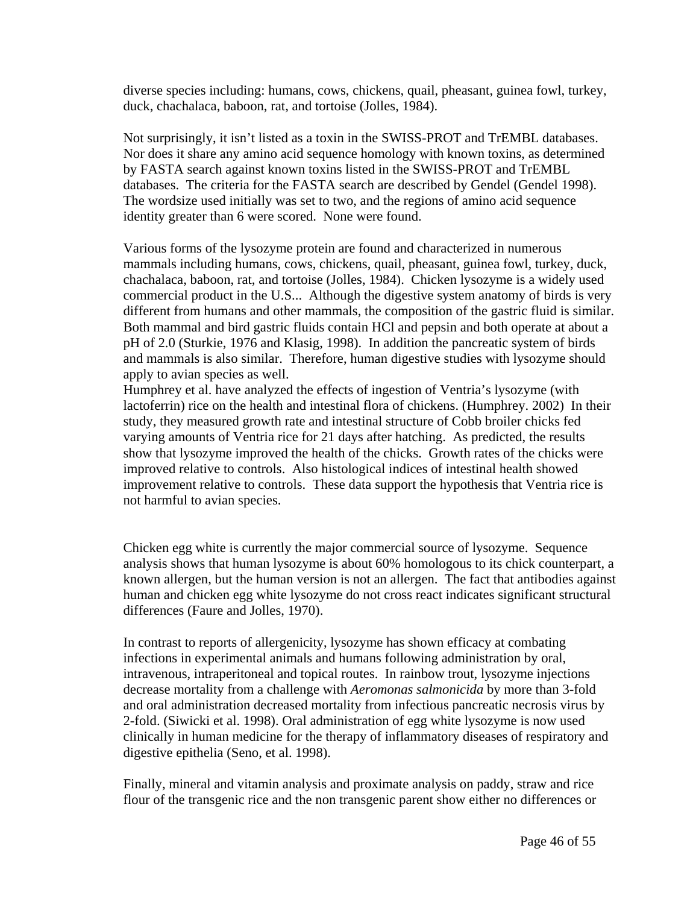diverse species including: humans, cows, chickens, quail, pheasant, guinea fowl, turkey, duck, chachalaca, baboon, rat, and tortoise (Jolles, 1984).

Not surprisingly, it isn't listed as a toxin in the SWISS-PROT and TrEMBL databases. Nor does it share any amino acid sequence homology with known toxins, as determined by FASTA search against known toxins listed in the SWISS-PROT and TrEMBL databases. The criteria for the FASTA search are described by Gendel (Gendel 1998). The wordsize used initially was set to two, and the regions of amino acid sequence identity greater than 6 were scored. None were found.

Various forms of the lysozyme protein are found and characterized in numerous mammals including humans, cows, chickens, quail, pheasant, guinea fowl, turkey, duck, chachalaca, baboon, rat, and tortoise (Jolles, 1984). Chicken lysozyme is a widely used commercial product in the U.S... Although the digestive system anatomy of birds is very different from humans and other mammals, the composition of the gastric fluid is similar. Both mammal and bird gastric fluids contain HCl and pepsin and both operate at about a pH of 2.0 (Sturkie, 1976 and Klasig, 1998). In addition the pancreatic system of birds and mammals is also similar. Therefore, human digestive studies with lysozyme should apply to avian species as well.

Humphrey et al. have analyzed the effects of ingestion of Ventria's lysozyme (with lactoferrin) rice on the health and intestinal flora of chickens. (Humphrey. 2002) In their study, they measured growth rate and intestinal structure of Cobb broiler chicks fed varying amounts of Ventria rice for 21 days after hatching. As predicted, the results show that lysozyme improved the health of the chicks. Growth rates of the chicks were improved relative to controls. Also histological indices of intestinal health showed improvement relative to controls. These data support the hypothesis that Ventria rice is not harmful to avian species.

Chicken egg white is currently the major commercial source of lysozyme. Sequence analysis shows that human lysozyme is about 60% homologous to its chick counterpart, a known allergen, but the human version is not an allergen. The fact that antibodies against human and chicken egg white lysozyme do not cross react indicates significant structural differences (Faure and Jolles, 1970).

In contrast to reports of allergenicity, lysozyme has shown efficacy at combating infections in experimental animals and humans following administration by oral, intravenous, intraperitoneal and topical routes. In rainbow trout, lysozyme injections decrease mortality from a challenge with *Aeromonas salmonicida* by more than 3-fold and oral administration decreased mortality from infectious pancreatic necrosis virus by 2-fold. (Siwicki et al. 1998). Oral administration of egg white lysozyme is now used clinically in human medicine for the therapy of inflammatory diseases of respiratory and digestive epithelia (Seno, et al. 1998).

Finally, mineral and vitamin analysis and proximate analysis on paddy, straw and rice flour of the transgenic rice and the non transgenic parent show either no differences or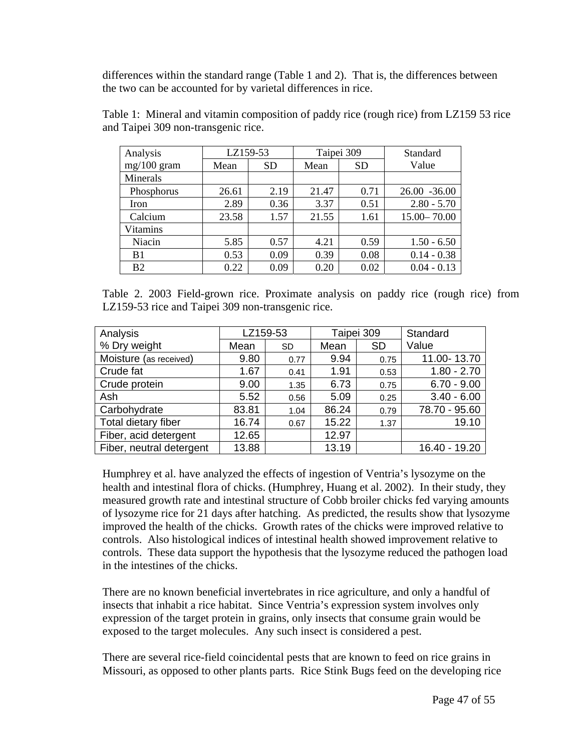differences within the standard range (Table 1 and 2). That is, the differences between the two can be accounted for by varietal differences in rice.

Table 1: Mineral and vitamin composition of paddy rice (rough rice) from LZ159 53 rice and Taipei 309 non-transgenic rice.

| Analysis | LZ159-53 | | Taipei 309 | | Standard Value |
|---|---|---|---|---|---|
| mg/100 gram | Mean | SD | Mean | SD | |
| Minerals | | | | | |
| Phosphorus | 26.61 | 2.19 | 21.47 | 0.71 | 26.00 -36.00 |
| Iron | 2.89 | 0.36 | 3.37 | 0.51 | 2.80 - 5.70 |
| Calcium | 23.58 | 1.57 | 21.55 | 1.61 | 15.00– 70.00 |
| Vitamins | | | | | |
| Niacin | 5.85 | 0.57 | 4.21 | 0.59 | 1.50 - 6.50 |
| B1 | 0.53 | 0.09 | 0.39 | 0.08 | 0.14 - 0.38 |
| B2 | 0.22 | 0.09 | 0.20 | 0.02 | 0.04 - 0.13 |

Table 2. 2003 Field-grown rice. Proximate analysis on paddy rice (rough rice) from LZ159-53 rice and Taipei 309 non-transgenic rice.

| Analysis | LZ159-53 | | Taipei 309 | | Standard Value |
|---|---|---|---|---|---|
| % Dry weight | Mean | SD | Mean | SD | |
| Moisture (as received) | 9.80 | 0.77 | 9.94 | 0.75 | 11.00- 13.70 |
| Crude fat | 1.67 | 0.41 | 1.91 | 0.53 | 1.80 - 2.70 |
| Crude protein | 9.00 | 1.35 | 6.73 | 0.75 | 6.70 - 9.00 |
| Ash | 5.52 | 0.56 | 5.09 | 0.25 | 3.40 - 6.00 |
| Carbohydrate | 83.81 | 1.04 | 86.24 | 0.79 | 78.70 - 95.60 |
| Total dietary fiber | 16.74 | 0.67 | 15.22 | 1.37 | 19.10 |
| Fiber, acid detergent | 12.65 | | 12.97 | | |
| Fiber, neutral detergent | 13.88 | | 13.19 | | 16.40 - 19.20 |

Humphrey et al. have analyzed the effects of ingestion of Ventria's lysozyme on the health and intestinal flora of chicks. (Humphrey, Huang et al. 2002). In their study, they measured growth rate and intestinal structure of Cobb broiler chicks fed varying amounts of lysozyme rice for 21 days after hatching. As predicted, the results show that lysozyme improved the health of the chicks. Growth rates of the chicks were improved relative to controls. Also histological indices of intestinal health showed improvement relative to controls. These data support the hypothesis that the lysozyme reduced the pathogen load in the intestines of the chicks.

There are no known beneficial invertebrates in rice agriculture, and only a handful of insects that inhabit a rice habitat. Since Ventria's expression system involves only expression of the target protein in grains, only insects that consume grain would be exposed to the target molecules. Any such insect is considered a pest.

There are several rice-field coincidental pests that are known to feed on rice grains in Missouri, as opposed to other plants parts. Rice Stink Bugs feed on the developing rice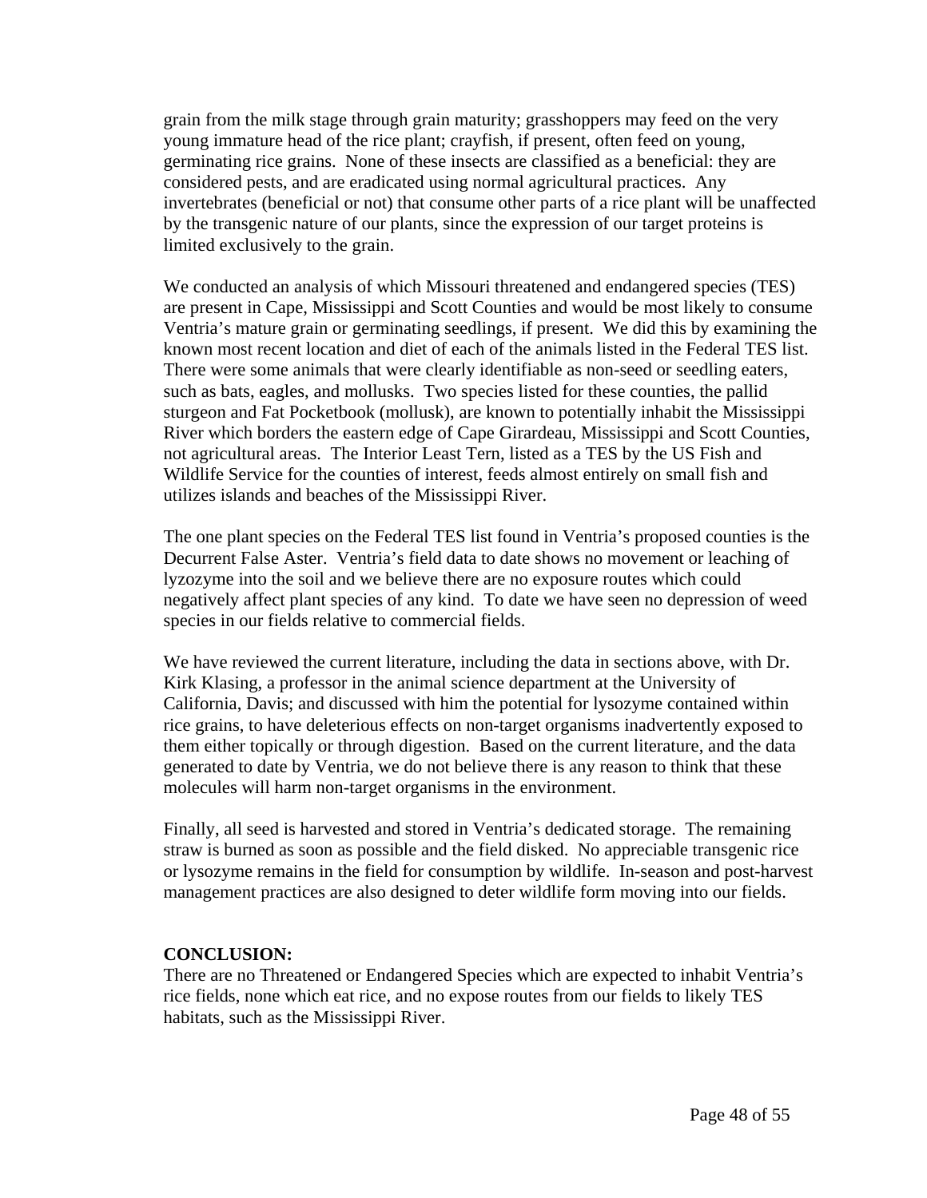grain from the milk stage through grain maturity; grasshoppers may feed on the very young immature head of the rice plant; crayfish, if present, often feed on young, germinating rice grains. None of these insects are classified as a beneficial: they are considered pests, and are eradicated using normal agricultural practices. Any invertebrates (beneficial or not) that consume other parts of a rice plant will be unaffected by the transgenic nature of our plants, since the expression of our target proteins is limited exclusively to the grain.

We conducted an analysis of which Missouri threatened and endangered species (TES) are present in Cape, Mississippi and Scott Counties and would be most likely to consume Ventria's mature grain or germinating seedlings, if present. We did this by examining the known most recent location and diet of each of the animals listed in the Federal TES list. There were some animals that were clearly identifiable as non-seed or seedling eaters, such as bats, eagles, and mollusks. Two species listed for these counties, the pallid sturgeon and Fat Pocketbook (mollusk), are known to potentially inhabit the Mississippi River which borders the eastern edge of Cape Girardeau, Mississippi and Scott Counties, not agricultural areas. The Interior Least Tern, listed as a TES by the US Fish and Wildlife Service for the counties of interest, feeds almost entirely on small fish and utilizes islands and beaches of the Mississippi River.

The one plant species on the Federal TES list found in Ventria's proposed counties is the Decurrent False Aster. Ventria's field data to date shows no movement or leaching of lyzozyme into the soil and we believe there are no exposure routes which could negatively affect plant species of any kind. To date we have seen no depression of weed species in our fields relative to commercial fields.

We have reviewed the current literature, including the data in sections above, with Dr. Kirk Klasing, a professor in the animal science department at the University of California, Davis; and discussed with him the potential for lysozyme contained within rice grains, to have deleterious effects on non-target organisms inadvertently exposed to them either topically or through digestion. Based on the current literature, and the data generated to date by Ventria, we do not believe there is any reason to think that these molecules will harm non-target organisms in the environment.

Finally, all seed is harvested and stored in Ventria's dedicated storage. The remaining straw is burned as soon as possible and the field disked. No appreciable transgenic rice or lysozyme remains in the field for consumption by wildlife. In-season and post-harvest management practices are also designed to deter wildlife form moving into our fields.

**CONCLUSION:**

There are no Threatened or Endangered Species which are expected to inhabit Ventria's rice fields, none which eat rice, and no expose routes from our fields to likely TES habitats, such as the Mississippi River.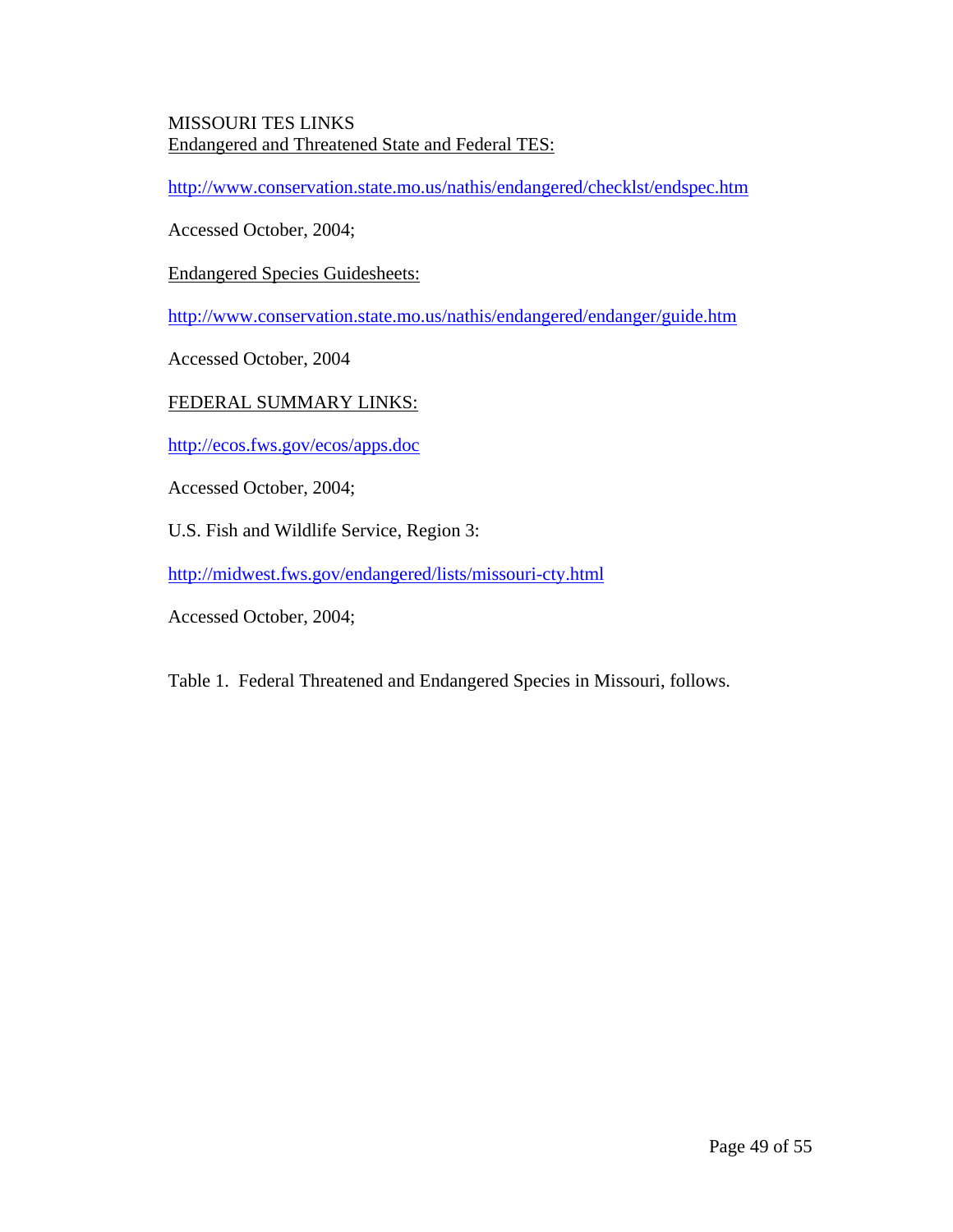MISSOURI TES LINKS

Endangered and Threatened State and Federal TES:

http://www.conservation.state.mo.us/nathis/endangered/checklst/endspec.htm

Accessed October, 2004;

Endangered Species Guidesheets:

http://www.conservation.state.mo.us/nathis/endangered/endanger/guide.htm

Accessed October, 2004

FEDERAL SUMMARY LINKS:

http://ecos.fws.gov/ecos/apps.doc

Accessed October, 2004;

U.S. Fish and Wildlife Service, Region 3:

http://midwest.fws.gov/endangered/lists/missouri-cty.html

Accessed October, 2004;

Table 1. Federal Threatened and Endangered Species in Missouri, follows.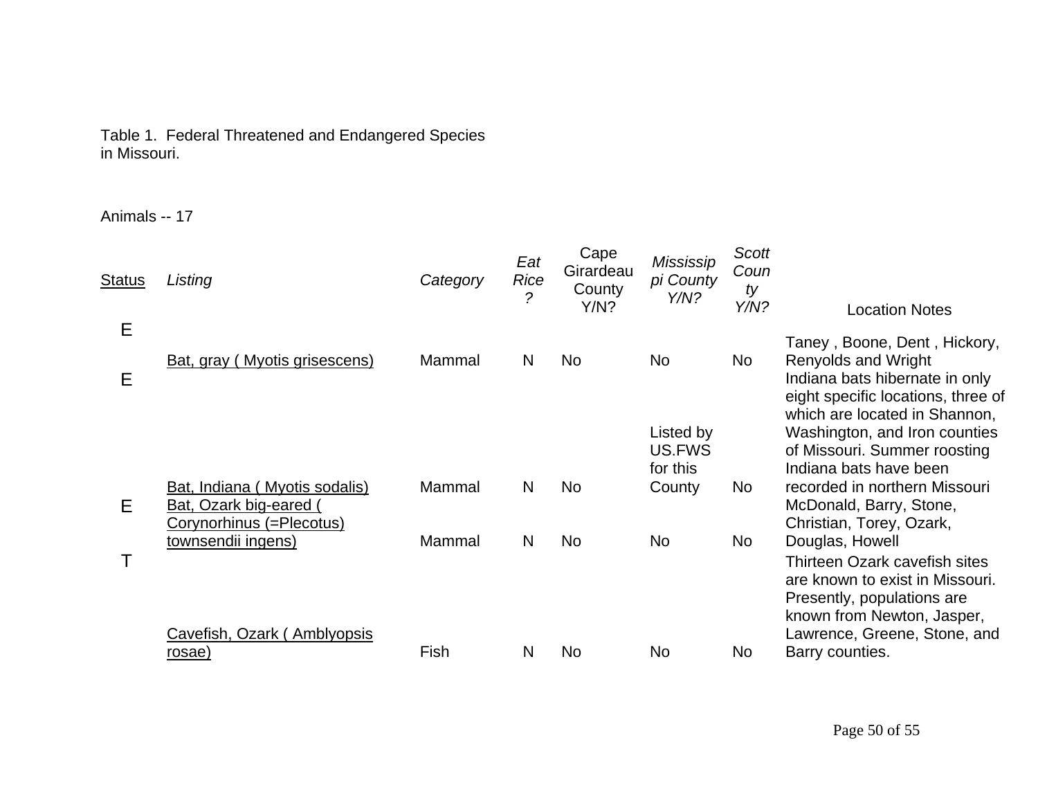Table 1. Federal Threatened and Endangered Species in Missouri.

Animals -- 17

| Status | *Listing* | *Category* | *Eat Rice?* | Cape Girardeau County Y/N? | *Mississippi County Y/N?* | *Scott County Y/N?* | Location Notes |
|---|---|---|---|---|---|---|---|
| E | Bat, gray ( Myotis grisescens) | Mammal | N | No | No | No | Taney , Boone, Dent , Hickory, Renyolds and Wright |
| E | Bat, Indiana ( Myotis sodalis) | Mammal | N | No | Listed by US.FWS for this County | No | Indiana bats hibernate in only eight specific locations, three of which are located in Shannon, Washington, and Iron counties of Missouri. Summer roosting Indiana bats have been recorded in northern Missouri |
| E | Bat, Ozark big-eared ( Corynorhinus (=Plecotus) townsendii ingens) | Mammal | N | No | No | No | McDonald, Barry, Stone, Christian, Torey, Ozark, Douglas, Howell |
| T | Cavefish, Ozark ( Amblyopsis rosae) | Fish | N | No | No | No | Thirteen Ozark cavefish sites are known to exist in Missouri. Presently, populations are known from Newton, Jasper, Lawrence, Greene, Stone, and Barry counties. |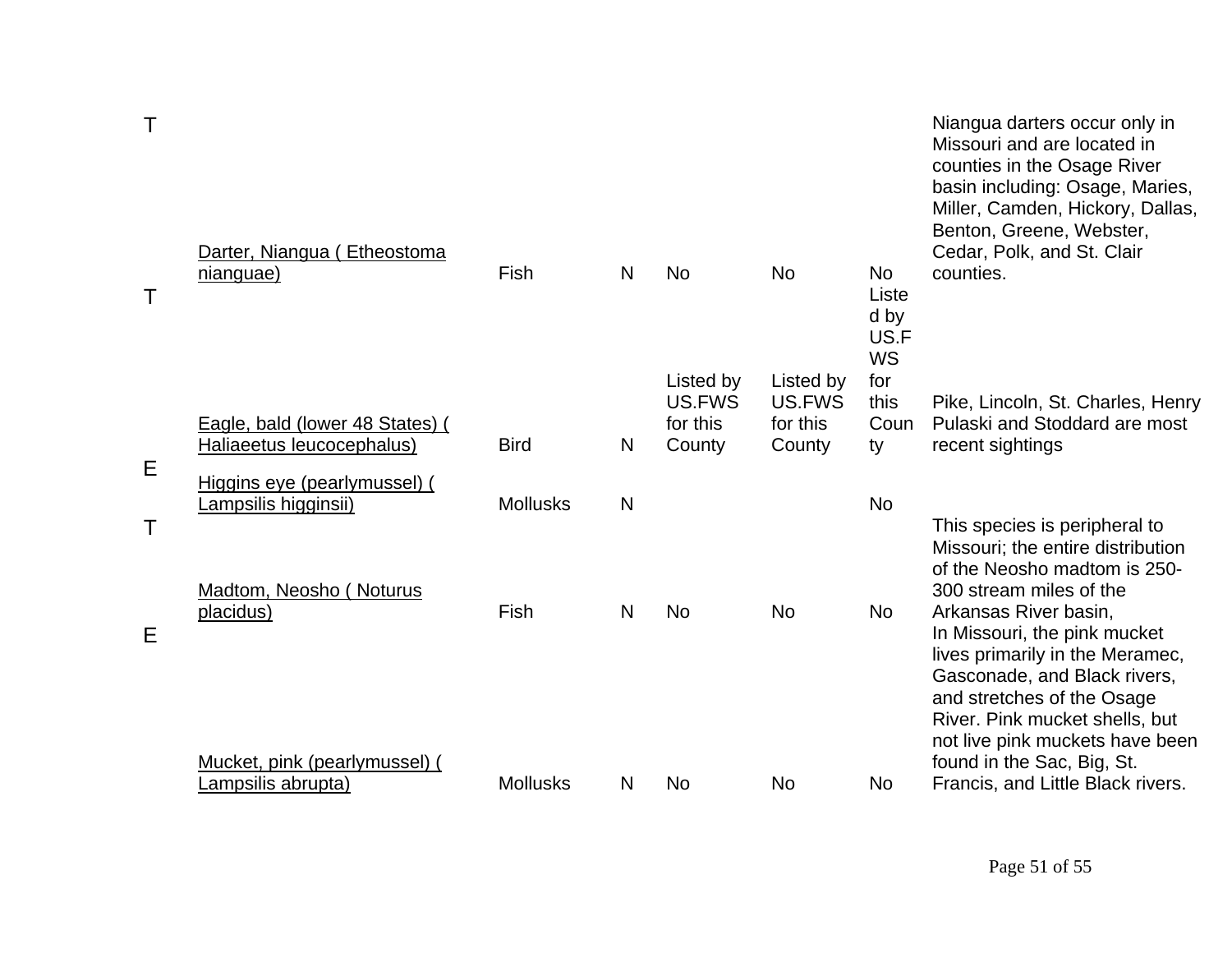| | | | | | | | |
|---|---|---|---|---|---|---|---|
| T | Darter, Niangua ( Etheostoma nianguae) | Fish | N | No | No | No | Niangua darters occur only in Missouri and are located in counties in the Osage River basin including: Osage, Maries, Miller, Camden, Hickory, Dallas, Benton, Greene, Webster, Cedar, Polk, and St. Clair counties. |
| T | Eagle, bald (lower 48 States) ( Haliaeetus leucocephalus) | Bird | N | Listed by US.FWS for this County | Listed by US.FWS for this County | Listed by US.FWS for this County | Pike, Lincoln, St. Charles, Henry Pulaski and Stoddard are most recent sightings |
| E | Higgins eye (pearlymussel) ( Lampsilis higginsii) | Mollusks | N | | | No | |
| T | Madtom, Neosho ( Noturus placidus) | Fish | N | No | No | No | This species is peripheral to Missouri; the entire distribution of the Neosho madtom is 250-300 stream miles of the Arkansas River basin, |
| E | Mucket, pink (pearlymussel) ( Lampsilis abrupta) | Mollusks | N | No | No | No | In Missouri, the pink mucket lives primarily in the Meramec, Gasconade, and Black rivers, and stretches of the Osage River. Pink mucket shells, but not live pink muckets have been found in the Sac, Big, St. Francis, and Little Black rivers. |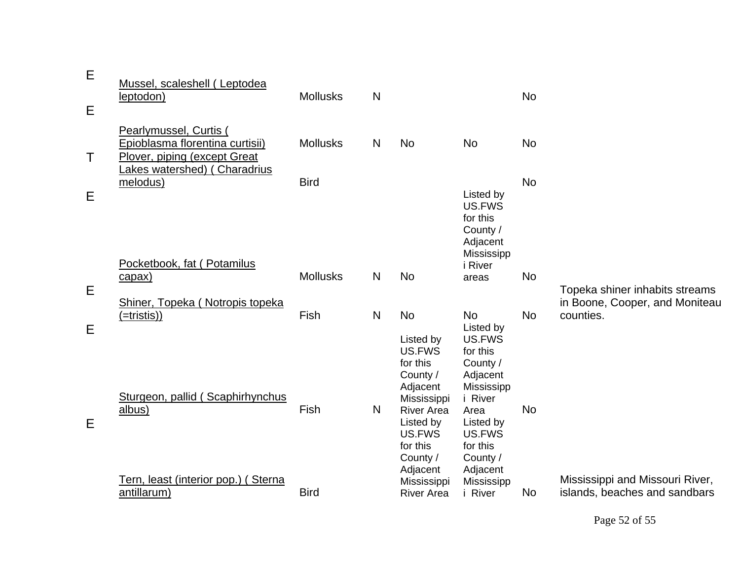| | | | | | | | |
|---|---|---|---|---|---|---|---|
| E | Mussel, scaleshell ( Leptodea leptodon) | Mollusks | N | | | No | |
| E | Pearlymussel, Curtis ( Epioblasma florentina curtisii) | Mollusks | N | No | No | No | |
| T | Plover, piping (except Great Lakes watershed) ( Charadrius melodus) | Bird | | | | No | |
| E | Pocketbook, fat ( Potamilus capax) | Mollusks | N | No | Listed by US.FWS for this County / Adjacent Mississippi River areas | No | |
| E | Shiner, Topeka ( Notropis topeka (=tristis)) | Fish | N | No | No | No | Topeka shiner inhabits streams in Boone, Cooper, and Moniteau counties. |
| E | Sturgeon, pallid ( Scaphirhynchus albus) | Fish | N | Listed by US.FWS for this County / Adjacent Mississippi River Area | Listed by US.FWS for this County / Adjacent Mississippi River Area | No | |
| E | Tern, least (interior pop.) ( Sterna antillarum) | Bird | | Listed by US.FWS for this County / Adjacent Mississippi River Area | Listed by US.FWS for this County / Adjacent Mississippi River | No | Mississippi and Missouri River, islands, beaches and sandbars |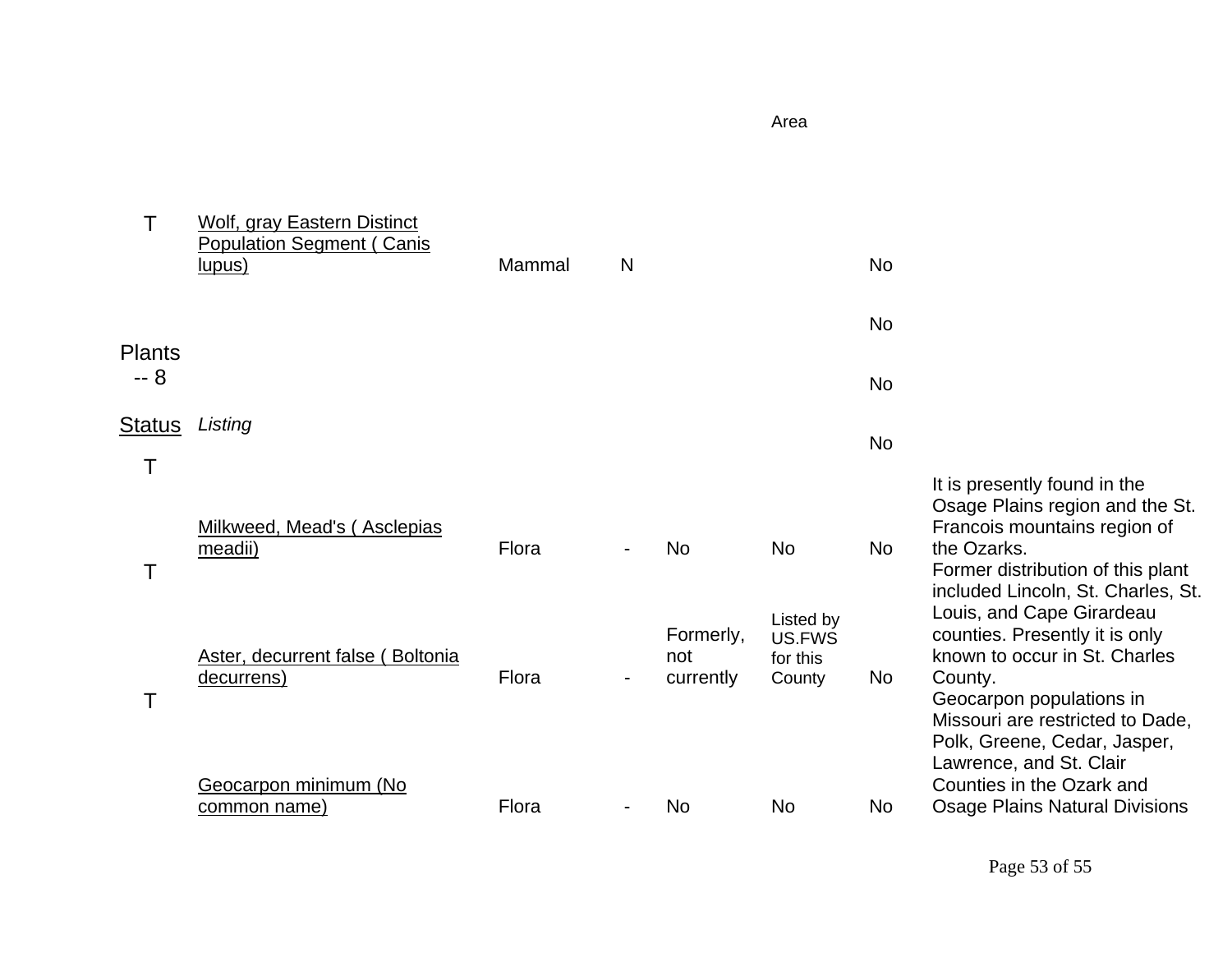| | | | | | Area | | |
|---|---|---|---|---|---|---|---|
| T | Wolf, gray Eastern Distinct Population Segment ( Canis lupus) | Mammal | N | | | No | |
| | | | | | | No | |
| **Plants -- 8** | | | | | | No | |
| Status | *Listing* | | | | | No | |
| T | Milkweed, Mead's ( Asclepias meadii) | Flora | - | No | No | No | It is presently found in the Osage Plains region and the St. Francois mountains region of the Ozarks. |
| T | Aster, decurrent false ( Boltonia decurrens) | Flora | - | Formerly, not currently | Listed by US.FWS for this County | No | Former distribution of this plant included Lincoln, St. Charles, St. Louis, and Cape Girardeau counties. Presently it is only known to occur in St. Charles County. |
| T | Geocarpon minimum (No common name) | Flora | - | No | No | No | Geocarpon populations in Missouri are restricted to Dade, Polk, Greene, Cedar, Jasper, Lawrence, and St. Clair Counties in the Ozark and Osage Plains Natural Divisions |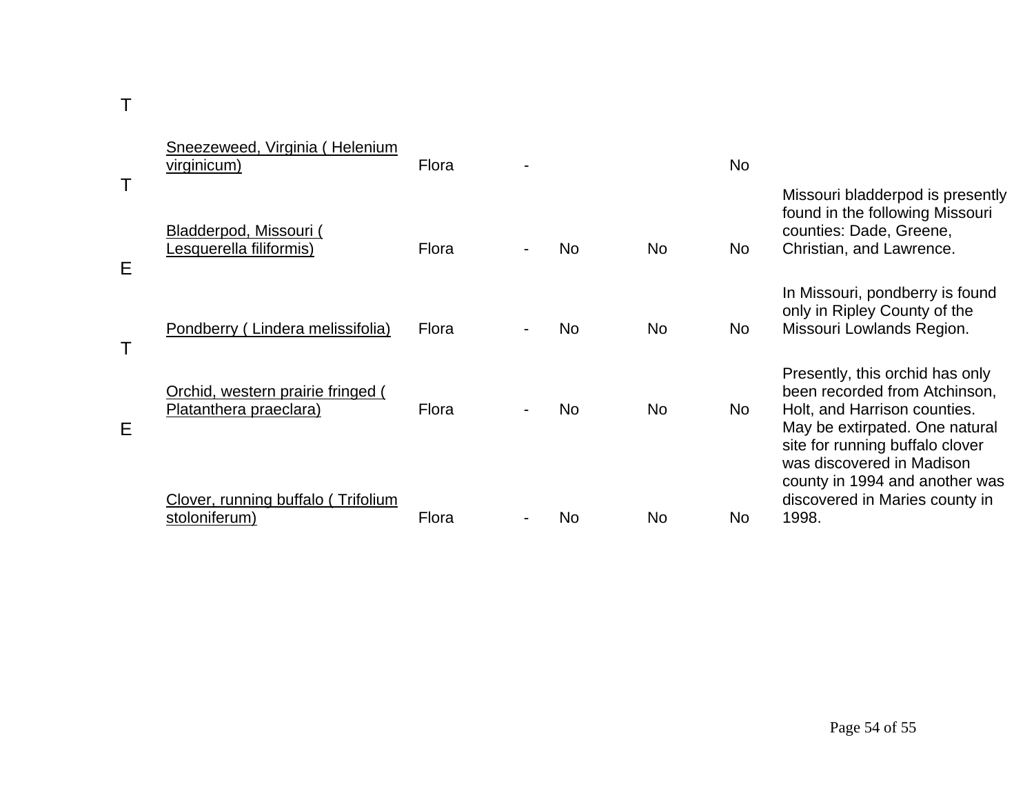| | | | | | | | |
|---|---|---|---|---|---|---|---|
| T | Sneezeweed, Virginia ( Helenium virginicum) | Flora | - | | | No | |
| T | Bladderpod, Missouri ( Lesquerella filiformis) | Flora | - | No | No | No | Missouri bladderpod is presently found in the following Missouri counties: Dade, Greene, Christian, and Lawrence. |
| E | Pondberry ( Lindera melissifolia) | Flora | - | No | No | No | In Missouri, pondberry is found only in Ripley County of the Missouri Lowlands Region. |
| T | Orchid, western prairie fringed ( Platanthera praeclara) | Flora | - | No | No | No | Presently, this orchid has only been recorded from Atchinson, Holt, and Harrison counties. |
| E | Clover, running buffalo ( Trifolium stoloniferum) | Flora | - | No | No | No | May be extirpated. One natural site for running buffalo clover was discovered in Madison county in 1994 and another was discovered in Maries county in 1998. |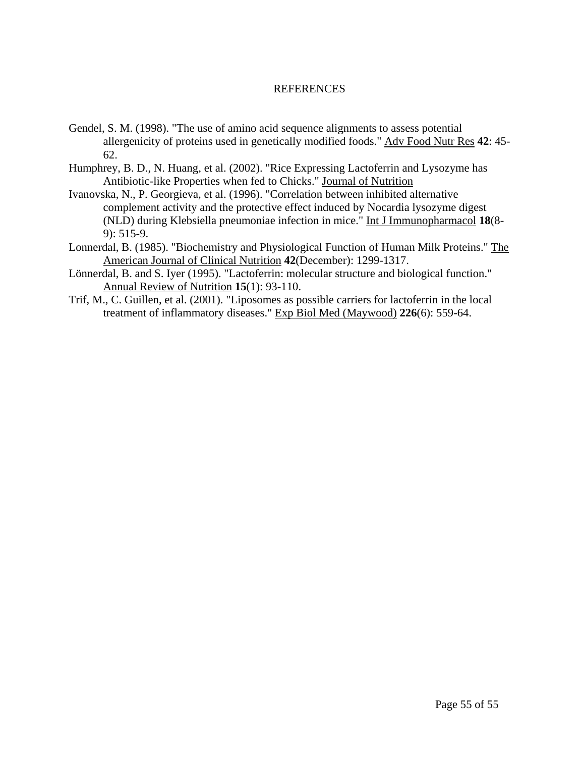# REFERENCES

Gendel, S. M. (1998). "The use of amino acid sequence alignments to assess potential allergenicity of proteins used in genetically modified foods." Adv Food Nutr Res **42**: 45-62.

Humphrey, B. D., N. Huang, et al. (2002). "Rice Expressing Lactoferrin and Lysozyme has Antibiotic-like Properties when fed to Chicks." Journal of Nutrition

Ivanovska, N., P. Georgieva, et al. (1996). "Correlation between inhibited alternative complement activity and the protective effect induced by Nocardia lysozyme digest (NLD) during Klebsiella pneumoniae infection in mice." Int J Immunopharmacol **18**(8-9): 515-9.

Lonnerdal, B. (1985). "Biochemistry and Physiological Function of Human Milk Proteins." The American Journal of Clinical Nutrition **42**(December): 1299-1317.

Lönnerdal, B. and S. Iyer (1995). "Lactoferrin: molecular structure and biological function." Annual Review of Nutrition **15**(1): 93-110.

Trif, M., C. Guillen, et al. (2001). "Liposomes as possible carriers for lactoferrin in the local treatment of inflammatory diseases." Exp Biol Med (Maywood) **226**(6): 559-64.